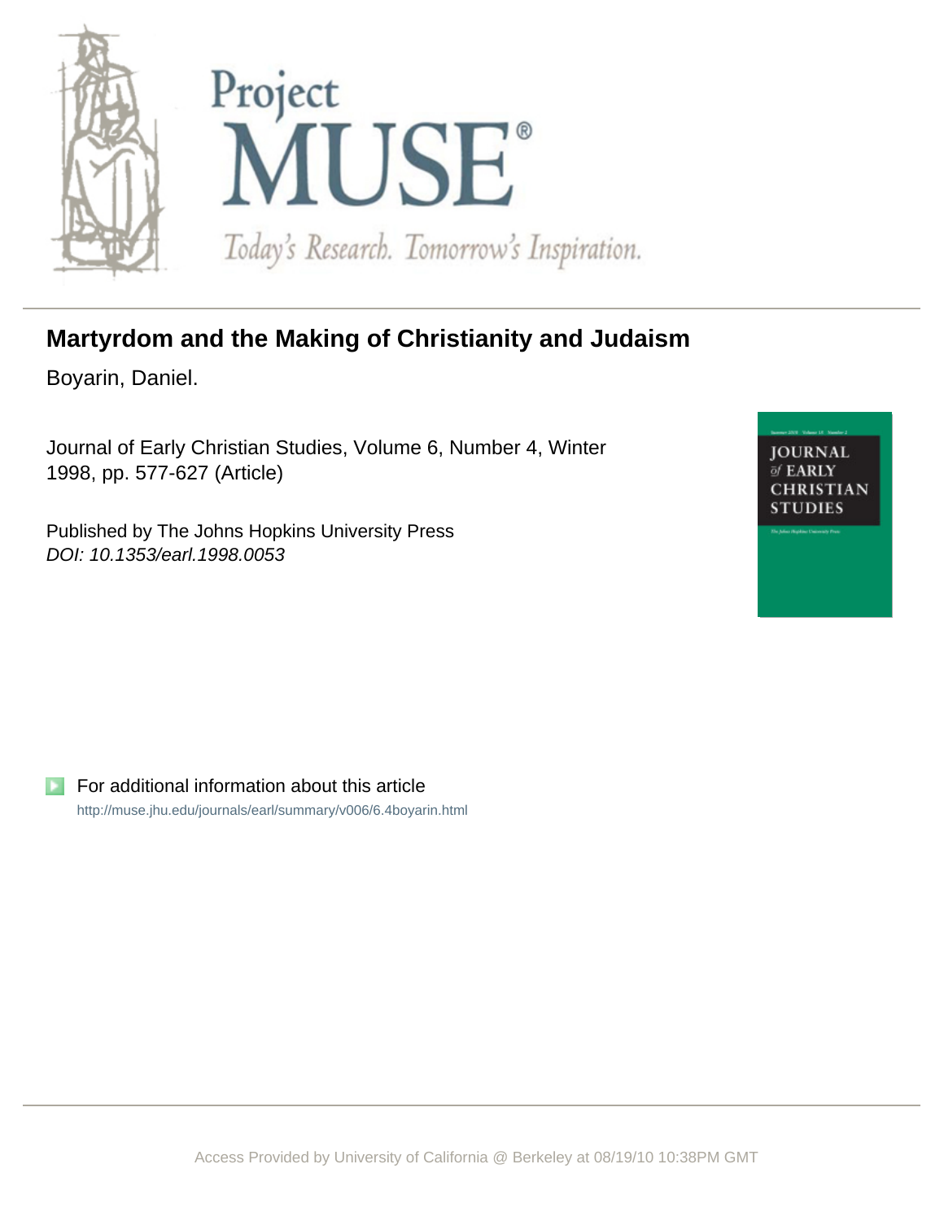# Martyrdom and the Making of Christianity and Judaism

Boyarin, Daniel.

Journal of Early Christian Studies, Volume 6, Number 4, Winter 1998, pp. 577-627 (Article)

Published by The Johns Hopkins University Press
*DOI: 10.1353/earl.1998.0053*

For additional information about this article
http://muse.jhu.edu/journals/earl/summary/v006/6.4boyarin.html

Access Provided by University of California @ Berkeley at 08/19/10 10:38PM GMT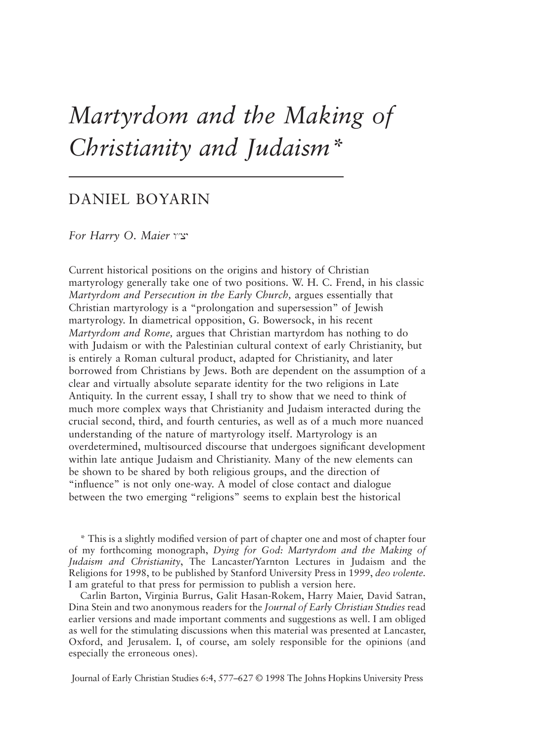# *Martyrdom and the Making of Christianity and Judaism**

## DANIEL BOYARIN

*For Harry O. Maier* יצ״ו

Current historical positions on the origins and history of Christian martyrology generally take one of two positions. W. H. C. Frend, in his classic *Martyrdom and Persecution in the Early Church,* argues essentially that Christian martyrology is a "prolongation and supersession" of Jewish martyrology. In diametrical opposition, G. Bowersock, in his recent *Martyrdom and Rome,* argues that Christian martyrdom has nothing to do with Judaism or with the Palestinian cultural context of early Christianity, but is entirely a Roman cultural product, adapted for Christianity, and later borrowed from Christians by Jews. Both are dependent on the assumption of a clear and virtually absolute separate identity for the two religions in Late Antiquity. In the current essay, I shall try to show that we need to think of much more complex ways that Christianity and Judaism interacted during the crucial second, third, and fourth centuries, as well as of a much more nuanced understanding of the nature of martyrology itself. Martyrology is an overdetermined, multisourced discourse that undergoes significant development within late antique Judaism and Christianity. Many of the new elements can be shown to be shared by both religious groups, and the direction of "influence" is not only one-way. A model of close contact and dialogue between the two emerging "religions" seems to explain best the historical

\* This is a slightly modified version of part of chapter one and most of chapter four of my forthcoming monograph, *Dying for God: Martyrdom and the Making of Judaism and Christianity*, The Lancaster/Yarnton Lectures in Judaism and the Religions for 1998, to be published by Stanford University Press in 1999, *deo volente.* I am grateful to that press for permission to publish a version here.

Carlin Barton, Virginia Burrus, Galit Hasan-Rokem, Harry Maier, David Satran, Dina Stein and two anonymous readers for the *Journal of Early Christian Studies* read earlier versions and made important comments and suggestions as well. I am obliged as well for the stimulating discussions when this material was presented at Lancaster, Oxford, and Jerusalem. I, of course, am solely responsible for the opinions (and especially the erroneous ones).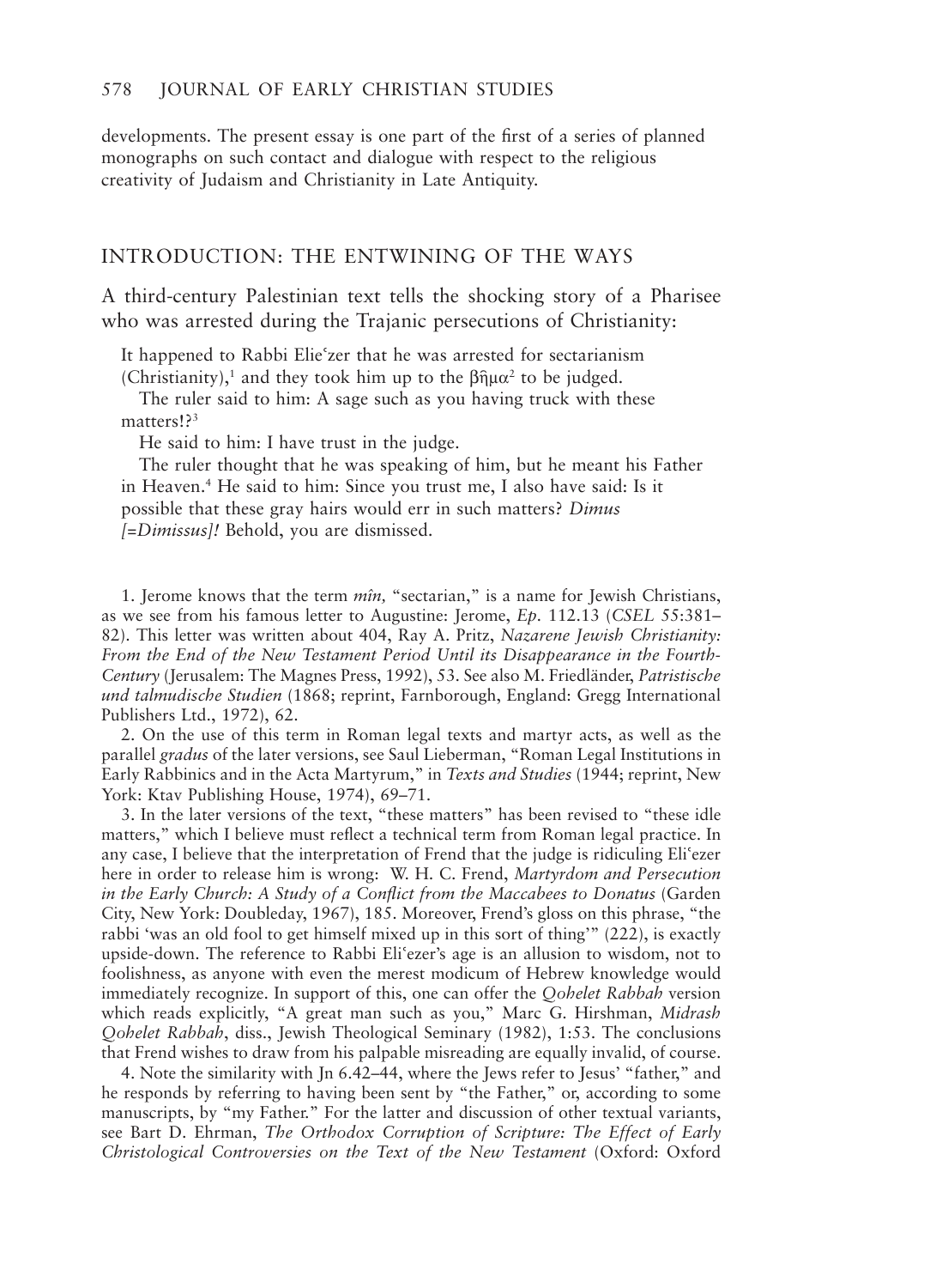developments. The present essay is one part of the first of a series of planned monographs on such contact and dialogue with respect to the religious creativity of Judaism and Christianity in Late Antiquity.

## INTRODUCTION: THE ENTWINING OF THE WAYS

A third-century Palestinian text tells the shocking story of a Pharisee who was arrested during the Trajanic persecutions of Christianity:

> It happened to Rabbi Elieʿzer that he was arrested for sectarianism (Christianity),[1] and they took him up to the βῆμα[2] to be judged.
>
> The ruler said to him: A sage such as you having truck with these matters!?[3]
>
> He said to him: I have trust in the judge.
>
> The ruler thought that he was speaking of him, but he meant his Father in Heaven.[4] He said to him: Since you trust me, I also have said: Is it possible that these gray hairs would err in such matters? *Dimus [=Dimissus]!* Behold, you are dismissed.

1. Jerome knows that the term *mîn,* "sectarian," is a name for Jewish Christians, as we see from his famous letter to Augustine: Jerome, *Ep.* 112.13 (*CSEL* 55:381–82). This letter was written about 404, Ray A. Pritz, *Nazarene Jewish Christianity: From the End of the New Testament Period Until its Disappearance in the Fourth-Century* (Jerusalem: The Magnes Press, 1992), 53. See also M. Friedländer, *Patristische und talmudische Studien* (1868; reprint, Farnborough, England: Gregg International Publishers Ltd., 1972), 62.

2. On the use of this term in Roman legal texts and martyr acts, as well as the parallel *gradus* of the later versions, see Saul Lieberman, "Roman Legal Institutions in Early Rabbinics and in the Acta Martyrum," in *Texts and Studies* (1944; reprint, New York: Ktav Publishing House, 1974), 69–71.

3. In the later versions of the text, "these matters" has been revised to "these idle matters," which I believe must reflect a technical term from Roman legal practice. In any case, I believe that the interpretation of Frend that the judge is ridiculing Eliʿezer here in order to release him is wrong: W. H. C. Frend, *Martyrdom and Persecution in the Early Church: A Study of a Conflict from the Maccabees to Donatus* (Garden City, New York: Doubleday, 1967), 185. Moreover, Frend's gloss on this phrase, "the rabbi 'was an old fool to get himself mixed up in this sort of thing'" (222), is exactly upside-down. The reference to Rabbi Eliʿezer's age is an allusion to wisdom, not to foolishness, as anyone with even the merest modicum of Hebrew knowledge would immediately recognize. In support of this, one can offer the *Qohelet Rabbah* version which reads explicitly, "A great man such as you," Marc G. Hirshman, *Midrash Qohelet Rabbah*, diss., Jewish Theological Seminary (1982), 1:53. The conclusions that Frend wishes to draw from his palpable misreading are equally invalid, of course.

4. Note the similarity with Jn 6.42–44, where the Jews refer to Jesus' "father," and he responds by referring to having been sent by "the Father," or, according to some manuscripts, by "my Father." For the latter and discussion of other textual variants, see Bart D. Ehrman, *The Orthodox Corruption of Scripture: The Effect of Early Christological Controversies on the Text of the New Testament* (Oxford: Oxford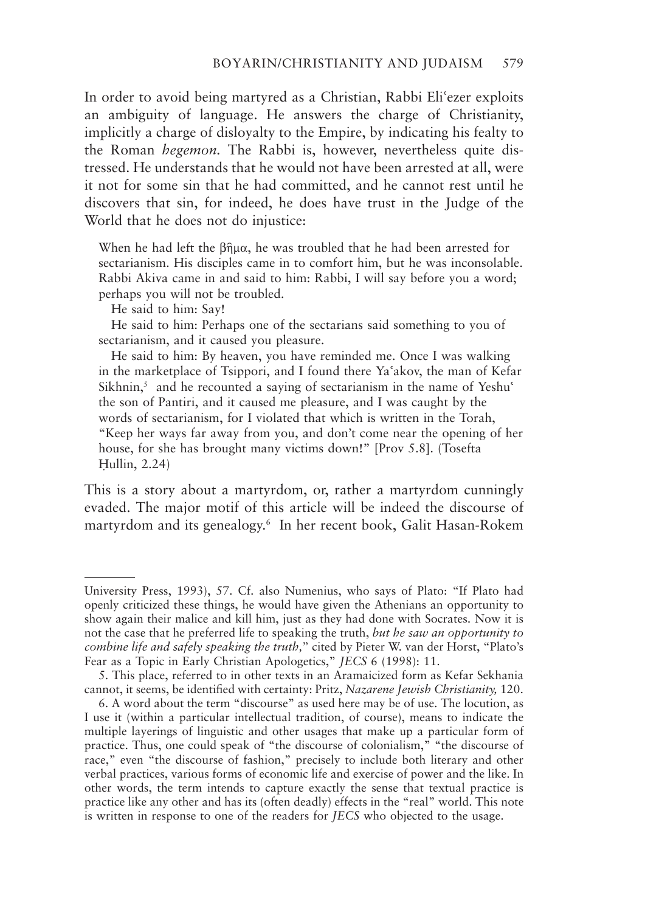In order to avoid being martyred as a Christian, Rabbi Eliʿezer exploits an ambiguity of language. He answers the charge of Christianity, implicitly a charge of disloyalty to the Empire, by indicating his fealty to the Roman *hegemon.* The Rabbi is, however, nevertheless quite distressed. He understands that he would not have been arrested at all, were it not for some sin that he had committed, and he cannot rest until he discovers that sin, for indeed, he does have trust in the Judge of the World that he does not do injustice:

> When he had left the βῆμα, he was troubled that he had been arrested for sectarianism. His disciples came in to comfort him, but he was inconsolable. Rabbi Akiva came in and said to him: Rabbi, I will say before you a word; perhaps you will not be troubled.
>
> He said to him: Say!
>
> He said to him: Perhaps one of the sectarians said something to you of sectarianism, and it caused you pleasure.
>
> He said to him: By heaven, you have reminded me. Once I was walking in the marketplace of Tsippori, and I found there Yaʿakov, the man of Kefar Sikhnin,[5] and he recounted a saying of sectarianism in the name of Yeshuʿ the son of Pantiri, and it caused me pleasure, and I was caught by the words of sectarianism, for I violated that which is written in the Torah, "Keep her ways far away from you, and don't come near the opening of her house, for she has brought many victims down!" [Prov 5.8]. (Tosefta Ḥullin, 2.24)

This is a story about a martyrdom, or, rather a martyrdom cunningly evaded. The major motif of this article will be indeed the discourse of martyrdom and its genealogy.[6] In her recent book, Galit Hasan-Rokem

---

University Press, 1993), 57. Cf. also Numenius, who says of Plato: "If Plato had openly criticized these things, he would have given the Athenians an opportunity to show again their malice and kill him, just as they had done with Socrates. Now it is not the case that he preferred life to speaking the truth, *but he saw an opportunity to combine life and safely speaking the truth,*" cited by Pieter W. van der Horst, "Plato's Fear as a Topic in Early Christian Apologetics," *JECS* 6 (1998): 11.

5. This place, referred to in other texts in an Aramaicized form as Kefar Sekhania cannot, it seems, be identified with certainty: Pritz, *Nazarene Jewish Christianity,* 120.

6. A word about the term "discourse" as used here may be of use. The locution, as I use it (within a particular intellectual tradition, of course), means to indicate the multiple layerings of linguistic and other usages that make up a particular form of practice. Thus, one could speak of "the discourse of colonialism," "the discourse of race," even "the discourse of fashion," precisely to include both literary and other verbal practices, various forms of economic life and exercise of power and the like. In other words, the term intends to capture exactly the sense that textual practice is practice like any other and has its (often deadly) effects in the "real" world. This note is written in response to one of the readers for *JECS* who objected to the usage.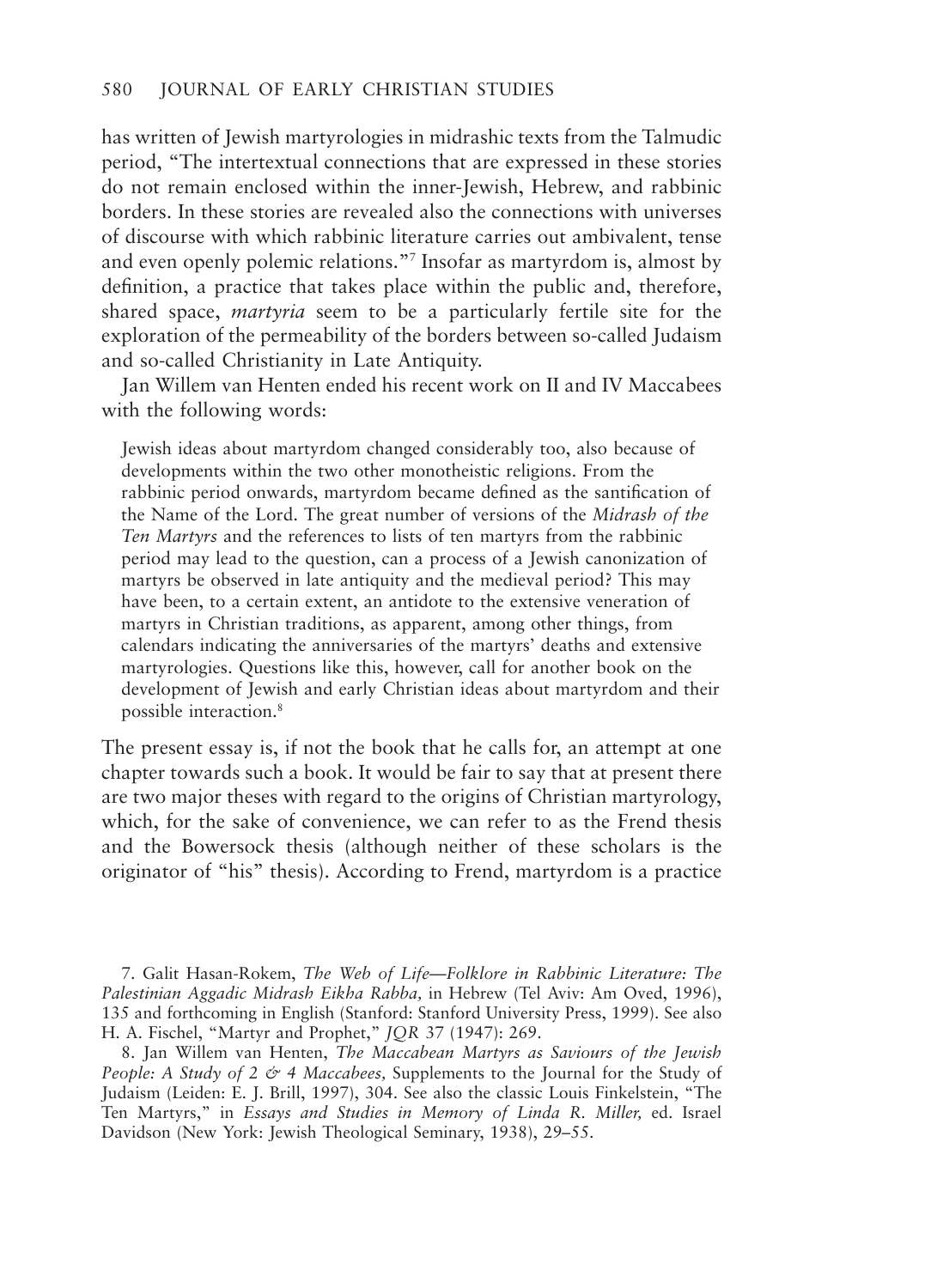has written of Jewish martyrologies in midrashic texts from the Talmudic period, "The intertextual connections that are expressed in these stories do not remain enclosed within the inner-Jewish, Hebrew, and rabbinic borders. In these stories are revealed also the connections with universes of discourse with which rabbinic literature carries out ambivalent, tense and even openly polemic relations."[7] Insofar as martyrdom is, almost by definition, a practice that takes place within the public and, therefore, shared space, *martyria* seem to be a particularly fertile site for the exploration of the permeability of the borders between so-called Judaism and so-called Christianity in Late Antiquity.

Jan Willem van Henten ended his recent work on II and IV Maccabees with the following words:

> Jewish ideas about martyrdom changed considerably too, also because of developments within the two other monotheistic religions. From the rabbinic period onwards, martyrdom became defined as the santification of the Name of the Lord. The great number of versions of the *Midrash of the Ten Martyrs* and the references to lists of ten martyrs from the rabbinic period may lead to the question, can a process of a Jewish canonization of martyrs be observed in late antiquity and the medieval period? This may have been, to a certain extent, an antidote to the extensive veneration of martyrs in Christian traditions, as apparent, among other things, from calendars indicating the anniversaries of the martyrs' deaths and extensive martyrologies. Questions like this, however, call for another book on the development of Jewish and early Christian ideas about martyrdom and their possible interaction.[8]

The present essay is, if not the book that he calls for, an attempt at one chapter towards such a book. It would be fair to say that at present there are two major theses with regard to the origins of Christian martyrology, which, for the sake of convenience, we can refer to as the Frend thesis and the Bowersock thesis (although neither of these scholars is the originator of "his" thesis). According to Frend, martyrdom is a practice

7. Galit Hasan-Rokem, *The Web of Life—Folklore in Rabbinic Literature: The Palestinian Aggadic Midrash Eikha Rabba,* in Hebrew (Tel Aviv: Am Oved, 1996), 135 and forthcoming in English (Stanford: Stanford University Press, 1999). See also H. A. Fischel, "Martyr and Prophet," *JQR* 37 (1947): 269.

8. Jan Willem van Henten, *The Maccabean Martyrs as Saviours of the Jewish People: A Study of 2 & 4 Maccabees,* Supplements to the Journal for the Study of Judaism (Leiden: E. J. Brill, 1997), 304. See also the classic Louis Finkelstein, "The Ten Martyrs," in *Essays and Studies in Memory of Linda R. Miller,* ed. Israel Davidson (New York: Jewish Theological Seminary, 1938), 29–55.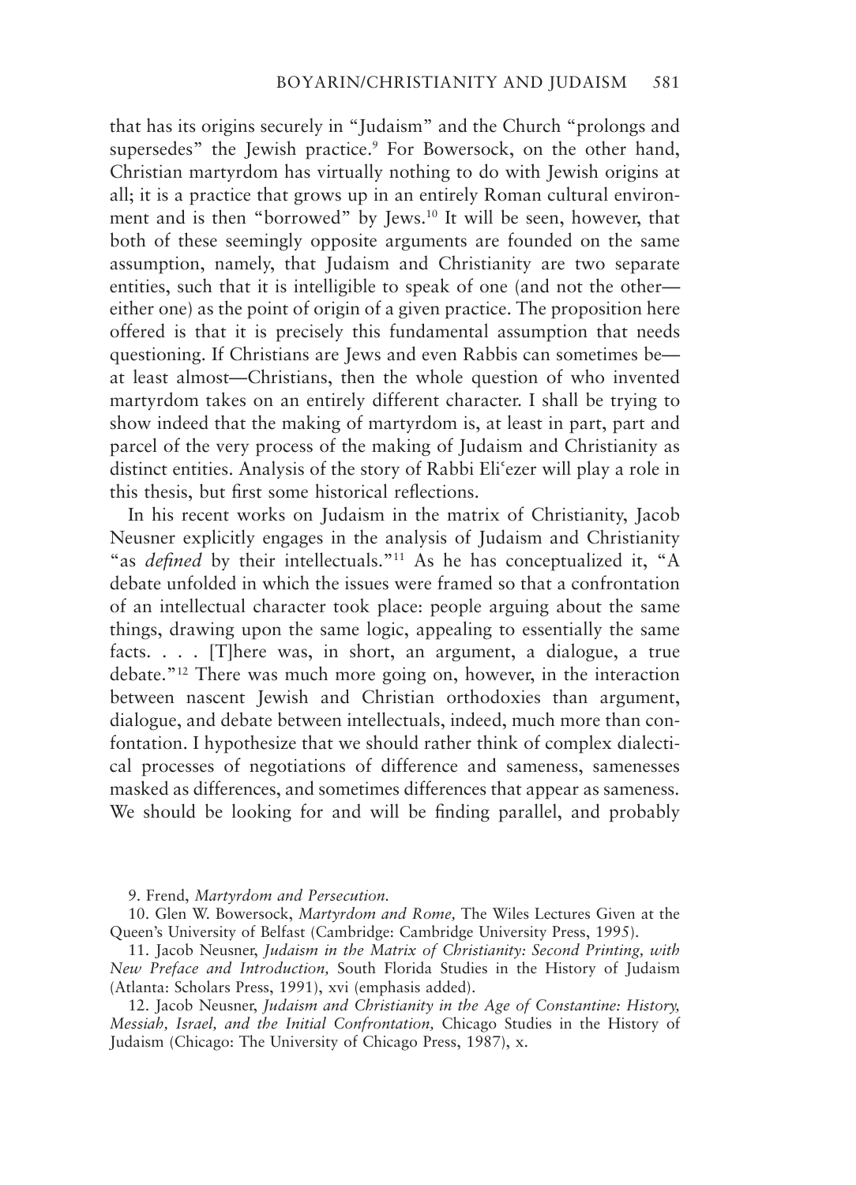that has its origins securely in "Judaism" and the Church "prolongs and supersedes" the Jewish practice.[9] For Bowersock, on the other hand, Christian martyrdom has virtually nothing to do with Jewish origins at all; it is a practice that grows up in an entirely Roman cultural environment and is then "borrowed" by Jews.[10] It will be seen, however, that both of these seemingly opposite arguments are founded on the same assumption, namely, that Judaism and Christianity are two separate entities, such that it is intelligible to speak of one (and not the other—either one) as the point of origin of a given practice. The proposition here offered is that it is precisely this fundamental assumption that needs questioning. If Christians are Jews and even Rabbis can sometimes be—at least almost—Christians, then the whole question of who invented martyrdom takes on an entirely different character. I shall be trying to show indeed that the making of martyrdom is, at least in part, part and parcel of the very process of the making of Judaism and Christianity as distinct entities. Analysis of the story of Rabbi Eliʿezer will play a role in this thesis, but first some historical reflections.

In his recent works on Judaism in the matrix of Christianity, Jacob Neusner explicitly engages in the analysis of Judaism and Christianity "as *defined* by their intellectuals."[11] As he has conceptualized it, "A debate unfolded in which the issues were framed so that a confrontation of an intellectual character took place: people arguing about the same things, drawing upon the same logic, appealing to essentially the same facts. . . . [T]here was, in short, an argument, a dialogue, a true debate."[12] There was much more going on, however, in the interaction between nascent Jewish and Christian orthodoxies than argument, dialogue, and debate between intellectuals, indeed, much more than confontation. I hypothesize that we should rather think of complex dialectical processes of negotiations of difference and sameness, samenesses masked as differences, and sometimes differences that appear as sameness. We should be looking for and will be finding parallel, and probably

9. Frend, *Martyrdom and Persecution.*

10. Glen W. Bowersock, *Martyrdom and Rome,* The Wiles Lectures Given at the Queen's University of Belfast (Cambridge: Cambridge University Press, 1995).

11. Jacob Neusner, *Judaism in the Matrix of Christianity: Second Printing, with New Preface and Introduction,* South Florida Studies in the History of Judaism (Atlanta: Scholars Press, 1991), xvi (emphasis added).

12. Jacob Neusner, *Judaism and Christianity in the Age of Constantine: History, Messiah, Israel, and the Initial Confrontation,* Chicago Studies in the History of Judaism (Chicago: The University of Chicago Press, 1987), x.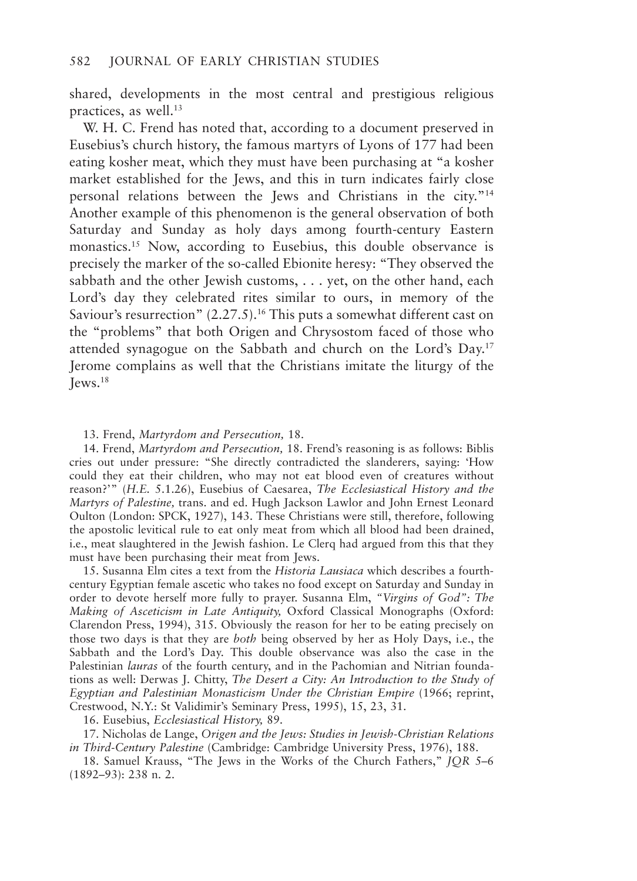shared, developments in the most central and prestigious religious practices, as well.[13]

W. H. C. Frend has noted that, according to a document preserved in Eusebius's church history, the famous martyrs of Lyons of 177 had been eating kosher meat, which they must have been purchasing at "a kosher market established for the Jews, and this in turn indicates fairly close personal relations between the Jews and Christians in the city."[14] Another example of this phenomenon is the general observation of both Saturday and Sunday as holy days among fourth-century Eastern monastics.[15] Now, according to Eusebius, this double observance is precisely the marker of the so-called Ebionite heresy: "They observed the sabbath and the other Jewish customs, . . . yet, on the other hand, each Lord's day they celebrated rites similar to ours, in memory of the Saviour's resurrection" (2.27.5).[16] This puts a somewhat different cast on the "problems" that both Origen and Chrysostom faced of those who attended synagogue on the Sabbath and church on the Lord's Day.[17] Jerome complains as well that the Christians imitate the liturgy of the Jews.[18]

13. Frend, *Martyrdom and Persecution,* 18.

14. Frend, *Martyrdom and Persecution,* 18. Frend's reasoning is as follows: Biblis cries out under pressure: "She directly contradicted the slanderers, saying: 'How could they eat their children, who may not eat blood even of creatures without reason?'" (*H.E.* 5.1.26), Eusebius of Caesarea, *The Ecclesiastical History and the Martyrs of Palestine,* trans. and ed. Hugh Jackson Lawlor and John Ernest Leonard Oulton (London: SPCK, 1927), 143. These Christians were still, therefore, following the apostolic levitical rule to eat only meat from which all blood had been drained, i.e., meat slaughtered in the Jewish fashion. Le Clerq had argued from this that they must have been purchasing their meat from Jews.

15. Susanna Elm cites a text from the *Historia Lausiaca* which describes a fourth-century Egyptian female ascetic who takes no food except on Saturday and Sunday in order to devote herself more fully to prayer. Susanna Elm, *"Virgins of God": The Making of Asceticism in Late Antiquity,* Oxford Classical Monographs (Oxford: Clarendon Press, 1994), 315. Obviously the reason for her to be eating precisely on those two days is that they are *both* being observed by her as Holy Days, i.e., the Sabbath and the Lord's Day. This double observance was also the case in the Palestinian *lauras* of the fourth century, and in the Pachomian and Nitrian foundations as well: Derwas J. Chitty, *The Desert a City: An Introduction to the Study of Egyptian and Palestinian Monasticism Under the Christian Empire* (1966; reprint, Crestwood, N.Y.: St Validimir's Seminary Press, 1995), 15, 23, 31.

16. Eusebius, *Ecclesiastical History,* 89.

17. Nicholas de Lange, *Origen and the Jews: Studies in Jewish-Christian Relations in Third-Century Palestine* (Cambridge: Cambridge University Press, 1976), 188.

18. Samuel Krauss, "The Jews in the Works of the Church Fathers," *JQR* 5–6 (1892–93): 238 n. 2.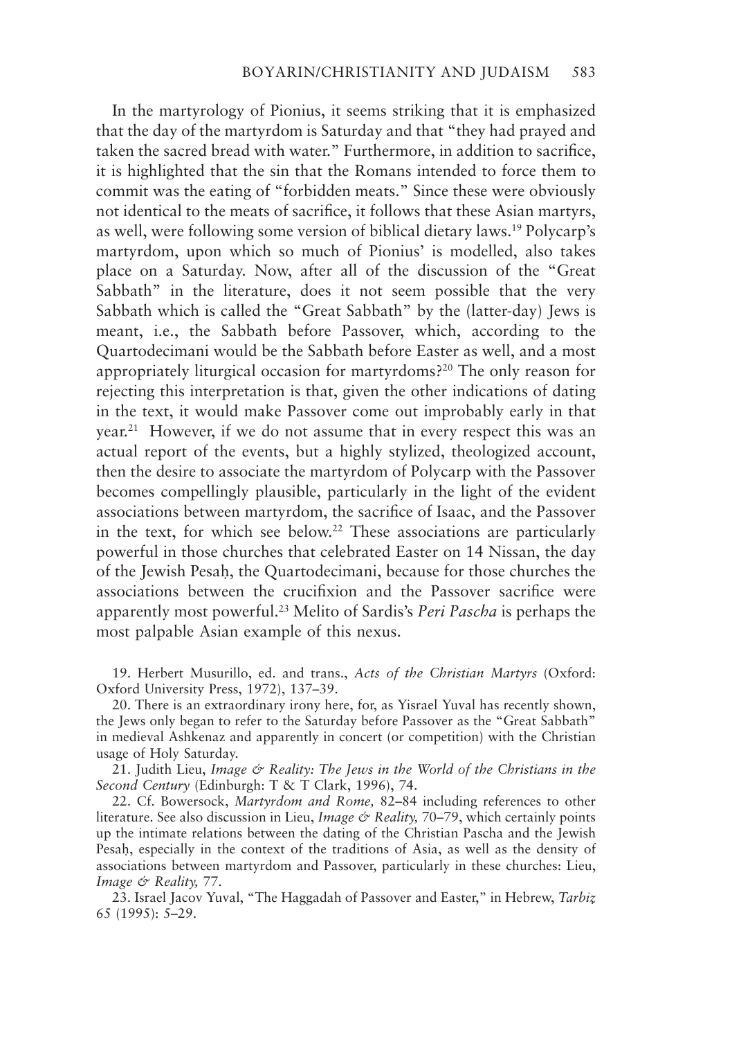In the martyrology of Pionius, it seems striking that it is emphasized that the day of the martyrdom is Saturday and that "they had prayed and taken the sacred bread with water." Furthermore, in addition to sacrifice, it is highlighted that the sin that the Romans intended to force them to commit was the eating of "forbidden meats." Since these were obviously not identical to the meats of sacrifice, it follows that these Asian martyrs, as well, were following some version of biblical dietary laws.[19] Polycarp's martyrdom, upon which so much of Pionius' is modelled, also takes place on a Saturday. Now, after all of the discussion of the "Great Sabbath" in the literature, does it not seem possible that the very Sabbath which is called the "Great Sabbath" by the (latter-day) Jews is meant, i.e., the Sabbath before Passover, which, according to the Quartodecimani would be the Sabbath before Easter as well, and a most appropriately liturgical occasion for martyrdoms?[20] The only reason for rejecting this interpretation is that, given the other indications of dating in the text, it would make Passover come out improbably early in that year.[21] However, if we do not assume that in every respect this was an actual report of the events, but a highly stylized, theologized account, then the desire to associate the martyrdom of Polycarp with the Passover becomes compellingly plausible, particularly in the light of the evident associations between martyrdom, the sacrifice of Isaac, and the Passover in the text, for which see below.[22] These associations are particularly powerful in those churches that celebrated Easter on 14 Nissan, the day of the Jewish Pesaḥ, the Quartodecimani, because for those churches the associations between the crucifixion and the Passover sacrifice were apparently most powerful.[23] Melito of Sardis's *Peri Pascha* is perhaps the most palpable Asian example of this nexus.

19. Herbert Musurillo, ed. and trans., *Acts of the Christian Martyrs* (Oxford: Oxford University Press, 1972), 137–39.

20. There is an extraordinary irony here, for, as Yisrael Yuval has recently shown, the Jews only began to refer to the Saturday before Passover as the "Great Sabbath" in medieval Ashkenaz and apparently in concert (or competition) with the Christian usage of Holy Saturday.

21. Judith Lieu, *Image & Reality: The Jews in the World of the Christians in the Second Century* (Edinburgh: T & T Clark, 1996), 74.

22. Cf. Bowersock, *Martyrdom and Rome,* 82–84 including references to other literature. See also discussion in Lieu, *Image & Reality,* 70–79, which certainly points up the intimate relations between the dating of the Christian Pascha and the Jewish Pesaḥ, especially in the context of the traditions of Asia, as well as the density of associations between martyrdom and Passover, particularly in these churches: Lieu, *Image & Reality,* 77.

23. Israel Jacov Yuval, "The Haggadah of Passover and Easter," in Hebrew, *Tarbiz* 65 (1995): 5–29.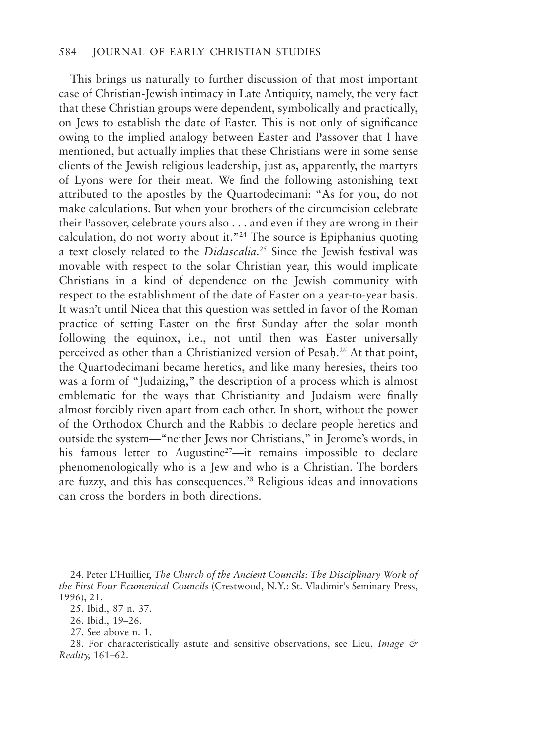This brings us naturally to further discussion of that most important case of Christian-Jewish intimacy in Late Antiquity, namely, the very fact that these Christian groups were dependent, symbolically and practically, on Jews to establish the date of Easter. This is not only of significance owing to the implied analogy between Easter and Passover that I have mentioned, but actually implies that these Christians were in some sense clients of the Jewish religious leadership, just as, apparently, the martyrs of Lyons were for their meat. We find the following astonishing text attributed to the apostles by the Quartodecimani: "As for you, do not make calculations. But when your brothers of the circumcision celebrate their Passover, celebrate yours also . . . and even if they are wrong in their calculation, do not worry about it."[24] The source is Epiphanius quoting a text closely related to the *Didascalia*.[25] Since the Jewish festival was movable with respect to the solar Christian year, this would implicate Christians in a kind of dependence on the Jewish community with respect to the establishment of the date of Easter on a year-to-year basis. It wasn't until Nicea that this question was settled in favor of the Roman practice of setting Easter on the first Sunday after the solar month following the equinox, i.e., not until then was Easter universally perceived as other than a Christianized version of Pesaḥ.[26] At that point, the Quartodecimani became heretics, and like many heresies, theirs too was a form of "Judaizing," the description of a process which is almost emblematic for the ways that Christianity and Judaism were finally almost forcibly riven apart from each other. In short, without the power of the Orthodox Church and the Rabbis to declare people heretics and outside the system—"neither Jews nor Christians," in Jerome's words, in his famous letter to Augustine[27]—it remains impossible to declare phenomenologically who is a Jew and who is a Christian. The borders are fuzzy, and this has consequences.[28] Religious ideas and innovations can cross the borders in both directions.

24. Peter L'Huillier, *The Church of the Ancient Councils: The Disciplinary Work of the First Four Ecumenical Councils* (Crestwood, N.Y.: St. Vladimir's Seminary Press, 1996), 21.

25. Ibid., 87 n. 37.

26. Ibid., 19–26.

27. See above n. 1.

28. For characteristically astute and sensitive observations, see Lieu, *Image & Reality,* 161–62.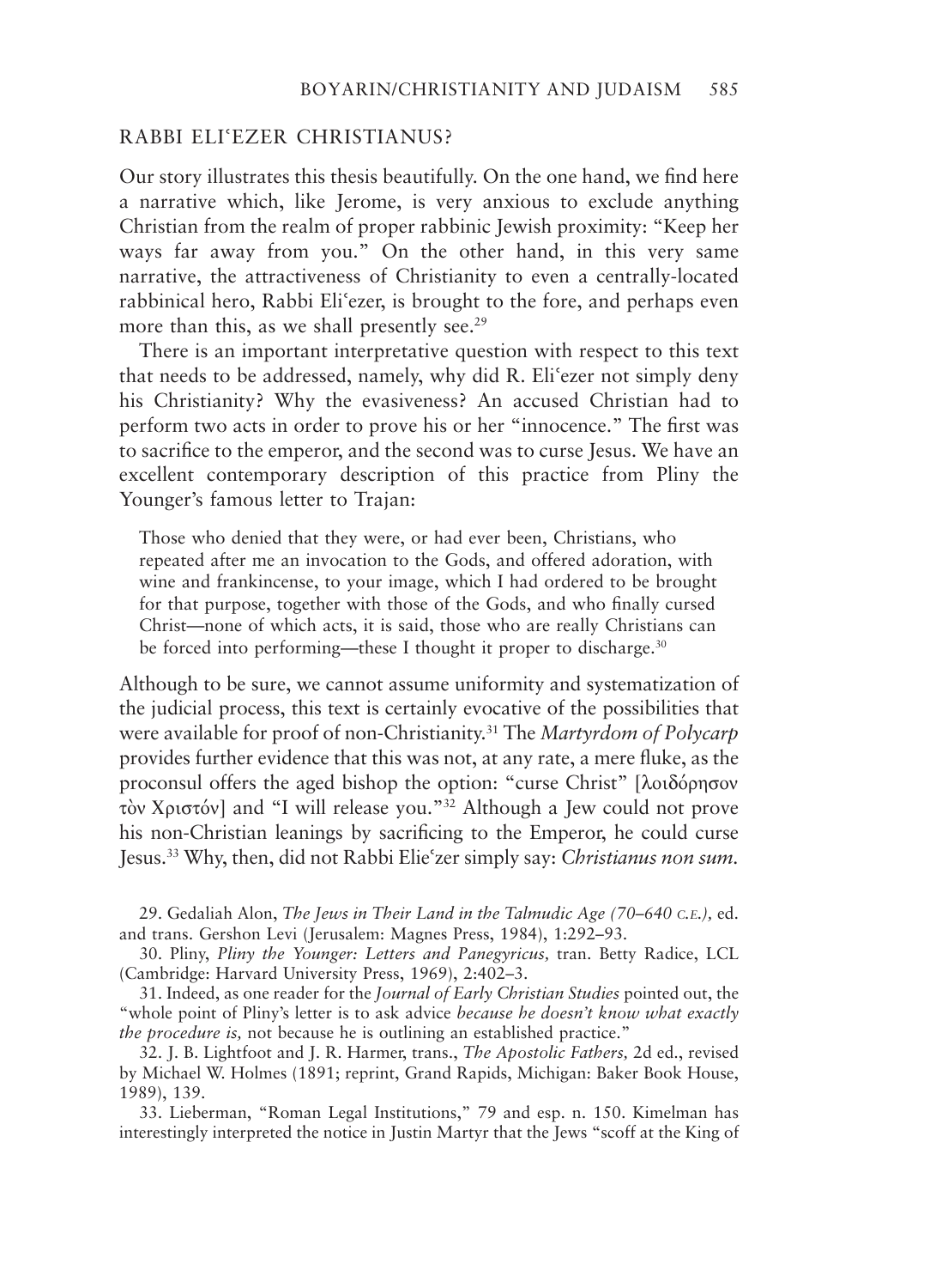## RABBI ELIʿEZER CHRISTIANUS?

Our story illustrates this thesis beautifully. On the one hand, we find here a narrative which, like Jerome, is very anxious to exclude anything Christian from the realm of proper rabbinic Jewish proximity: "Keep her ways far away from you." On the other hand, in this very same narrative, the attractiveness of Christianity to even a centrally-located rabbinical hero, Rabbi Eliʿezer, is brought to the fore, and perhaps even more than this, as we shall presently see.[29]

There is an important interpretative question with respect to this text that needs to be addressed, namely, why did R. Eliʿezer not simply deny his Christianity? Why the evasiveness? An accused Christian had to perform two acts in order to prove his or her "innocence." The first was to sacrifice to the emperor, and the second was to curse Jesus. We have an excellent contemporary description of this practice from Pliny the Younger's famous letter to Trajan:

> Those who denied that they were, or had ever been, Christians, who repeated after me an invocation to the Gods, and offered adoration, with wine and frankincense, to your image, which I had ordered to be brought for that purpose, together with those of the Gods, and who finally cursed Christ—none of which acts, it is said, those who are really Christians can be forced into performing—these I thought it proper to discharge.[30]

Although to be sure, we cannot assume uniformity and systematization of the judicial process, this text is certainly evocative of the possibilities that were available for proof of non-Christianity.[31] The *Martyrdom of Polycarp* provides further evidence that this was not, at any rate, a mere fluke, as the proconsul offers the aged bishop the option: "curse Christ" [λοιδόρησον τὸν Χριστόν] and "I will release you."[32] Although a Jew could not prove his non-Christian leanings by sacrificing to the Emperor, he could curse Jesus.[33] Why, then, did not Rabbi Elieʿzer simply say: *Christianus non sum.*

29. Gedaliah Alon, *The Jews in Their Land in the Talmudic Age (70–640 C.E.),* ed. and trans. Gershon Levi (Jerusalem: Magnes Press, 1984), 1:292–93.

30. Pliny, *Pliny the Younger: Letters and Panegyricus,* tran. Betty Radice, LCL (Cambridge: Harvard University Press, 1969), 2:402–3.

31. Indeed, as one reader for the *Journal of Early Christian Studies* pointed out, the "whole point of Pliny's letter is to ask advice *because he doesn't know what exactly the procedure is,* not because he is outlining an established practice."

32. J. B. Lightfoot and J. R. Harmer, trans., *The Apostolic Fathers,* 2d ed., revised by Michael W. Holmes (1891; reprint, Grand Rapids, Michigan: Baker Book House, 1989), 139.

33. Lieberman, "Roman Legal Institutions," 79 and esp. n. 150. Kimelman has interestingly interpreted the notice in Justin Martyr that the Jews "scoff at the King of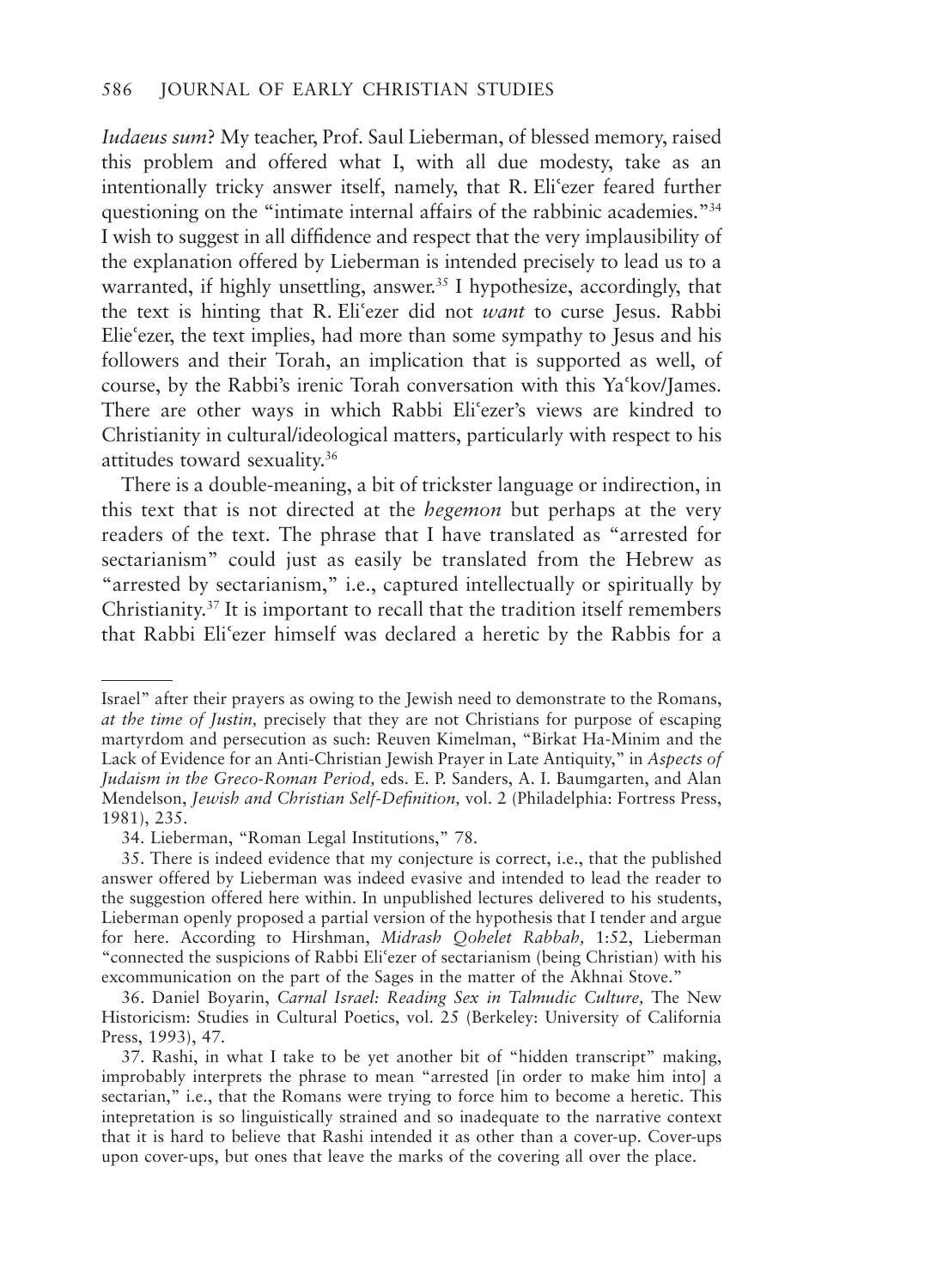*Iudaeus sum*? My teacher, Prof. Saul Lieberman, of blessed memory, raised this problem and offered what I, with all due modesty, take as an intentionally tricky answer itself, namely, that R. Eliʿezer feared further questioning on the "intimate internal affairs of the rabbinic academies."[34] I wish to suggest in all diffidence and respect that the very implausibility of the explanation offered by Lieberman is intended precisely to lead us to a warranted, if highly unsettling, answer.[35] I hypothesize, accordingly, that the text is hinting that R. Eliʿezer did not *want* to curse Jesus. Rabbi Elieʿezer, the text implies, had more than some sympathy to Jesus and his followers and their Torah, an implication that is supported as well, of course, by the Rabbi's irenic Torah conversation with this Yaʿkov/James. There are other ways in which Rabbi Eliʿezer's views are kindred to Christianity in cultural/ideological matters, particularly with respect to his attitudes toward sexuality.[36]

There is a double-meaning, a bit of trickster language or indirection, in this text that is not directed at the *hegemon* but perhaps at the very readers of the text. The phrase that I have translated as "arrested for sectarianism" could just as easily be translated from the Hebrew as "arrested by sectarianism," i.e., captured intellectually or spiritually by Christianity.[37] It is important to recall that the tradition itself remembers that Rabbi Eliʿezer himself was declared a heretic by the Rabbis for a

---

Israel" after their prayers as owing to the Jewish need to demonstrate to the Romans, *at the time of Justin,* precisely that they are not Christians for purpose of escaping martyrdom and persecution as such: Reuven Kimelman, "Birkat Ha-Minim and the Lack of Evidence for an Anti-Christian Jewish Prayer in Late Antiquity," in *Aspects of Judaism in the Greco-Roman Period,* eds. E. P. Sanders, A. I. Baumgarten, and Alan Mendelson, *Jewish and Christian Self-Definition,* vol. 2 (Philadelphia: Fortress Press, 1981), 235.

34. Lieberman, "Roman Legal Institutions," 78.

35. There is indeed evidence that my conjecture is correct, i.e., that the published answer offered by Lieberman was indeed evasive and intended to lead the reader to the suggestion offered here within. In unpublished lectures delivered to his students, Lieberman openly proposed a partial version of the hypothesis that I tender and argue for here. According to Hirshman, *Midrash Qohelet Rabbah,* 1:52, Lieberman "connected the suspicions of Rabbi Eliʿezer of sectarianism (being Christian) with his excommunication on the part of the Sages in the matter of the Akhnai Stove."

36. Daniel Boyarin, *Carnal Israel: Reading Sex in Talmudic Culture,* The New Historicism: Studies in Cultural Poetics, vol. 25 (Berkeley: University of California Press, 1993), 47.

37. Rashi, in what I take to be yet another bit of "hidden transcript" making, improbably interprets the phrase to mean "arrested [in order to make him into] a sectarian," i.e., that the Romans were trying to force him to become a heretic. This intepretation is so linguistically strained and so inadequate to the narrative context that it is hard to believe that Rashi intended it as other than a cover-up. Cover-ups upon cover-ups, but ones that leave the marks of the covering all over the place.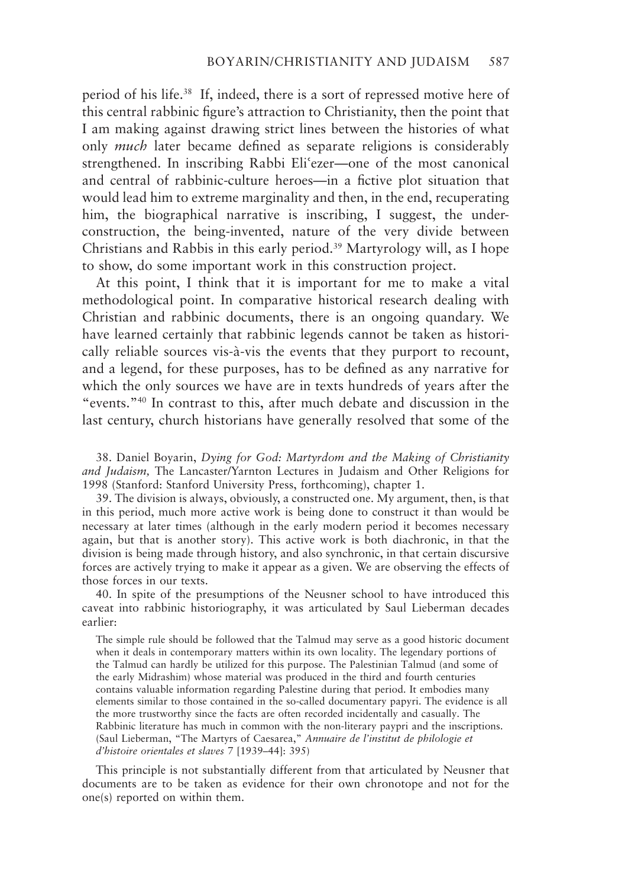period of his life.[38] If, indeed, there is a sort of repressed motive here of this central rabbinic figure's attraction to Christianity, then the point that I am making against drawing strict lines between the histories of what only *much* later became defined as separate religions is considerably strengthened. In inscribing Rabbi Eli'ezer—one of the most canonical and central of rabbinic-culture heroes—in a fictive plot situation that would lead him to extreme marginality and then, in the end, recuperating him, the biographical narrative is inscribing, I suggest, the under-construction, the being-invented, nature of the very divide between Christians and Rabbis in this early period.[39] Martyrology will, as I hope to show, do some important work in this construction project.

At this point, I think that it is important for me to make a vital methodological point. In comparative historical research dealing with Christian and rabbinic documents, there is an ongoing quandary. We have learned certainly that rabbinic legends cannot be taken as historically reliable sources vis-à-vis the events that they purport to recount, and a legend, for these purposes, has to be defined as any narrative for which the only sources we have are in texts hundreds of years after the "events."[40] In contrast to this, after much debate and discussion in the last century, church historians have generally resolved that some of the

38. Daniel Boyarin, *Dying for God: Martyrdom and the Making of Christianity and Judaism,* The Lancaster/Yarnton Lectures in Judaism and Other Religions for 1998 (Stanford: Stanford University Press, forthcoming), chapter 1.

39. The division is always, obviously, a constructed one. My argument, then, is that in this period, much more active work is being done to construct it than would be necessary at later times (although in the early modern period it becomes necessary again, but that is another story). This active work is both diachronic, in that the division is being made through history, and also synchronic, in that certain discursive forces are actively trying to make it appear as a given. We are observing the effects of those forces in our texts.

40. In spite of the presumptions of the Neusner school to have introduced this caveat into rabbinic historiography, it was articulated by Saul Lieberman decades earlier:

> The simple rule should be followed that the Talmud may serve as a good historic document when it deals in contemporary matters within its own locality. The legendary portions of the Talmud can hardly be utilized for this purpose. The Palestinian Talmud (and some of the early Midrashim) whose material was produced in the third and fourth centuries contains valuable information regarding Palestine during that period. It embodies many elements similar to those contained in the so-called documentary papyri. The evidence is all the more trustworthy since the facts are often recorded incidentally and casually. The Rabbinic literature has much in common with the non-literary paypri and the inscriptions. (Saul Lieberman, "The Martyrs of Caesarea," *Annuaire de l'institut de philologie et d'histoire orientales et slaves* 7 [1939–44]: 395)

This principle is not substantially different from that articulated by Neusner that documents are to be taken as evidence for their own chronotope and not for the one(s) reported on within them.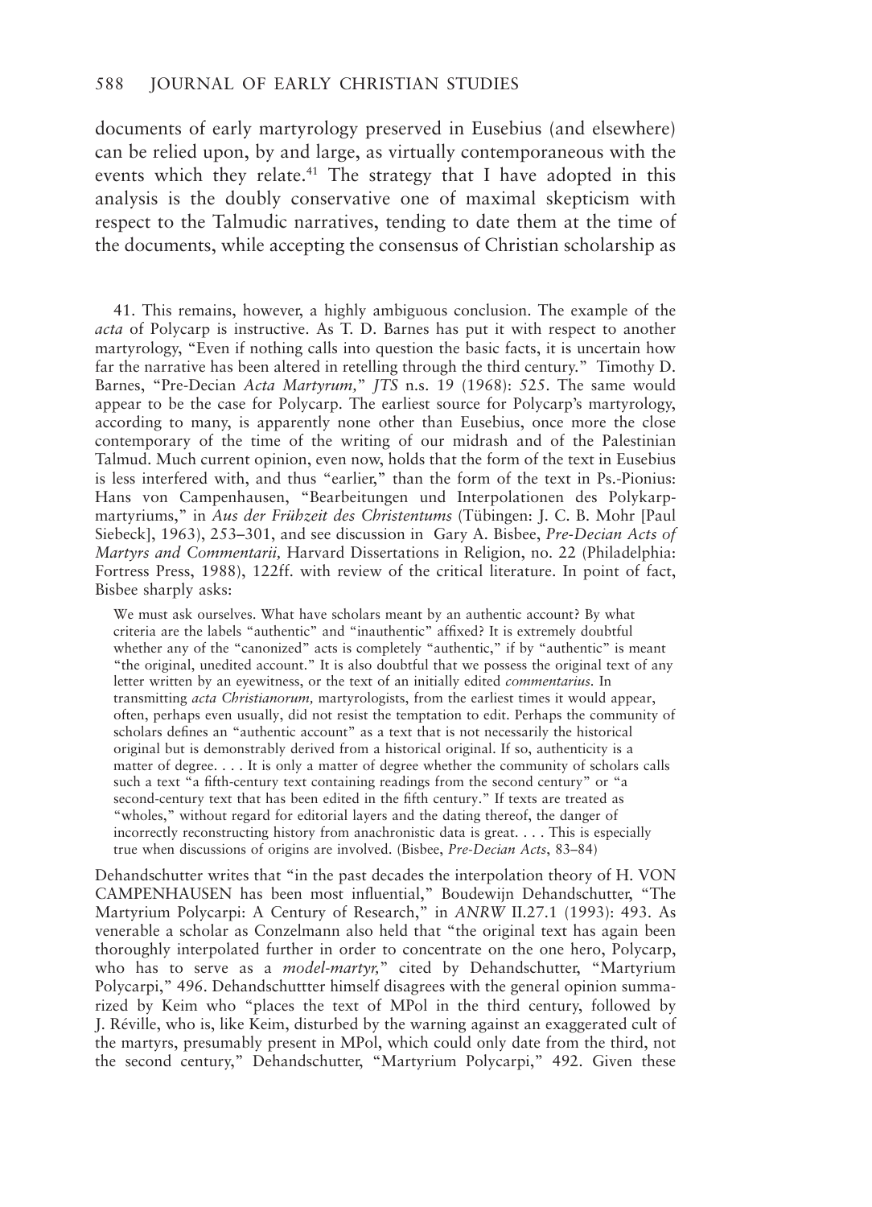documents of early martyrology preserved in Eusebius (and elsewhere) can be relied upon, by and large, as virtually contemporaneous with the events which they relate.[41] The strategy that I have adopted in this analysis is the doubly conservative one of maximal skepticism with respect to the Talmudic narratives, tending to date them at the time of the documents, while accepting the consensus of Christian scholarship as

41. This remains, however, a highly ambiguous conclusion. The example of the *acta* of Polycarp is instructive. As T. D. Barnes has put it with respect to another martyrology, "Even if nothing calls into question the basic facts, it is uncertain how far the narrative has been altered in retelling through the third century." Timothy D. Barnes, "Pre-Decian *Acta Martyrum,*" *JTS* n.s. 19 (1968): 525. The same would appear to be the case for Polycarp. The earliest source for Polycarp's martyrology, according to many, is apparently none other than Eusebius, once more the close contemporary of the time of the writing of our midrash and of the Palestinian Talmud. Much current opinion, even now, holds that the form of the text in Eusebius is less interfered with, and thus "earlier," than the form of the text in Ps.-Pionius: Hans von Campenhausen, "Bearbeitungen und Interpolationen des Polykarpmartyriums," in *Aus der Frühzeit des Christentums* (Tübingen: J. C. B. Mohr [Paul Siebeck], 1963), 253–301, and see discussion in Gary A. Bisbee, *Pre-Decian Acts of Martyrs and Commentarii,* Harvard Dissertations in Religion, no. 22 (Philadelphia: Fortress Press, 1988), 122ff. with review of the critical literature. In point of fact, Bisbee sharply asks:

> We must ask ourselves. What have scholars meant by an authentic account? By what criteria are the labels "authentic" and "inauthentic" affixed? It is extremely doubtful whether any of the "canonized" acts is completely "authentic," if by "authentic" is meant "the original, unedited account." It is also doubtful that we possess the original text of any letter written by an eyewitness, or the text of an initially edited *commentarius.* In transmitting *acta Christianorum,* martyrologists, from the earliest times it would appear, often, perhaps even usually, did not resist the temptation to edit. Perhaps the community of scholars defines an "authentic account" as a text that is not necessarily the historical original but is demonstrably derived from a historical original. If so, authenticity is a matter of degree. . . . It is only a matter of degree whether the community of scholars calls such a text "a fifth-century text containing readings from the second century" or "a second-century text that has been edited in the fifth century." If texts are treated as "wholes," without regard for editorial layers and the dating thereof, the danger of incorrectly reconstructing history from anachronistic data is great. . . . This is especially true when discussions of origins are involved. (Bisbee, *Pre-Decian Acts*, 83–84)

Dehandschutter writes that "in the past decades the interpolation theory of H. VON CAMPENHAUSEN has been most influential," Boudewijn Dehandschutter, "The Martyrium Polycarpi: A Century of Research," in *ANRW* II.27.1 (1993): 493. As venerable a scholar as Conzelmann also held that "the original text has again been thoroughly interpolated further in order to concentrate on the one hero, Polycarp, who has to serve as a *model-martyr,*" cited by Dehandschutter, "Martyrium Polycarpi," 496. Dehandschuttter himself disagrees with the general opinion summarized by Keim who "places the text of MPol in the third century, followed by J. Réville, who is, like Keim, disturbed by the warning against an exaggerated cult of the martyrs, presumably present in MPol, which could only date from the third, not the second century," Dehandschutter, "Martyrium Polycarpi," 492. Given these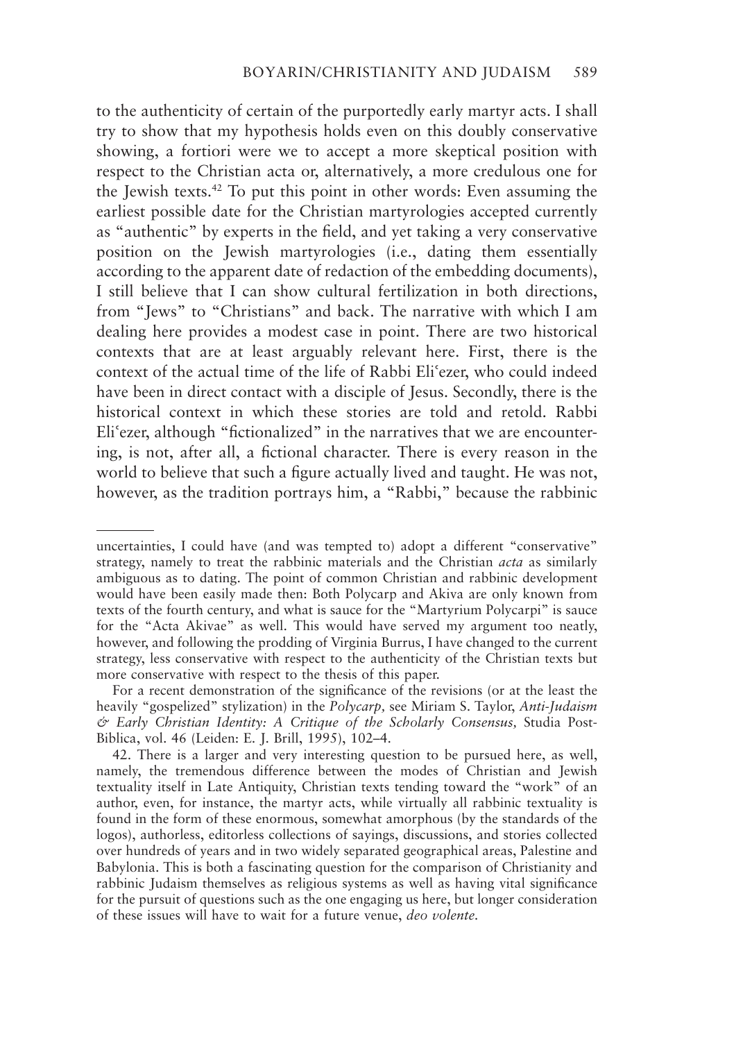to the authenticity of certain of the purportedly early martyr acts. I shall try to show that my hypothesis holds even on this doubly conservative showing, a fortiori were we to accept a more skeptical position with respect to the Christian acta or, alternatively, a more credulous one for the Jewish texts.[42] To put this point in other words: Even assuming the earliest possible date for the Christian martyrologies accepted currently as "authentic" by experts in the field, and yet taking a very conservative position on the Jewish martyrologies (i.e., dating them essentially according to the apparent date of redaction of the embedding documents), I still believe that I can show cultural fertilization in both directions, from "Jews" to "Christians" and back. The narrative with which I am dealing here provides a modest case in point. There are two historical contexts that are at least arguably relevant here. First, there is the context of the actual time of the life of Rabbi Eliʿezer, who could indeed have been in direct contact with a disciple of Jesus. Secondly, there is the historical context in which these stories are told and retold. Rabbi Eliʿezer, although "fictionalized" in the narratives that we are encountering, is not, after all, a fictional character. There is every reason in the world to believe that such a figure actually lived and taught. He was not, however, as the tradition portrays him, a "Rabbi," because the rabbinic

---

uncertainties, I could have (and was tempted to) adopt a different "conservative" strategy, namely to treat the rabbinic materials and the Christian *acta* as similarly ambiguous as to dating. The point of common Christian and rabbinic development would have been easily made then: Both Polycarp and Akiva are only known from texts of the fourth century, and what is sauce for the "Martyrium Polycarpi" is sauce for the "Acta Akivae" as well. This would have served my argument too neatly, however, and following the prodding of Virginia Burrus, I have changed to the current strategy, less conservative with respect to the authenticity of the Christian texts but more conservative with respect to the thesis of this paper.

For a recent demonstration of the significance of the revisions (or at the least the heavily "gospelized" stylization) in the *Polycarp,* see Miriam S. Taylor, *Anti-Judaism & Early Christian Identity: A Critique of the Scholarly Consensus,* Studia Post-Biblica, vol. 46 (Leiden: E. J. Brill, 1995), 102–4.

42. There is a larger and very interesting question to be pursued here, as well, namely, the tremendous difference between the modes of Christian and Jewish textuality itself in Late Antiquity, Christian texts tending toward the "work" of an author, even, for instance, the martyr acts, while virtually all rabbinic textuality is found in the form of these enormous, somewhat amorphous (by the standards of the logos), authorless, editorless collections of sayings, discussions, and stories collected over hundreds of years and in two widely separated geographical areas, Palestine and Babylonia. This is both a fascinating question for the comparison of Christianity and rabbinic Judaism themselves as religious systems as well as having vital significance for the pursuit of questions such as the one engaging us here, but longer consideration of these issues will have to wait for a future venue, *deo volente.*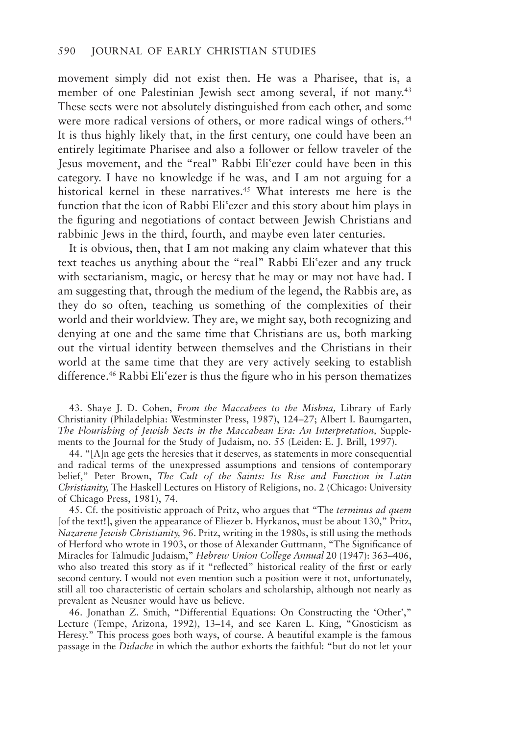movement simply did not exist then. He was a Pharisee, that is, a member of one Palestinian Jewish sect among several, if not many.[43] These sects were not absolutely distinguished from each other, and some were more radical versions of others, or more radical wings of others.[44] It is thus highly likely that, in the first century, one could have been an entirely legitimate Pharisee and also a follower or fellow traveler of the Jesus movement, and the "real" Rabbi Eliʿezer could have been in this category. I have no knowledge if he was, and I am not arguing for a historical kernel in these narratives.[45] What interests me here is the function that the icon of Rabbi Eliʿezer and this story about him plays in the figuring and negotiations of contact between Jewish Christians and rabbinic Jews in the third, fourth, and maybe even later centuries.

It is obvious, then, that I am not making any claim whatever that this text teaches us anything about the "real" Rabbi Eliʿezer and any truck with sectarianism, magic, or heresy that he may or may not have had. I am suggesting that, through the medium of the legend, the Rabbis are, as they do so often, teaching us something of the complexities of their world and their worldview. They are, we might say, both recognizing and denying at one and the same time that Christians are us, both marking out the virtual identity between themselves and the Christians in their world at the same time that they are very actively seeking to establish difference.[46] Rabbi Eliʿezer is thus the figure who in his person thematizes

43. Shaye J. D. Cohen, *From the Maccabees to the Mishna,* Library of Early Christianity (Philadelphia: Westminster Press, 1987), 124–27; Albert I. Baumgarten, *The Flourishing of Jewish Sects in the Maccabean Era: An Interpretation,* Supplements to the Journal for the Study of Judaism, no. 55 (Leiden: E. J. Brill, 1997).

44. "[A]n age gets the heresies that it deserves, as statements in more consequential and radical terms of the unexpressed assumptions and tensions of contemporary belief," Peter Brown, *The Cult of the Saints: Its Rise and Function in Latin Christianity,* The Haskell Lectures on History of Religions, no. 2 (Chicago: University of Chicago Press, 1981), 74.

45. Cf. the positivistic approach of Pritz, who argues that "The *terminus ad quem* [of the text!], given the appearance of Eliezer b. Hyrkanos, must be about 130," Pritz, *Nazarene Jewish Christianity,* 96. Pritz, writing in the 1980s, is still using the methods of Herford who wrote in 1903, or those of Alexander Guttmann, "The Significance of Miracles for Talmudic Judaism," *Hebrew Union College Annual* 20 (1947): 363–406, who also treated this story as if it "reflected" historical reality of the first or early second century. I would not even mention such a position were it not, unfortunately, still all too characteristic of certain scholars and scholarship, although not nearly as prevalent as Neusner would have us believe.

46. Jonathan Z. Smith, "Differential Equations: On Constructing the 'Other'," Lecture (Tempe, Arizona, 1992), 13–14, and see Karen L. King, "Gnosticism as Heresy." This process goes both ways, of course. A beautiful example is the famous passage in the *Didache* in which the author exhorts the faithful: "but do not let your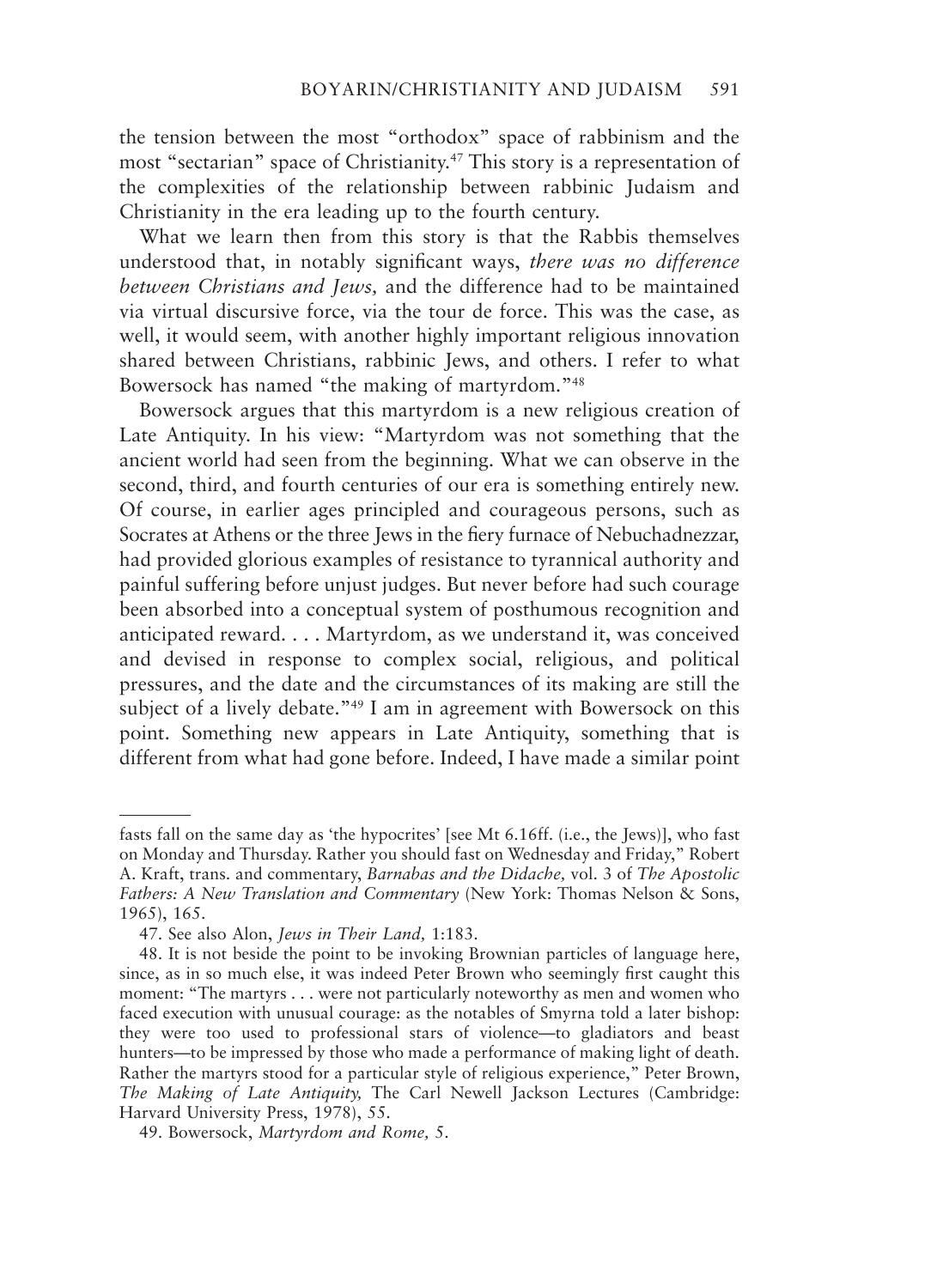the tension between the most "orthodox" space of rabbinism and the most "sectarian" space of Christianity.[47] This story is a representation of the complexities of the relationship between rabbinic Judaism and Christianity in the era leading up to the fourth century.

What we learn then from this story is that the Rabbis themselves understood that, in notably significant ways, *there was no difference between Christians and Jews,* and the difference had to be maintained via virtual discursive force, via the tour de force. This was the case, as well, it would seem, with another highly important religious innovation shared between Christians, rabbinic Jews, and others. I refer to what Bowersock has named "the making of martyrdom."[48]

Bowersock argues that this martyrdom is a new religious creation of Late Antiquity. In his view: "Martyrdom was not something that the ancient world had seen from the beginning. What we can observe in the second, third, and fourth centuries of our era is something entirely new. Of course, in earlier ages principled and courageous persons, such as Socrates at Athens or the three Jews in the fiery furnace of Nebuchadnezzar, had provided glorious examples of resistance to tyrannical authority and painful suffering before unjust judges. But never before had such courage been absorbed into a conceptual system of posthumous recognition and anticipated reward. . . . Martyrdom, as we understand it, was conceived and devised in response to complex social, religious, and political pressures, and the date and the circumstances of its making are still the subject of a lively debate."[49] I am in agreement with Bowersock on this point. Something new appears in Late Antiquity, something that is different from what had gone before. Indeed, I have made a similar point

---

fasts fall on the same day as 'the hypocrites' [see Mt 6.16ff. (i.e., the Jews)], who fast on Monday and Thursday. Rather you should fast on Wednesday and Friday," Robert A. Kraft, trans. and commentary, *Barnabas and the Didache,* vol. 3 of *The Apostolic Fathers: A New Translation and Commentary* (New York: Thomas Nelson & Sons, 1965), 165.

47. See also Alon, *Jews in Their Land,* 1:183.

48. It is not beside the point to be invoking Brownian particles of language here, since, as in so much else, it was indeed Peter Brown who seemingly first caught this moment: "The martyrs . . . were not particularly noteworthy as men and women who faced execution with unusual courage: as the notables of Smyrna told a later bishop: they were too used to professional stars of violence—to gladiators and beast hunters—to be impressed by those who made a performance of making light of death. Rather the martyrs stood for a particular style of religious experience," Peter Brown, *The Making of Late Antiquity,* The Carl Newell Jackson Lectures (Cambridge: Harvard University Press, 1978), 55.

49. Bowersock, *Martyrdom and Rome,* 5.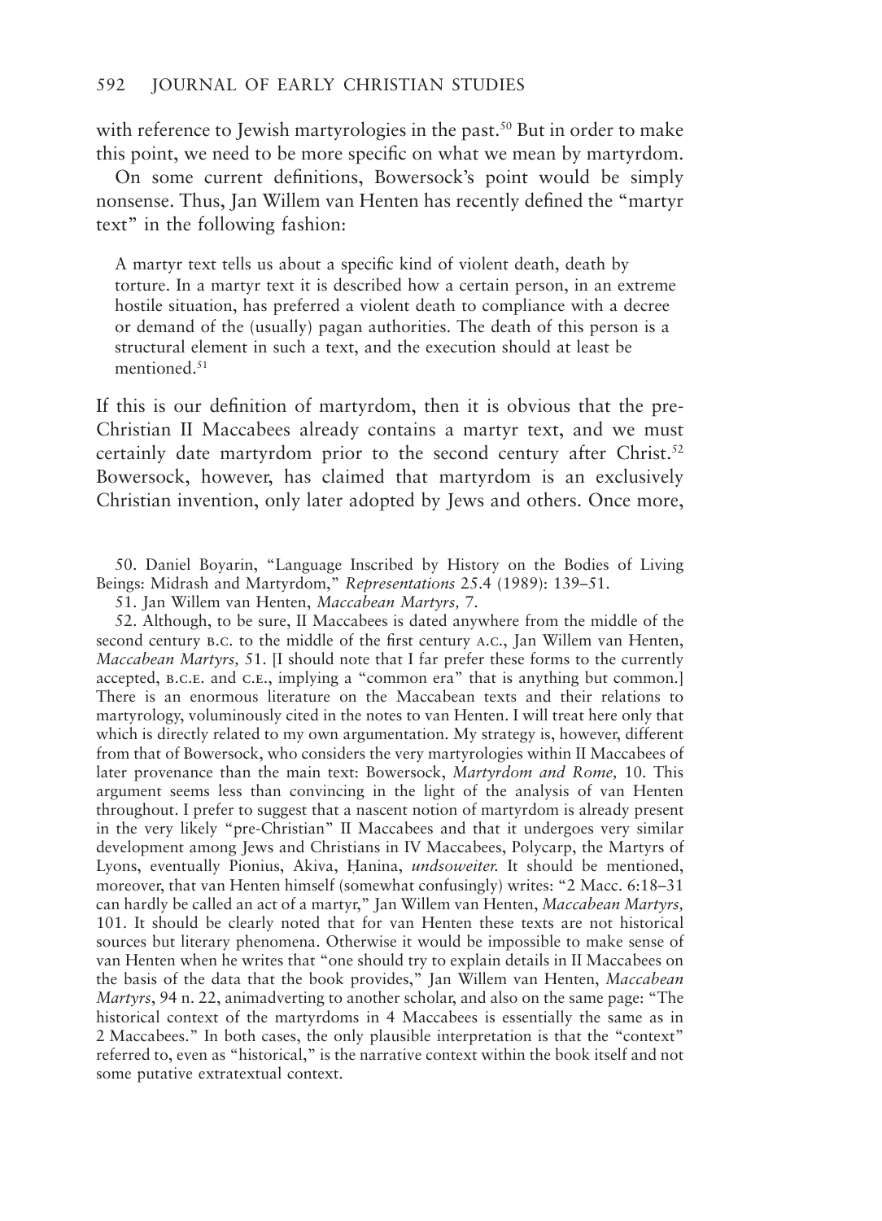with reference to Jewish martyrologies in the past.[50] But in order to make this point, we need to be more specific on what we mean by martyrdom.

On some current definitions, Bowersock's point would be simply nonsense. Thus, Jan Willem van Henten has recently defined the "martyr text" in the following fashion:

> A martyr text tells us about a specific kind of violent death, death by torture. In a martyr text it is described how a certain person, in an extreme hostile situation, has preferred a violent death to compliance with a decree or demand of the (usually) pagan authorities. The death of this person is a structural element in such a text, and the execution should at least be mentioned.[51]

If this is our definition of martyrdom, then it is obvious that the pre-Christian II Maccabees already contains a martyr text, and we must certainly date martyrdom prior to the second century after Christ.[52] Bowersock, however, has claimed that martyrdom is an exclusively Christian invention, only later adopted by Jews and others. Once more,

50. Daniel Boyarin, "Language Inscribed by History on the Bodies of Living Beings: Midrash and Martyrdom," *Representations* 25.4 (1989): 139–51.

51. Jan Willem van Henten, *Maccabean Martyrs,* 7.

52. Although, to be sure, II Maccabees is dated anywhere from the middle of the second century B.C. to the middle of the first century A.C., Jan Willem van Henten, *Maccabean Martyrs,* 51. [I should note that I far prefer these forms to the currently accepted, B.C.E. and C.E., implying a "common era" that is anything but common.] There is an enormous literature on the Maccabean texts and their relations to martyrology, voluminously cited in the notes to van Henten. I will treat here only that which is directly related to my own argumentation. My strategy is, however, different from that of Bowersock, who considers the very martyrologies within II Maccabees of later provenance than the main text: Bowersock, *Martyrdom and Rome,* 10. This argument seems less than convincing in the light of the analysis of van Henten throughout. I prefer to suggest that a nascent notion of martyrdom is already present in the very likely "pre-Christian" II Maccabees and that it undergoes very similar development among Jews and Christians in IV Maccabees, Polycarp, the Martyrs of Lyons, eventually Pionius, Akiva, Ḥanina, *undsoweiter.* It should be mentioned, moreover, that van Henten himself (somewhat confusingly) writes: "2 Macc. 6:18–31 can hardly be called an act of a martyr," Jan Willem van Henten, *Maccabean Martyrs,* 101. It should be clearly noted that for van Henten these texts are not historical sources but literary phenomena. Otherwise it would be impossible to make sense of van Henten when he writes that "one should try to explain details in II Maccabees on the basis of the data that the book provides," Jan Willem van Henten, *Maccabean Martyrs*, 94 n. 22, animadverting to another scholar, and also on the same page: "The historical context of the martyrdoms in 4 Maccabees is essentially the same as in 2 Maccabees." In both cases, the only plausible interpretation is that the "context" referred to, even as "historical," is the narrative context within the book itself and not some putative extratextual context.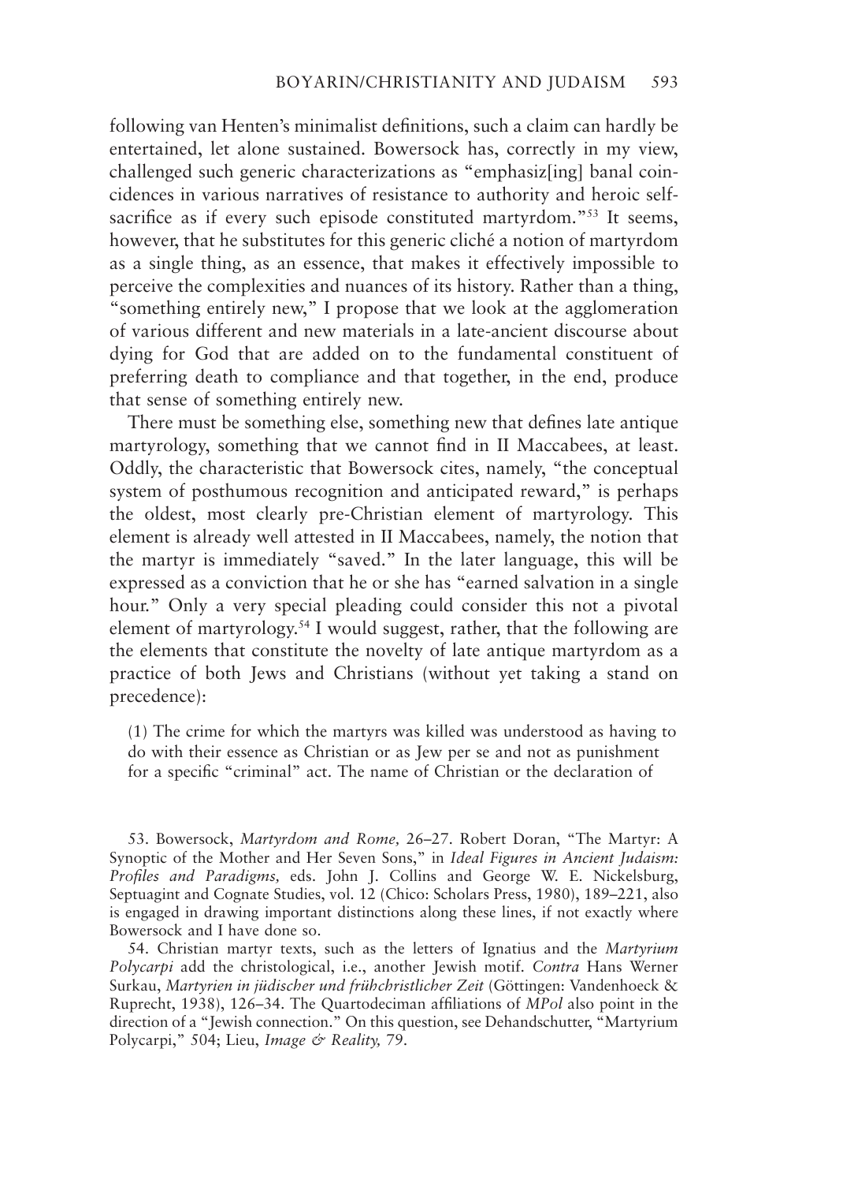following van Henten's minimalist definitions, such a claim can hardly be entertained, let alone sustained. Bowersock has, correctly in my view, challenged such generic characterizations as "emphasiz[ing] banal coincidences in various narratives of resistance to authority and heroic self-sacrifice as if every such episode constituted martyrdom."[53] It seems, however, that he substitutes for this generic cliché a notion of martyrdom as a single thing, as an essence, that makes it effectively impossible to perceive the complexities and nuances of its history. Rather than a thing, "something entirely new," I propose that we look at the agglomeration of various different and new materials in a late-ancient discourse about dying for God that are added on to the fundamental constituent of preferring death to compliance and that together, in the end, produce that sense of something entirely new.

There must be something else, something new that defines late antique martyrology, something that we cannot find in II Maccabees, at least. Oddly, the characteristic that Bowersock cites, namely, "the conceptual system of posthumous recognition and anticipated reward," is perhaps the oldest, most clearly pre-Christian element of martyrology. This element is already well attested in II Maccabees, namely, the notion that the martyr is immediately "saved." In the later language, this will be expressed as a conviction that he or she has "earned salvation in a single hour." Only a very special pleading could consider this not a pivotal element of martyrology.[54] I would suggest, rather, that the following are the elements that constitute the novelty of late antique martyrdom as a practice of both Jews and Christians (without yet taking a stand on precedence):

> (1) The crime for which the martyrs was killed was understood as having to do with their essence as Christian or as Jew per se and not as punishment for a specific "criminal" act. The name of Christian or the declaration of

53. Bowersock, *Martyrdom and Rome,* 26–27. Robert Doran, "The Martyr: A Synoptic of the Mother and Her Seven Sons," in *Ideal Figures in Ancient Judaism: Profiles and Paradigms,* eds. John J. Collins and George W. E. Nickelsburg, Septuagint and Cognate Studies, vol. 12 (Chico: Scholars Press, 1980), 189–221, also is engaged in drawing important distinctions along these lines, if not exactly where Bowersock and I have done so.

54. Christian martyr texts, such as the letters of Ignatius and the *Martyrium Polycarpi* add the christological, i.e., another Jewish motif. *Contra* Hans Werner Surkau, *Martyrien in jüdischer und frühchristlicher Zeit* (Göttingen: Vandenhoeck & Ruprecht, 1938), 126–34. The Quartodeciman affiliations of *MPol* also point in the direction of a "Jewish connection." On this question, see Dehandschutter, "Martyrium Polycarpi," 504; Lieu, *Image & Reality,* 79.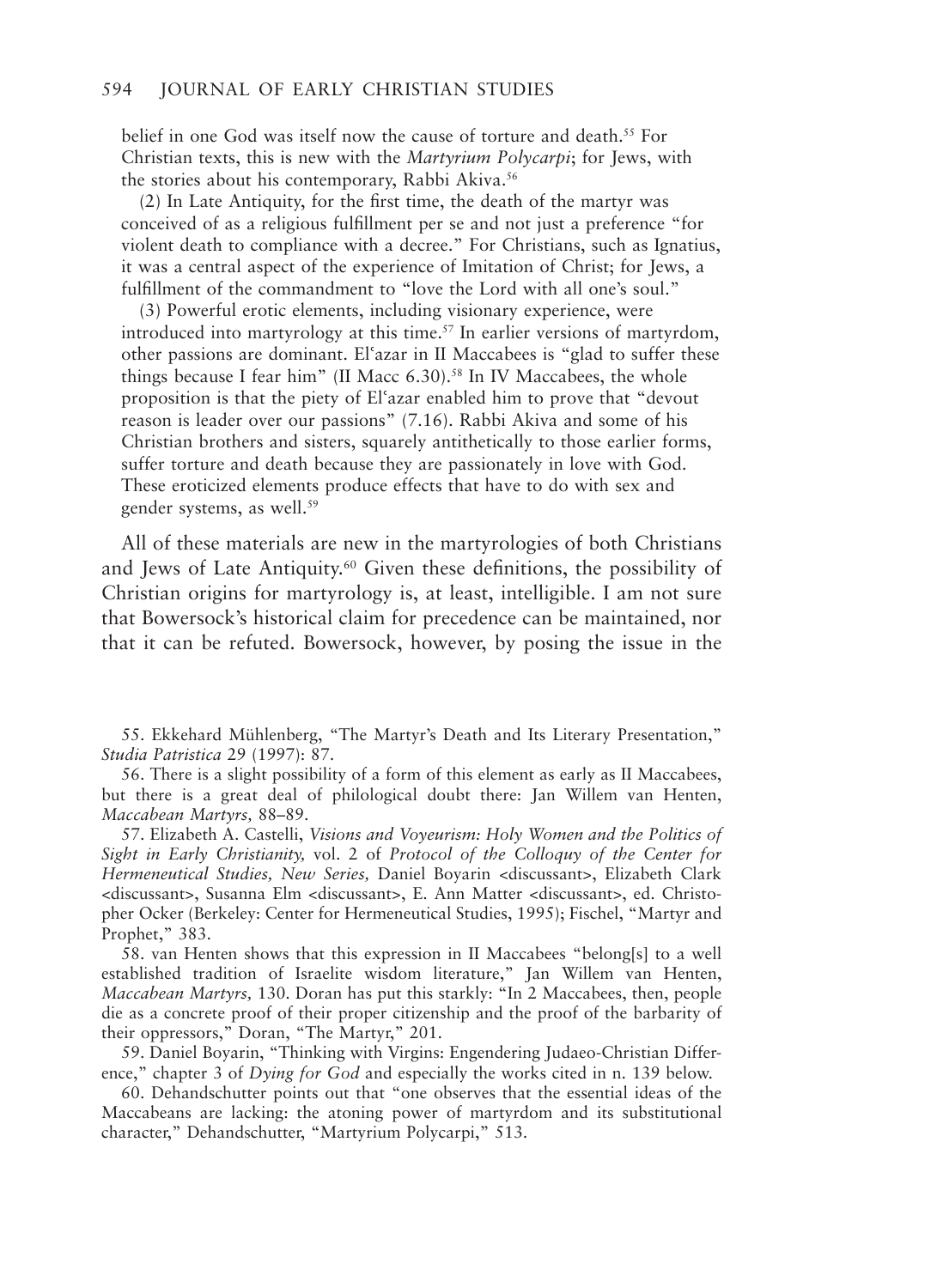belief in one God was itself now the cause of torture and death.[55] For Christian texts, this is new with the *Martyrium Polycarpi*; for Jews, with the stories about his contemporary, Rabbi Akiva.[56]

(2) In Late Antiquity, for the first time, the death of the martyr was conceived of as a religious fulfillment per se and not just a preference "for violent death to compliance with a decree." For Christians, such as Ignatius, it was a central aspect of the experience of Imitation of Christ; for Jews, a fulfillment of the commandment to "love the Lord with all one's soul."

(3) Powerful erotic elements, including visionary experience, were introduced into martyrology at this time.[57] In earlier versions of martyrdom, other passions are dominant. El'azar in II Maccabees is "glad to suffer these things because I fear him" (II Macc 6.30).[58] In IV Maccabees, the whole proposition is that the piety of El'azar enabled him to prove that "devout reason is leader over our passions" (7.16). Rabbi Akiva and some of his Christian brothers and sisters, squarely antithetically to those earlier forms, suffer torture and death because they are passionately in love with God. These eroticized elements produce effects that have to do with sex and gender systems, as well.[59]

All of these materials are new in the martyrologies of both Christians and Jews of Late Antiquity.[60] Given these definitions, the possibility of Christian origins for martyrology is, at least, intelligible. I am not sure that Bowersock's historical claim for precedence can be maintained, nor that it can be refuted. Bowersock, however, by posing the issue in the

55. Ekkehard Mühlenberg, "The Martyr's Death and Its Literary Presentation," *Studia Patristica* 29 (1997): 87.

56. There is a slight possibility of a form of this element as early as II Maccabees, but there is a great deal of philological doubt there: Jan Willem van Henten, *Maccabean Martyrs,* 88–89.

57. Elizabeth A. Castelli, *Visions and Voyeurism: Holy Women and the Politics of Sight in Early Christianity,* vol. 2 of *Protocol of the Colloquy of the Center for Hermeneutical Studies, New Series,* Daniel Boyarin <discussant>, Elizabeth Clark <discussant>, Susanna Elm <discussant>, E. Ann Matter <discussant>, ed. Christopher Ocker (Berkeley: Center for Hermeneutical Studies, 1995); Fischel, "Martyr and Prophet," 383.

58. van Henten shows that this expression in II Maccabees "belong[s] to a well established tradition of Israelite wisdom literature," Jan Willem van Henten, *Maccabean Martyrs,* 130. Doran has put this starkly: "In 2 Maccabees, then, people die as a concrete proof of their proper citizenship and the proof of the barbarity of their oppressors," Doran, "The Martyr," 201.

59. Daniel Boyarin, "Thinking with Virgins: Engendering Judaeo-Christian Difference," chapter 3 of *Dying for God* and especially the works cited in n. 139 below.

60. Dehandschutter points out that "one observes that the essential ideas of the Maccabeans are lacking: the atoning power of martyrdom and its substitutional character," Dehandschutter, "Martyrium Polycarpi," 513.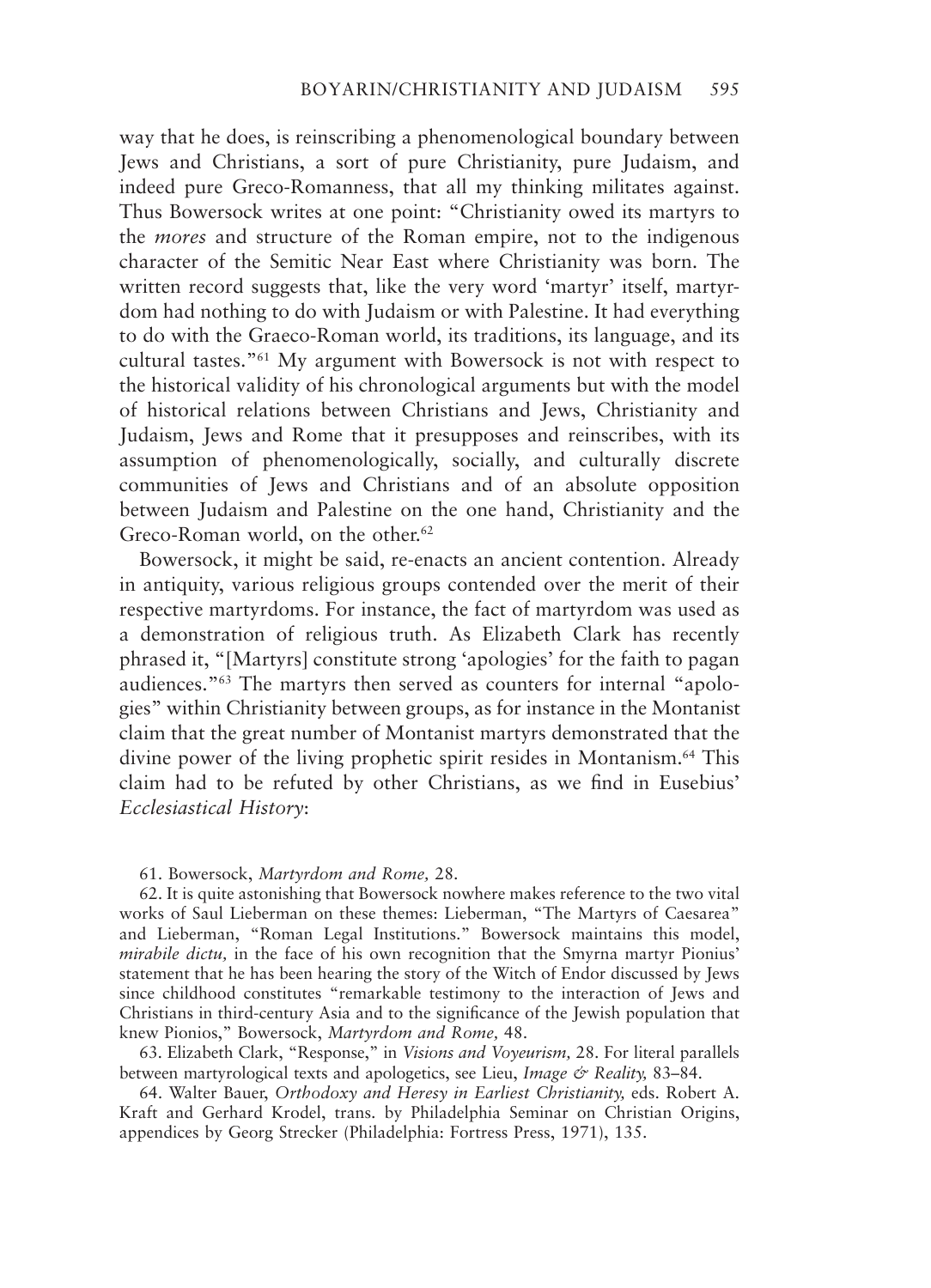way that he does, is reinscribing a phenomenological boundary between Jews and Christians, a sort of pure Christianity, pure Judaism, and indeed pure Greco-Romanness, that all my thinking militates against. Thus Bowersock writes at one point: "Christianity owed its martyrs to the *mores* and structure of the Roman empire, not to the indigenous character of the Semitic Near East where Christianity was born. The written record suggests that, like the very word 'martyr' itself, martyrdom had nothing to do with Judaism or with Palestine. It had everything to do with the Graeco-Roman world, its traditions, its language, and its cultural tastes."[61] My argument with Bowersock is not with respect to the historical validity of his chronological arguments but with the model of historical relations between Christians and Jews, Christianity and Judaism, Jews and Rome that it presupposes and reinscribes, with its assumption of phenomenologically, socially, and culturally discrete communities of Jews and Christians and of an absolute opposition between Judaism and Palestine on the one hand, Christianity and the Greco-Roman world, on the other.[62]

Bowersock, it might be said, re-enacts an ancient contention. Already in antiquity, various religious groups contended over the merit of their respective martyrdoms. For instance, the fact of martyrdom was used as a demonstration of religious truth. As Elizabeth Clark has recently phrased it, "[Martyrs] constitute strong 'apologies' for the faith to pagan audiences."[63] The martyrs then served as counters for internal "apologies" within Christianity between groups, as for instance in the Montanist claim that the great number of Montanist martyrs demonstrated that the divine power of the living prophetic spirit resides in Montanism.[64] This claim had to be refuted by other Christians, as we find in Eusebius' *Ecclesiastical History*:

61. Bowersock, *Martyrdom and Rome,* 28.

62. It is quite astonishing that Bowersock nowhere makes reference to the two vital works of Saul Lieberman on these themes: Lieberman, "The Martyrs of Caesarea" and Lieberman, "Roman Legal Institutions." Bowersock maintains this model, *mirabile dictu,* in the face of his own recognition that the Smyrna martyr Pionius' statement that he has been hearing the story of the Witch of Endor discussed by Jews since childhood constitutes "remarkable testimony to the interaction of Jews and Christians in third-century Asia and to the significance of the Jewish population that knew Pionios," Bowersock, *Martyrdom and Rome,* 48.

63. Elizabeth Clark, "Response," in *Visions and Voyeurism,* 28. For literal parallels between martyrological texts and apologetics, see Lieu, *Image & Reality,* 83–84.

64. Walter Bauer, *Orthodoxy and Heresy in Earliest Christianity,* eds. Robert A. Kraft and Gerhard Krodel, trans. by Philadelphia Seminar on Christian Origins, appendices by Georg Strecker (Philadelphia: Fortress Press, 1971), 135.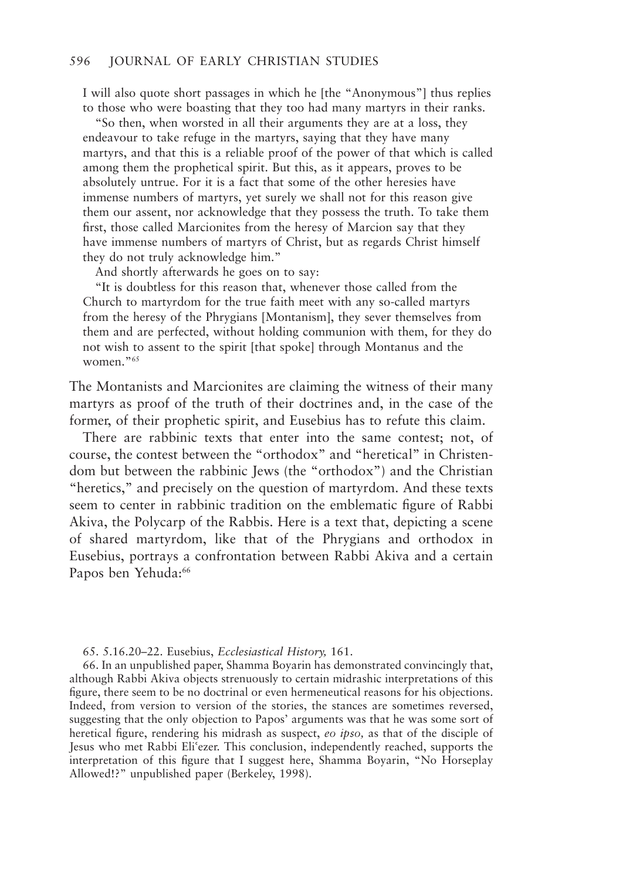> I will also quote short passages in which he [the "Anonymous"] thus replies to those who were boasting that they too had many martyrs in their ranks.
>
> "So then, when worsted in all their arguments they are at a loss, they endeavour to take refuge in the martyrs, saying that they have many martyrs, and that this is a reliable proof of the power of that which is called among them the prophetical spirit. But this, as it appears, proves to be absolutely untrue. For it is a fact that some of the other heresies have immense numbers of martyrs, yet surely we shall not for this reason give them our assent, nor acknowledge that they possess the truth. To take them first, those called Marcionites from the heresy of Marcion say that they have immense numbers of martyrs of Christ, but as regards Christ himself they do not truly acknowledge him."
>
> And shortly afterwards he goes on to say:
>
> "It is doubtless for this reason that, whenever those called from the Church to martyrdom for the true faith meet with any so-called martyrs from the heresy of the Phrygians [Montanism], they sever themselves from them and are perfected, without holding communion with them, for they do not wish to assent to the spirit [that spoke] through Montanus and the women."[65]

The Montanists and Marcionites are claiming the witness of their many martyrs as proof of the truth of their doctrines and, in the case of the former, of their prophetic spirit, and Eusebius has to refute this claim.

There are rabbinic texts that enter into the same contest; not, of course, the contest between the "orthodox" and "heretical" in Christendom but between the rabbinic Jews (the "orthodox") and the Christian "heretics," and precisely on the question of martyrdom. And these texts seem to center in rabbinic tradition on the emblematic figure of Rabbi Akiva, the Polycarp of the Rabbis. Here is a text that, depicting a scene of shared martyrdom, like that of the Phrygians and orthodox in Eusebius, portrays a confrontation between Rabbi Akiva and a certain Papos ben Yehuda:[66]

65. 5.16.20–22. Eusebius, *Ecclesiastical History,* 161.

66. In an unpublished paper, Shamma Boyarin has demonstrated convincingly that, although Rabbi Akiva objects strenuously to certain midrashic interpretations of this figure, there seem to be no doctrinal or even hermeneutical reasons for his objections. Indeed, from version to version of the stories, the stances are sometimes reversed, suggesting that the only objection to Papos' arguments was that he was some sort of heretical figure, rendering his midrash as suspect, *eo ipso,* as that of the disciple of Jesus who met Rabbi Eli'ezer. This conclusion, independently reached, supports the interpretation of this figure that I suggest here, Shamma Boyarin, "No Horseplay Allowed!?" unpublished paper (Berkeley, 1998).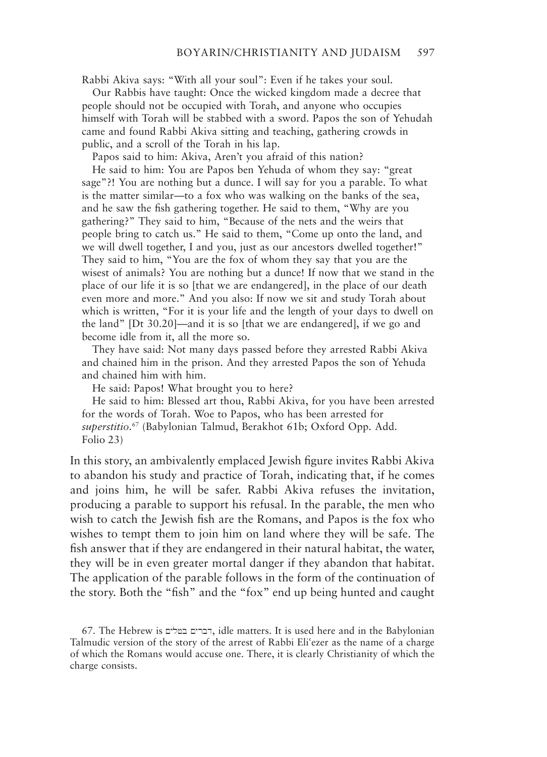Rabbi Akiva says: "With all your soul": Even if he takes your soul.

Our Rabbis have taught: Once the wicked kingdom made a decree that people should not be occupied with Torah, and anyone who occupies himself with Torah will be stabbed with a sword. Papos the son of Yehudah came and found Rabbi Akiva sitting and teaching, gathering crowds in public, and a scroll of the Torah in his lap.

Papos said to him: Akiva, Aren't you afraid of this nation?

He said to him: You are Papos ben Yehuda of whom they say: "great sage"?! You are nothing but a dunce. I will say for you a parable. To what is the matter similar—to a fox who was walking on the banks of the sea, and he saw the fish gathering together. He said to them, "Why are you gathering?" They said to him, "Because of the nets and the weirs that people bring to catch us." He said to them, "Come up onto the land, and we will dwell together, I and you, just as our ancestors dwelled together!" They said to him, "You are the fox of whom they say that you are the wisest of animals? You are nothing but a dunce! If now that we stand in the place of our life it is so [that we are endangered], in the place of our death even more and more." And you also: If now we sit and study Torah about which is written, "For it is your life and the length of your days to dwell on the land" [Dt 30.20]—and it is so [that we are endangered], if we go and become idle from it, all the more so.

They have said: Not many days passed before they arrested Rabbi Akiva and chained him in the prison. And they arrested Papos the son of Yehuda and chained him with him.

He said: Papos! What brought you to here?

He said to him: Blessed art thou, Rabbi Akiva, for you have been arrested for the words of Torah. Woe to Papos, who has been arrested for *superstitio*.[67] (Babylonian Talmud, Berakhot 61b; Oxford Opp. Add. Folio 23)

In this story, an ambivalently emplaced Jewish figure invites Rabbi Akiva to abandon his study and practice of Torah, indicating that, if he comes and joins him, he will be safer. Rabbi Akiva refuses the invitation, producing a parable to support his refusal. In the parable, the men who wish to catch the Jewish fish are the Romans, and Papos is the fox who wishes to tempt them to join him on land where they will be safe. The fish answer that if they are endangered in their natural habitat, the water, they will be in even greater mortal danger if they abandon that habitat. The application of the parable follows in the form of the continuation of the story. Both the "fish" and the "fox" end up being hunted and caught

67. The Hebrew is דברים בטלים, idle matters. It is used here and in the Babylonian Talmudic version of the story of the arrest of Rabbi Eli'ezer as the name of a charge of which the Romans would accuse one. There, it is clearly Christianity of which the charge consists.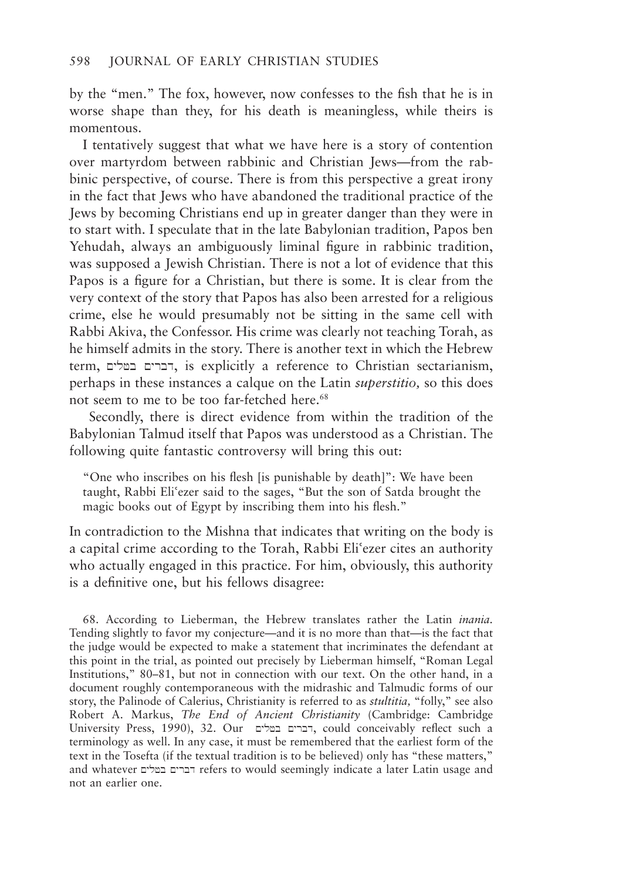by the "men." The fox, however, now confesses to the fish that he is in worse shape than they, for his death is meaningless, while theirs is momentous.

I tentatively suggest that what we have here is a story of contention over martyrdom between rabbinic and Christian Jews—from the rabbinic perspective, of course. There is from this perspective a great irony in the fact that Jews who have abandoned the traditional practice of the Jews by becoming Christians end up in greater danger than they were in to start with. I speculate that in the late Babylonian tradition, Papos ben Yehudah, always an ambiguously liminal figure in rabbinic tradition, was supposed a Jewish Christian. There is not a lot of evidence that this Papos is a figure for a Christian, but there is some. It is clear from the very context of the story that Papos has also been arrested for a religious crime, else he would presumably not be sitting in the same cell with Rabbi Akiva, the Confessor. His crime was clearly not teaching Torah, as he himself admits in the story. There is another text in which the Hebrew term, דברים בטלים, is explicitly a reference to Christian sectarianism, perhaps in these instances a calque on the Latin *superstitio,* so this does not seem to me to be too far-fetched here.[68]

Secondly, there is direct evidence from within the tradition of the Babylonian Talmud itself that Papos was understood as a Christian. The following quite fantastic controversy will bring this out:

> "One who inscribes on his flesh [is punishable by death]": We have been taught, Rabbi Eliʿezer said to the sages, "But the son of Satda brought the magic books out of Egypt by inscribing them into his flesh."

In contradiction to the Mishna that indicates that writing on the body is a capital crime according to the Torah, Rabbi Eliʿezer cites an authority who actually engaged in this practice. For him, obviously, this authority is a definitive one, but his fellows disagree:

68. According to Lieberman, the Hebrew translates rather the Latin *inania*. Tending slightly to favor my conjecture—and it is no more than that—is the fact that the judge would be expected to make a statement that incriminates the defendant at this point in the trial, as pointed out precisely by Lieberman himself, "Roman Legal Institutions," 80–81, but not in connection with our text. On the other hand, in a document roughly contemporaneous with the midrashic and Talmudic forms of our story, the Palinode of Calerius, Christianity is referred to as *stultitia,* "folly," see also Robert A. Markus, *The End of Ancient Christianity* (Cambridge: Cambridge University Press, 1990), 32. Our דברים בטלים, could conceivably reflect such a terminology as well. In any case, it must be remembered that the earliest form of the text in the Tosefta (if the textual tradition is to be believed) only has "these matters," and whatever דברים בטלים refers to would seemingly indicate a later Latin usage and not an earlier one.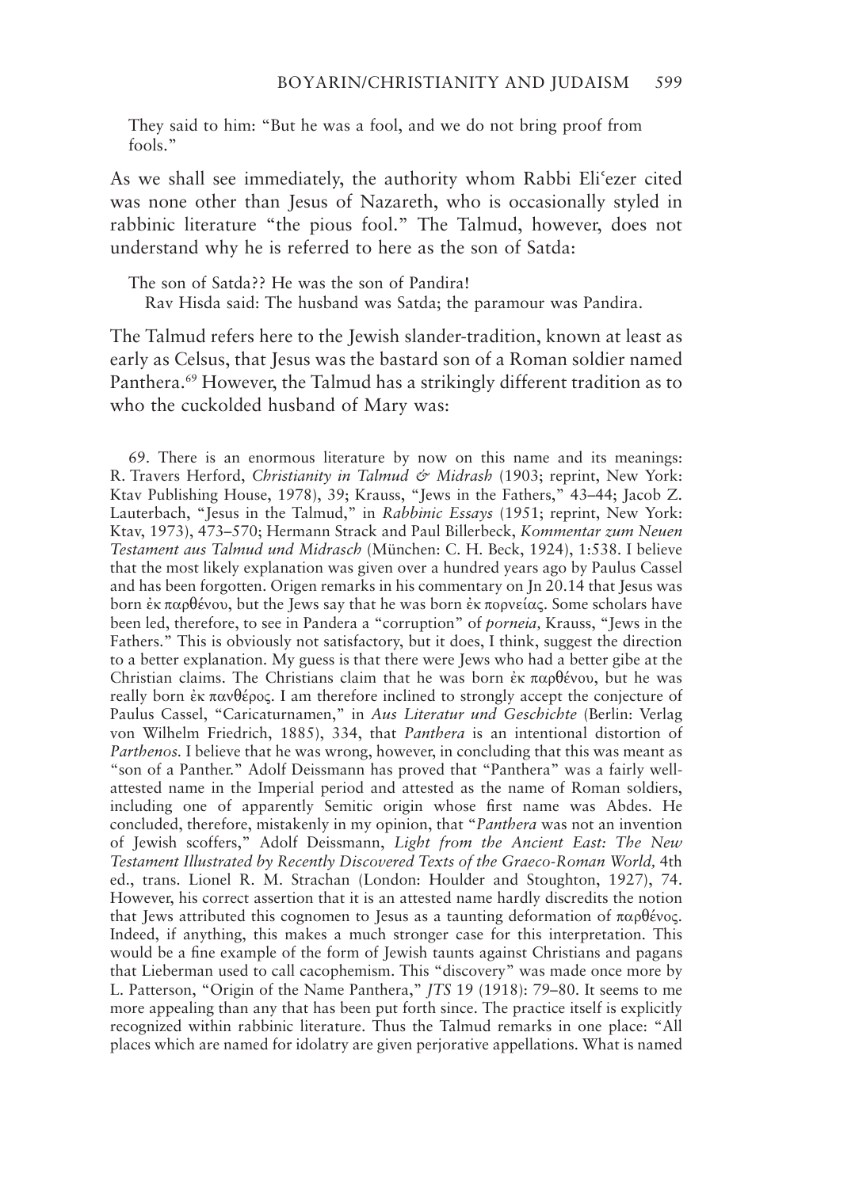They said to him: "But he was a fool, and we do not bring proof from fools."

As we shall see immediately, the authority whom Rabbi Eliʿezer cited was none other than Jesus of Nazareth, who is occasionally styled in rabbinic literature "the pious fool." The Talmud, however, does not understand why he is referred to here as the son of Satda:

The son of Satda?? He was the son of Pandira!
Rav Hisda said: The husband was Satda; the paramour was Pandira.

The Talmud refers here to the Jewish slander-tradition, known at least as early as Celsus, that Jesus was the bastard son of a Roman soldier named Panthera.[69] However, the Talmud has a strikingly different tradition as to who the cuckolded husband of Mary was:

69. There is an enormous literature by now on this name and its meanings: R. Travers Herford, *Christianity in Talmud & Midrash* (1903; reprint, New York: Ktav Publishing House, 1978), 39; Krauss, "Jews in the Fathers," 43–44; Jacob Z. Lauterbach, "Jesus in the Talmud," in *Rabbinic Essays* (1951; reprint, New York: Ktav, 1973), 473–570; Hermann Strack and Paul Billerbeck, *Kommentar zum Neuen Testament aus Talmud und Midrasch* (München: C. H. Beck, 1924), 1:538. I believe that the most likely explanation was given over a hundred years ago by Paulus Cassel and has been forgotten. Origen remarks in his commentary on Jn 20.14 that Jesus was born ἐκ παρθένου, but the Jews say that he was born ἐκ πορνείας. Some scholars have been led, therefore, to see in Pandera a "corruption" of *porneia,* Krauss, "Jews in the Fathers." This is obviously not satisfactory, but it does, I think, suggest the direction to a better explanation. My guess is that there were Jews who had a better gibe at the Christian claims. The Christians claim that he was born ἐκ παρθένου, but he was really born ἐκ πανθέρος. I am therefore inclined to strongly accept the conjecture of Paulus Cassel, "Caricaturnamen," in *Aus Literatur und Geschichte* (Berlin: Verlag von Wilhelm Friedrich, 1885), 334, that *Panthera* is an intentional distortion of *Parthenos.* I believe that he was wrong, however, in concluding that this was meant as "son of a Panther." Adolf Deissmann has proved that "Panthera" was a fairly well-attested name in the Imperial period and attested as the name of Roman soldiers, including one of apparently Semitic origin whose first name was Abdes. He concluded, therefore, mistakenly in my opinion, that "*Panthera* was not an invention of Jewish scoffers," Adolf Deissmann, *Light from the Ancient East: The New Testament Illustrated by Recently Discovered Texts of the Graeco-Roman World,* 4th ed., trans. Lionel R. M. Strachan (London: Houlder and Stoughton, 1927), 74. However, his correct assertion that it is an attested name hardly discredits the notion that Jews attributed this cognomen to Jesus as a taunting deformation of παρθένος. Indeed, if anything, this makes a much stronger case for this interpretation. This would be a fine example of the form of Jewish taunts against Christians and pagans that Lieberman used to call cacophemism. This "discovery" was made once more by L. Patterson, "Origin of the Name Panthera," *JTS* 19 (1918): 79–80. It seems to me more appealing than any that has been put forth since. The practice itself is explicitly recognized within rabbinic literature. Thus the Talmud remarks in one place: "All places which are named for idolatry are given perjorative appellations. What is named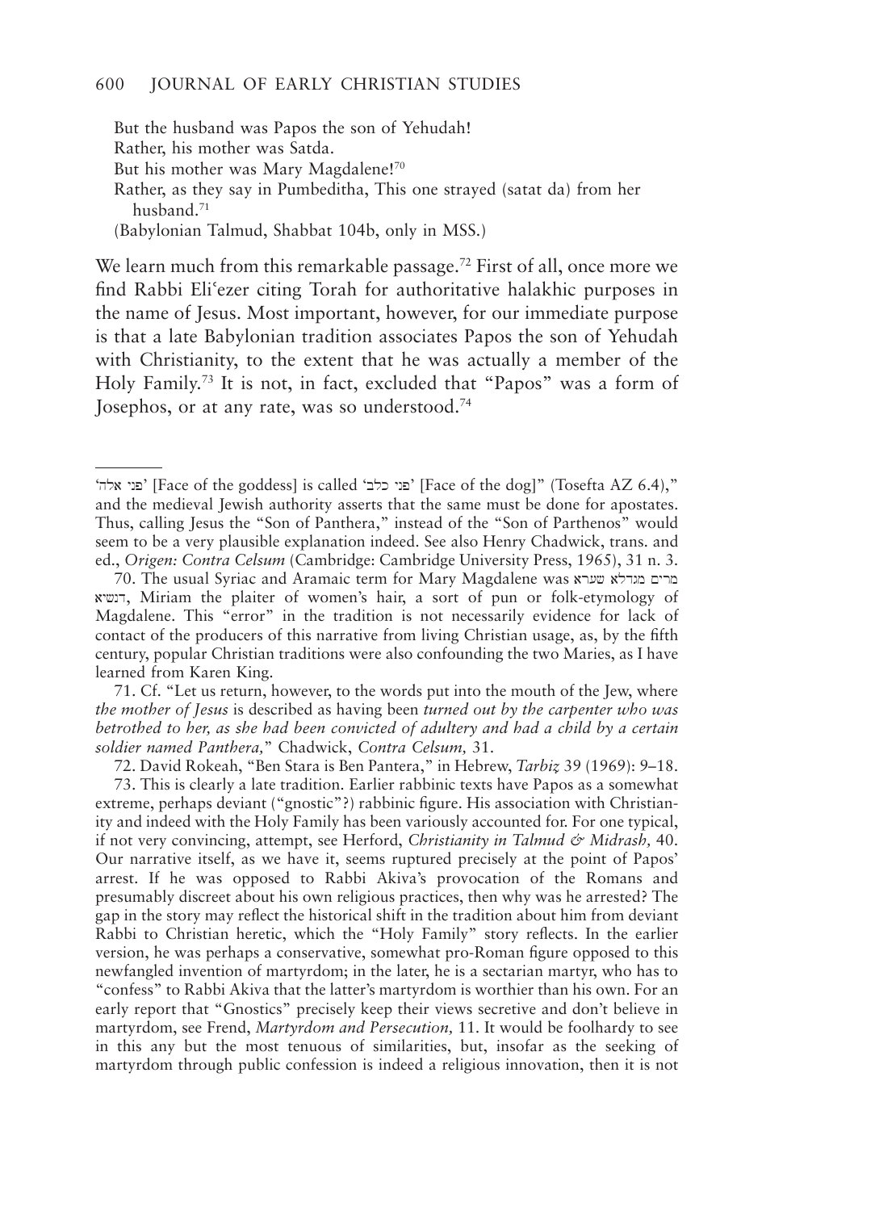But the husband was Papos the son of Yehudah!
Rather, his mother was Satda.
But his mother was Mary Magdalene![70]
Rather, as they say in Pumbeditha, This one strayed (satat da) from her husband.[71]
(Babylonian Talmud, Shabbat 104b, only in MSS.)

We learn much from this remarkable passage.[72] First of all, once more we find Rabbi Eli'ezer citing Torah for authoritative halakhic purposes in the name of Jesus. Most important, however, for our immediate purpose is that a late Babylonian tradition associates Papos the son of Yehudah with Christianity, to the extent that he was actually a member of the Holy Family.[73] It is not, in fact, excluded that "Papos" was a form of Josephos, or at any rate, was so understood.[74]

---

'פני אלה' [Face of the goddess] is called 'פני כלב' [Face of the dog]" (Tosefta AZ 6.4)," and the medieval Jewish authority asserts that the same must be done for apostates. Thus, calling Jesus the "Son of Panthera," instead of the "Son of Parthenos" would seem to be a very plausible explanation indeed. See also Henry Chadwick, trans. and ed., *Origen: Contra Celsum* (Cambridge: Cambridge University Press, 1965), 31 n. 3.

70. The usual Syriac and Aramaic term for Mary Magdalene was מרים מגדלא שערא דנשיא, Miriam the plaiter of women's hair, a sort of pun or folk-etymology of Magdalene. This "error" in the tradition is not necessarily evidence for lack of contact of the producers of this narrative from living Christian usage, as, by the fifth century, popular Christian traditions were also confounding the two Maries, as I have learned from Karen King.

71. Cf. "Let us return, however, to the words put into the mouth of the Jew, where *the mother of Jesus* is described as having been *turned out by the carpenter who was betrothed to her, as she had been convicted of adultery and had a child by a certain soldier named Panthera,*" Chadwick, *Contra Celsum,* 31.

72. David Rokeah, "Ben Stara is Ben Pantera," in Hebrew, *Tarbiz* 39 (1969): 9–18.

73. This is clearly a late tradition. Earlier rabbinic texts have Papos as a somewhat extreme, perhaps deviant ("gnostic"?) rabbinic figure. His association with Christianity and indeed with the Holy Family has been variously accounted for. For one typical, if not very convincing, attempt, see Herford, *Christianity in Talmud & Midrash,* 40. Our narrative itself, as we have it, seems ruptured precisely at the point of Papos' arrest. If he was opposed to Rabbi Akiva's provocation of the Romans and presumably discreet about his own religious practices, then why was he arrested? The gap in the story may reflect the historical shift in the tradition about him from deviant Rabbi to Christian heretic, which the "Holy Family" story reflects. In the earlier version, he was perhaps a conservative, somewhat pro-Roman figure opposed to this newfangled invention of martyrdom; in the later, he is a sectarian martyr, who has to "confess" to Rabbi Akiva that the latter's martyrdom is worthier than his own. For an early report that "Gnostics" precisely keep their views secretive and don't believe in martyrdom, see Frend, *Martyrdom and Persecution,* 11. It would be foolhardy to see in this any but the most tenuous of similarities, but, insofar as the seeking of martyrdom through public confession is indeed a religious innovation, then it is not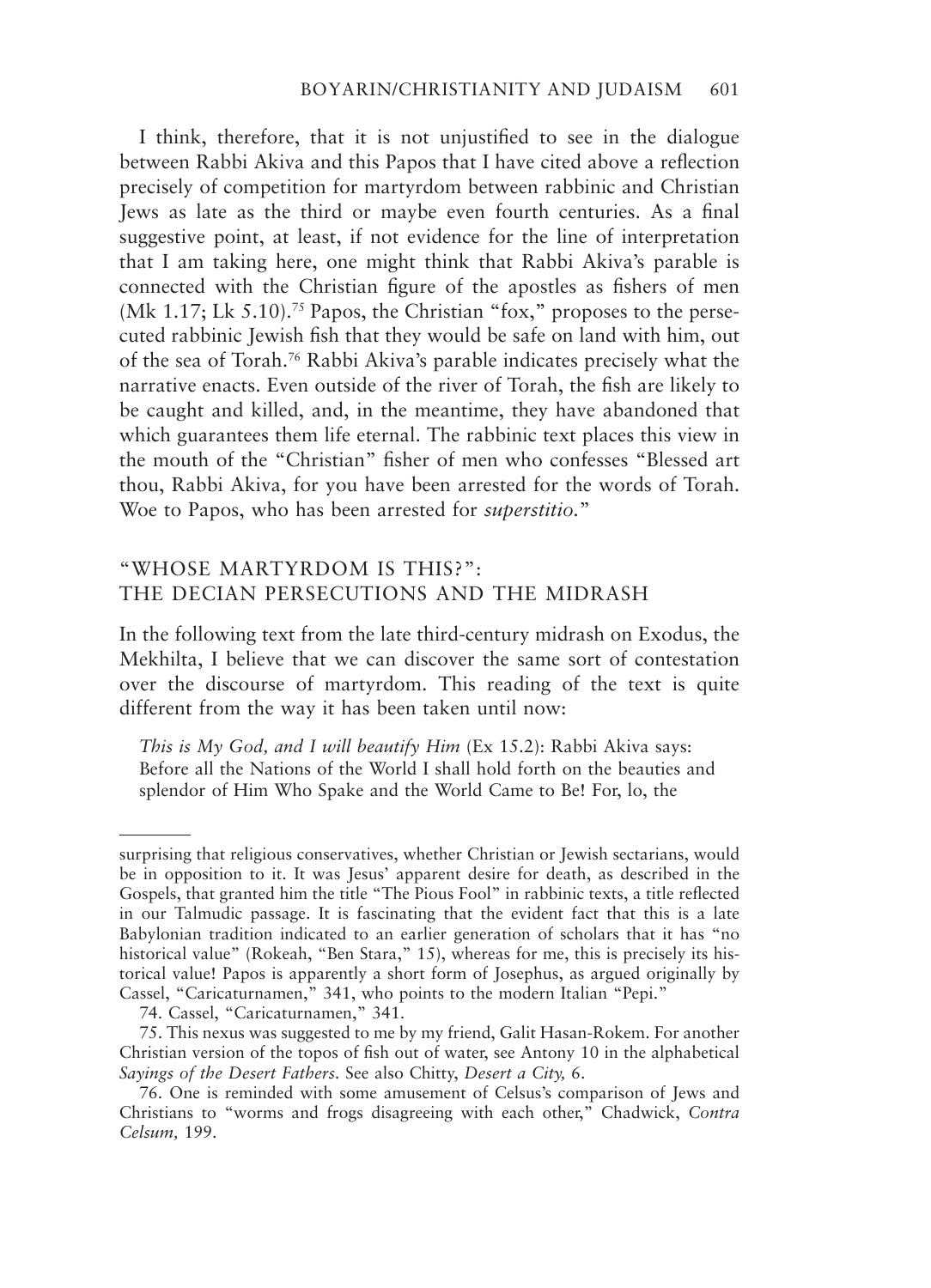I think, therefore, that it is not unjustified to see in the dialogue between Rabbi Akiva and this Papos that I have cited above a reflection precisely of competition for martyrdom between rabbinic and Christian Jews as late as the third or maybe even fourth centuries. As a final suggestive point, at least, if not evidence for the line of interpretation that I am taking here, one might think that Rabbi Akiva's parable is connected with the Christian figure of the apostles as fishers of men (Mk 1.17; Lk 5.10).[75] Papos, the Christian "fox," proposes to the persecuted rabbinic Jewish fish that they would be safe on land with him, out of the sea of Torah.[76] Rabbi Akiva's parable indicates precisely what the narrative enacts. Even outside of the river of Torah, the fish are likely to be caught and killed, and, in the meantime, they have abandoned that which guarantees them life eternal. The rabbinic text places this view in the mouth of the "Christian" fisher of men who confesses "Blessed art thou, Rabbi Akiva, for you have been arrested for the words of Torah. Woe to Papos, who has been arrested for *superstitio.*"

## "WHOSE MARTYRDOM IS THIS?": THE DECIAN PERSECUTIONS AND THE MIDRASH

In the following text from the late third-century midrash on Exodus, the Mekhilta, I believe that we can discover the same sort of contestation over the discourse of martyrdom. This reading of the text is quite different from the way it has been taken until now:

> *This is My God, and I will beautify Him* (Ex 15.2): Rabbi Akiva says: Before all the Nations of the World I shall hold forth on the beauties and splendor of Him Who Spake and the World Came to Be! For, lo, the

---

surprising that religious conservatives, whether Christian or Jewish sectarians, would be in opposition to it. It was Jesus' apparent desire for death, as described in the Gospels, that granted him the title "The Pious Fool" in rabbinic texts, a title reflected in our Talmudic passage. It is fascinating that the evident fact that this is a late Babylonian tradition indicated to an earlier generation of scholars that it has "no historical value" (Rokeah, "Ben Stara," 15), whereas for me, this is precisely its historical value! Papos is apparently a short form of Josephus, as argued originally by Cassel, "Caricaturnamen," 341, who points to the modern Italian "Pepi."

74. Cassel, "Caricaturnamen," 341.

75. This nexus was suggested to me by my friend, Galit Hasan-Rokem. For another Christian version of the topos of fish out of water, see Antony 10 in the alphabetical *Sayings of the Desert Fathers.* See also Chitty, *Desert a City,* 6.

76. One is reminded with some amusement of Celsus's comparison of Jews and Christians to "worms and frogs disagreeing with each other," Chadwick, *Contra Celsum,* 199.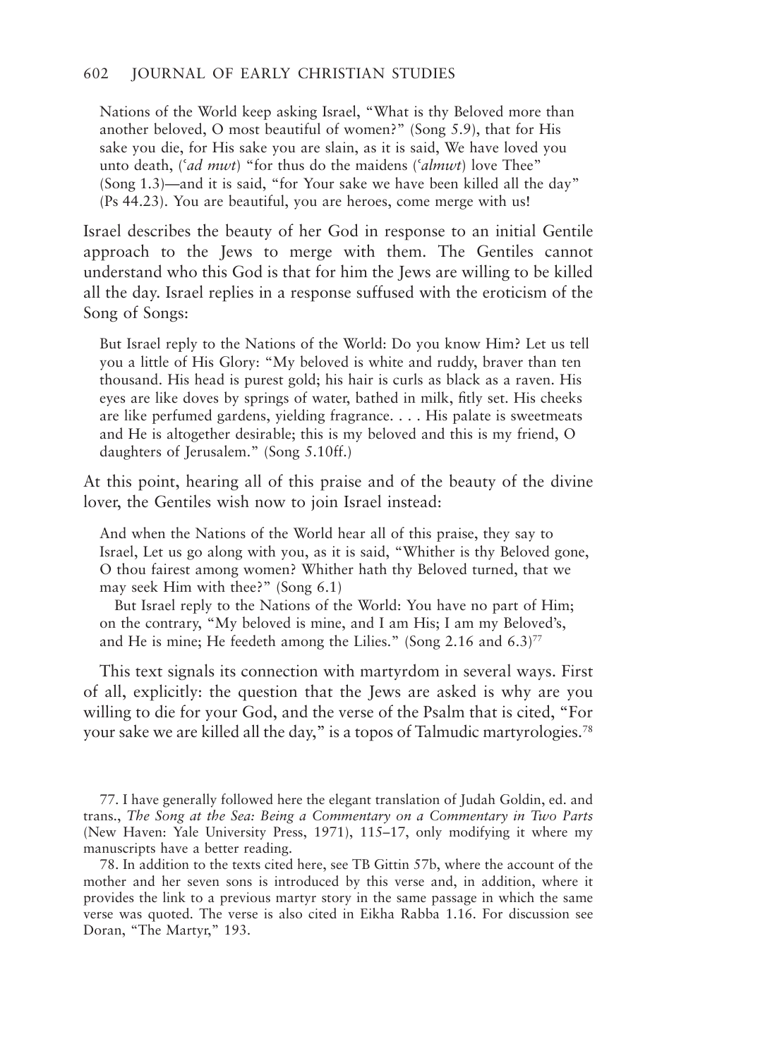> Nations of the World keep asking Israel, "What is thy Beloved more than another beloved, O most beautiful of women?" (Song 5.9), that for His sake you die, for His sake you are slain, as it is said, We have loved you unto death, (*'ad mwt*) "for thus do the maidens (*'almwt*) love Thee" (Song 1.3)—and it is said, "for Your sake we have been killed all the day" (Ps 44.23). You are beautiful, you are heroes, come merge with us!

Israel describes the beauty of her God in response to an initial Gentile approach to the Jews to merge with them. The Gentiles cannot understand who this God is that for him the Jews are willing to be killed all the day. Israel replies in a response suffused with the eroticism of the Song of Songs:

> But Israel reply to the Nations of the World: Do you know Him? Let us tell you a little of His Glory: "My beloved is white and ruddy, braver than ten thousand. His head is purest gold; his hair is curls as black as a raven. His eyes are like doves by springs of water, bathed in milk, fitly set. His cheeks are like perfumed gardens, yielding fragrance. . . . His palate is sweetmeats and He is altogether desirable; this is my beloved and this is my friend, O daughters of Jerusalem." (Song 5.10ff.)

At this point, hearing all of this praise and of the beauty of the divine lover, the Gentiles wish now to join Israel instead:

> And when the Nations of the World hear all of this praise, they say to Israel, Let us go along with you, as it is said, "Whither is thy Beloved gone, O thou fairest among women? Whither hath thy Beloved turned, that we may seek Him with thee?" (Song 6.1)
>
> But Israel reply to the Nations of the World: You have no part of Him; on the contrary, "My beloved is mine, and I am His; I am my Beloved's, and He is mine; He feedeth among the Lilies." (Song 2.16 and 6.3)[77]

This text signals its connection with martyrdom in several ways. First of all, explicitly: the question that the Jews are asked is why are you willing to die for your God, and the verse of the Psalm that is cited, "For your sake we are killed all the day," is a topos of Talmudic martyrologies.[78]

77. I have generally followed here the elegant translation of Judah Goldin, ed. and trans., *The Song at the Sea: Being a Commentary on a Commentary in Two Parts* (New Haven: Yale University Press, 1971), 115–17, only modifying it where my manuscripts have a better reading.

78. In addition to the texts cited here, see TB Gittin 57b, where the account of the mother and her seven sons is introduced by this verse and, in addition, where it provides the link to a previous martyr story in the same passage in which the same verse was quoted. The verse is also cited in Eikha Rabba 1.16. For discussion see Doran, "The Martyr," 193.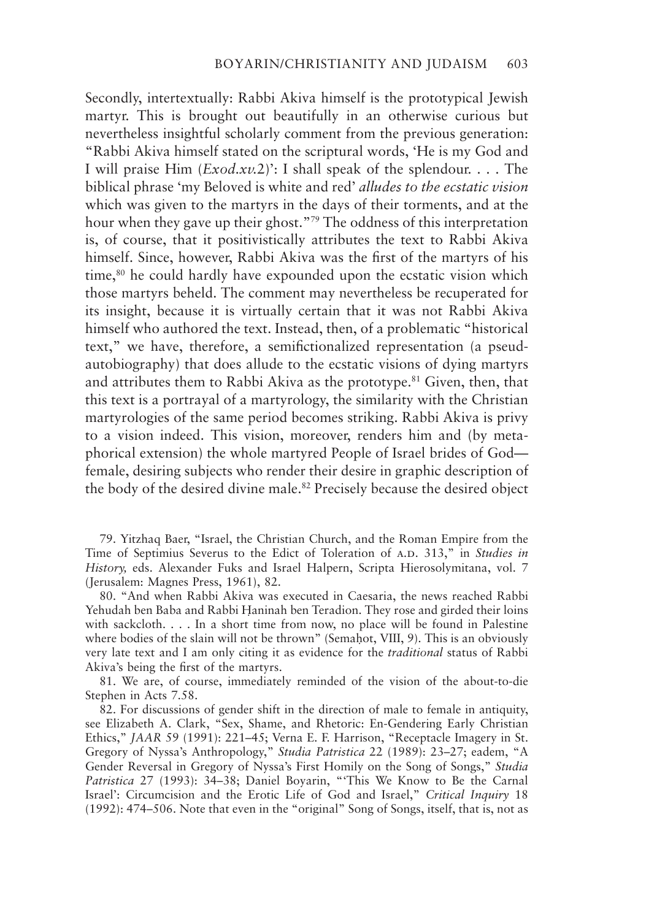Secondly, intertextually: Rabbi Akiva himself is the prototypical Jewish martyr. This is brought out beautifully in an otherwise curious but nevertheless insightful scholarly comment from the previous generation: "Rabbi Akiva himself stated on the scriptural words, 'He is my God and I will praise Him (*Exod.xv.*2)': I shall speak of the splendour. . . . The biblical phrase 'my Beloved is white and red' *alludes to the ecstatic vision* which was given to the martyrs in the days of their torments, and at the hour when they gave up their ghost."[79] The oddness of this interpretation is, of course, that it positivistically attributes the text to Rabbi Akiva himself. Since, however, Rabbi Akiva was the first of the martyrs of his time,[80] he could hardly have expounded upon the ecstatic vision which those martyrs beheld. The comment may nevertheless be recuperated for its insight, because it is virtually certain that it was not Rabbi Akiva himself who authored the text. Instead, then, of a problematic "historical text," we have, therefore, a semifictionalized representation (a pseudautobiography) that does allude to the ecstatic visions of dying martyrs and attributes them to Rabbi Akiva as the prototype.[81] Given, then, that this text is a portrayal of a martyrology, the similarity with the Christian martyrologies of the same period becomes striking. Rabbi Akiva is privy to a vision indeed. This vision, moreover, renders him and (by metaphorical extension) the whole martyred People of Israel brides of God—female, desiring subjects who render their desire in graphic description of the body of the desired divine male.[82] Precisely because the desired object

79. Yitzhaq Baer, "Israel, the Christian Church, and the Roman Empire from the Time of Septimius Severus to the Edict of Toleration of A.D. 313," in *Studies in History,* eds. Alexander Fuks and Israel Halpern, Scripta Hierosolymitana, vol. 7 (Jerusalem: Magnes Press, 1961), 82.

80. "And when Rabbi Akiva was executed in Caesaria, the news reached Rabbi Yehudah ben Baba and Rabbi Ḥaninah ben Teradion. They rose and girded their loins with sackcloth. . . . In a short time from now, no place will be found in Palestine where bodies of the slain will not be thrown" (Semaḥot, VIII, 9). This is an obviously very late text and I am only citing it as evidence for the *traditional* status of Rabbi Akiva's being the first of the martyrs.

81. We are, of course, immediately reminded of the vision of the about-to-die Stephen in Acts 7.58.

82. For discussions of gender shift in the direction of male to female in antiquity, see Elizabeth A. Clark, "Sex, Shame, and Rhetoric: En-Gendering Early Christian Ethics," *JAAR* 59 (1991): 221–45; Verna E. F. Harrison, "Receptacle Imagery in St. Gregory of Nyssa's Anthropology," *Studia Patristica* 22 (1989): 23–27; eadem, "A Gender Reversal in Gregory of Nyssa's First Homily on the Song of Songs," *Studia Patristica* 27 (1993): 34–38; Daniel Boyarin, "'This We Know to Be the Carnal Israel': Circumcision and the Erotic Life of God and Israel," *Critical Inquiry* 18 (1992): 474–506. Note that even in the "original" Song of Songs, itself, that is, not as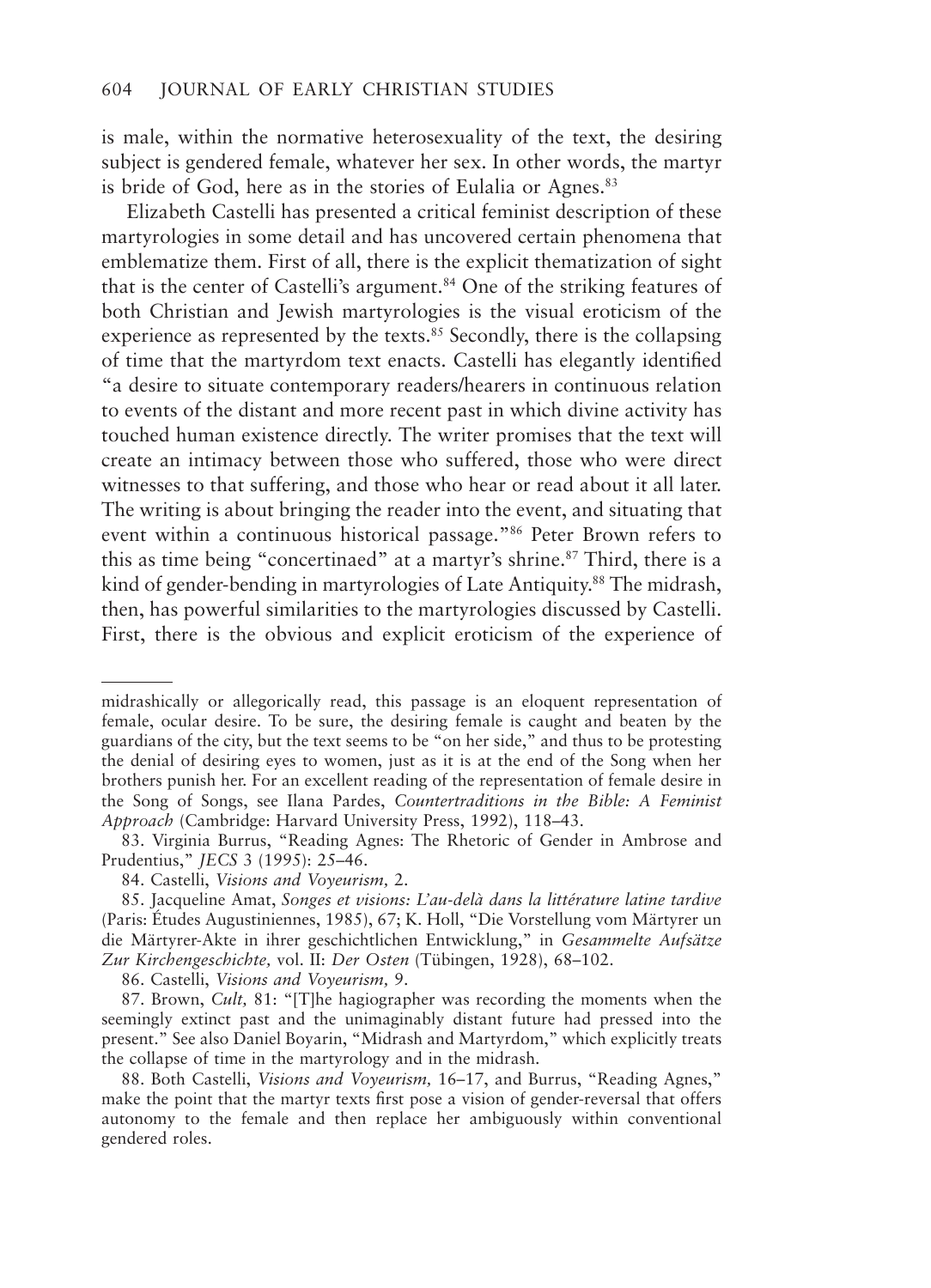is male, within the normative heterosexuality of the text, the desiring subject is gendered female, whatever her sex. In other words, the martyr is bride of God, here as in the stories of Eulalia or Agnes.[83]

Elizabeth Castelli has presented a critical feminist description of these martyrologies in some detail and has uncovered certain phenomena that emblematize them. First of all, there is the explicit thematization of sight that is the center of Castelli's argument.[84] One of the striking features of both Christian and Jewish martyrologies is the visual eroticism of the experience as represented by the texts.[85] Secondly, there is the collapsing of time that the martyrdom text enacts. Castelli has elegantly identified "a desire to situate contemporary readers/hearers in continuous relation to events of the distant and more recent past in which divine activity has touched human existence directly. The writer promises that the text will create an intimacy between those who suffered, those who were direct witnesses to that suffering, and those who hear or read about it all later. The writing is about bringing the reader into the event, and situating that event within a continuous historical passage."[86] Peter Brown refers to this as time being "concertinaed" at a martyr's shrine.[87] Third, there is a kind of gender-bending in martyrologies of Late Antiquity.[88] The midrash, then, has powerful similarities to the martyrologies discussed by Castelli. First, there is the obvious and explicit eroticism of the experience of

---

midrashically or allegorically read, this passage is an eloquent representation of female, ocular desire. To be sure, the desiring female is caught and beaten by the guardians of the city, but the text seems to be "on her side," and thus to be protesting the denial of desiring eyes to women, just as it is at the end of the Song when her brothers punish her. For an excellent reading of the representation of female desire in the Song of Songs, see Ilana Pardes, *Countertraditions in the Bible: A Feminist Approach* (Cambridge: Harvard University Press, 1992), 118–43.

83. Virginia Burrus, "Reading Agnes: The Rhetoric of Gender in Ambrose and Prudentius," *JECS* 3 (1995): 25–46.

84. Castelli, *Visions and Voyeurism,* 2.

85. Jacqueline Amat, *Songes et visions: L'au-delà dans la littérature latine tardive* (Paris: Études Augustiniennes, 1985), 67; K. Holl, "Die Vorstellung vom Märtyrer un die Märtyrer-Akte in ihrer geschichtlichen Entwicklung," in *Gesammelte Aufsätze Zur Kirchengeschichte,* vol. II: *Der Osten* (Tübingen, 1928), 68–102.

86. Castelli, *Visions and Voyeurism,* 9.

87. Brown, *Cult,* 81: "[T]he hagiographer was recording the moments when the seemingly extinct past and the unimaginably distant future had pressed into the present." See also Daniel Boyarin, "Midrash and Martyrdom," which explicitly treats the collapse of time in the martyrology and in the midrash.

88. Both Castelli, *Visions and Voyeurism,* 16–17, and Burrus, "Reading Agnes," make the point that the martyr texts first pose a vision of gender-reversal that offers autonomy to the female and then replace her ambiguously within conventional gendered roles.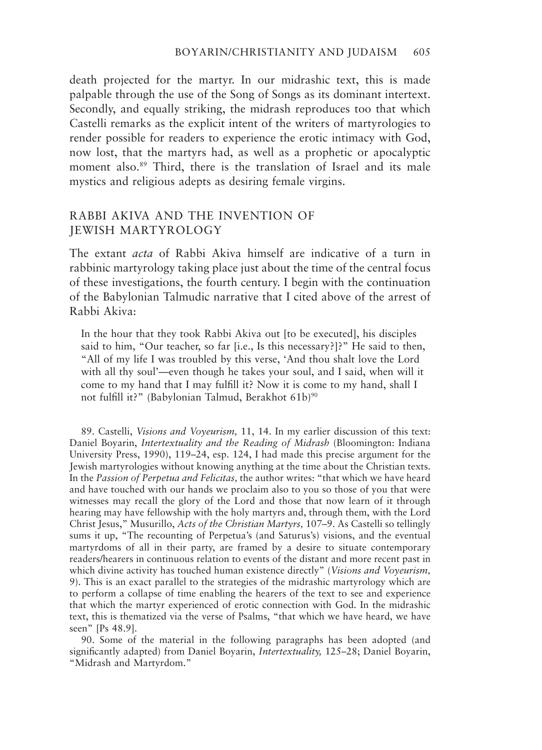death projected for the martyr. In our midrashic text, this is made palpable through the use of the Song of Songs as its dominant intertext. Secondly, and equally striking, the midrash reproduces too that which Castelli remarks as the explicit intent of the writers of martyrologies to render possible for readers to experience the erotic intimacy with God, now lost, that the martyrs had, as well as a prophetic or apocalyptic moment also.[89] Third, there is the translation of Israel and its male mystics and religious adepts as desiring female virgins.

## RABBI AKIVA AND THE INVENTION OF JEWISH MARTYROLOGY

The extant *acta* of Rabbi Akiva himself are indicative of a turn in rabbinic martyrology taking place just about the time of the central focus of these investigations, the fourth century. I begin with the continuation of the Babylonian Talmudic narrative that I cited above of the arrest of Rabbi Akiva:

> In the hour that they took Rabbi Akiva out [to be executed], his disciples said to him, "Our teacher, so far [i.e., Is this necessary?]?" He said to then, "All of my life I was troubled by this verse, 'And thou shalt love the Lord with all thy soul'—even though he takes your soul, and I said, when will it come to my hand that I may fulfill it? Now it is come to my hand, shall I not fulfill it?" (Babylonian Talmud, Berakhot 61b)[90]

89. Castelli, *Visions and Voyeurism,* 11, 14. In my earlier discussion of this text: Daniel Boyarin, *Intertextuality and the Reading of Midrash* (Bloomington: Indiana University Press, 1990), 119–24, esp. 124, I had made this precise argument for the Jewish martyrologies without knowing anything at the time about the Christian texts. In the *Passion of Perpetua and Felicitas,* the author writes: "that which we have heard and have touched with our hands we proclaim also to you so those of you that were witnesses may recall the glory of the Lord and those that now learn of it through hearing may have fellowship with the holy martyrs and, through them, with the Lord Christ Jesus," Musurillo, *Acts of the Christian Martyrs,* 107–9. As Castelli so tellingly sums it up, "The recounting of Perpetua's (and Saturus's) visions, and the eventual martyrdoms of all in their party, are framed by a desire to situate contemporary readers/hearers in continuous relation to events of the distant and more recent past in which divine activity has touched human existence directly" (*Visions and Voyeurism,* 9). This is an exact parallel to the strategies of the midrashic martyrology which are to perform a collapse of time enabling the hearers of the text to see and experience that which the martyr experienced of erotic connection with God. In the midrashic text, this is thematized via the verse of Psalms, "that which we have heard, we have seen" [Ps 48.9].

90. Some of the material in the following paragraphs has been adopted (and significantly adapted) from Daniel Boyarin, *Intertextuality,* 125–28; Daniel Boyarin, "Midrash and Martyrdom."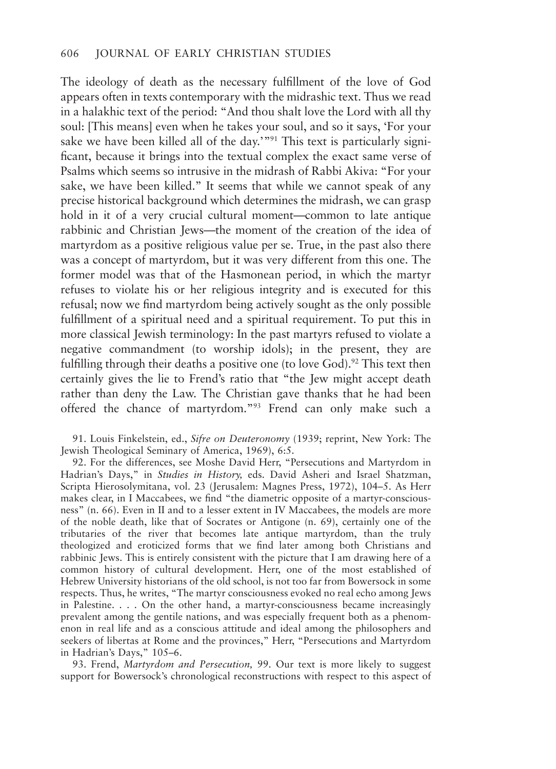The ideology of death as the necessary fulfillment of the love of God appears often in texts contemporary with the midrashic text. Thus we read in a halakhic text of the period: "And thou shalt love the Lord with all thy soul: [This means] even when he takes your soul, and so it says, 'For your sake we have been killed all of the day.'"[91] This text is particularly significant, because it brings into the textual complex the exact same verse of Psalms which seems so intrusive in the midrash of Rabbi Akiva: "For your sake, we have been killed." It seems that while we cannot speak of any precise historical background which determines the midrash, we can grasp hold in it of a very crucial cultural moment—common to late antique rabbinic and Christian Jews—the moment of the creation of the idea of martyrdom as a positive religious value per se. True, in the past also there was a concept of martyrdom, but it was very different from this one. The former model was that of the Hasmonean period, in which the martyr refuses to violate his or her religious integrity and is executed for this refusal; now we find martyrdom being actively sought as the only possible fulfillment of a spiritual need and a spiritual requirement. To put this in more classical Jewish terminology: In the past martyrs refused to violate a negative commandment (to worship idols); in the present, they are fulfilling through their deaths a positive one (to love God).[92] This text then certainly gives the lie to Frend's ratio that "the Jew might accept death rather than deny the Law. The Christian gave thanks that he had been offered the chance of martyrdom."[93] Frend can only make such a

91. Louis Finkelstein, ed., *Sifre on Deuteronomy* (1939; reprint, New York: The Jewish Theological Seminary of America, 1969), 6:5.

92. For the differences, see Moshe David Herr, "Persecutions and Martyrdom in Hadrian's Days," in *Studies in History,* eds. David Asheri and Israel Shatzman, Scripta Hierosolymitana, vol. 23 (Jerusalem: Magnes Press, 1972), 104–5. As Herr makes clear, in I Maccabees, we find "the diametric opposite of a martyr-consciousness" (n. 66). Even in II and to a lesser extent in IV Maccabees, the models are more of the noble death, like that of Socrates or Antigone (n. 69), certainly one of the tributaries of the river that becomes late antique martyrdom, than the truly theologized and eroticized forms that we find later among both Christians and rabbinic Jews. This is entirely consistent with the picture that I am drawing here of a common history of cultural development. Herr, one of the most established of Hebrew University historians of the old school, is not too far from Bowersock in some respects. Thus, he writes, "The martyr consciousness evoked no real echo among Jews in Palestine. . . . On the other hand, a martyr-consciousness became increasingly prevalent among the gentile nations, and was especially frequent both as a phenomenon in real life and as a conscious attitude and ideal among the philosophers and seekers of libertas at Rome and the provinces," Herr, "Persecutions and Martyrdom in Hadrian's Days," 105–6.

93. Frend, *Martyrdom and Persecution,* 99. Our text is more likely to suggest support for Bowersock's chronological reconstructions with respect to this aspect of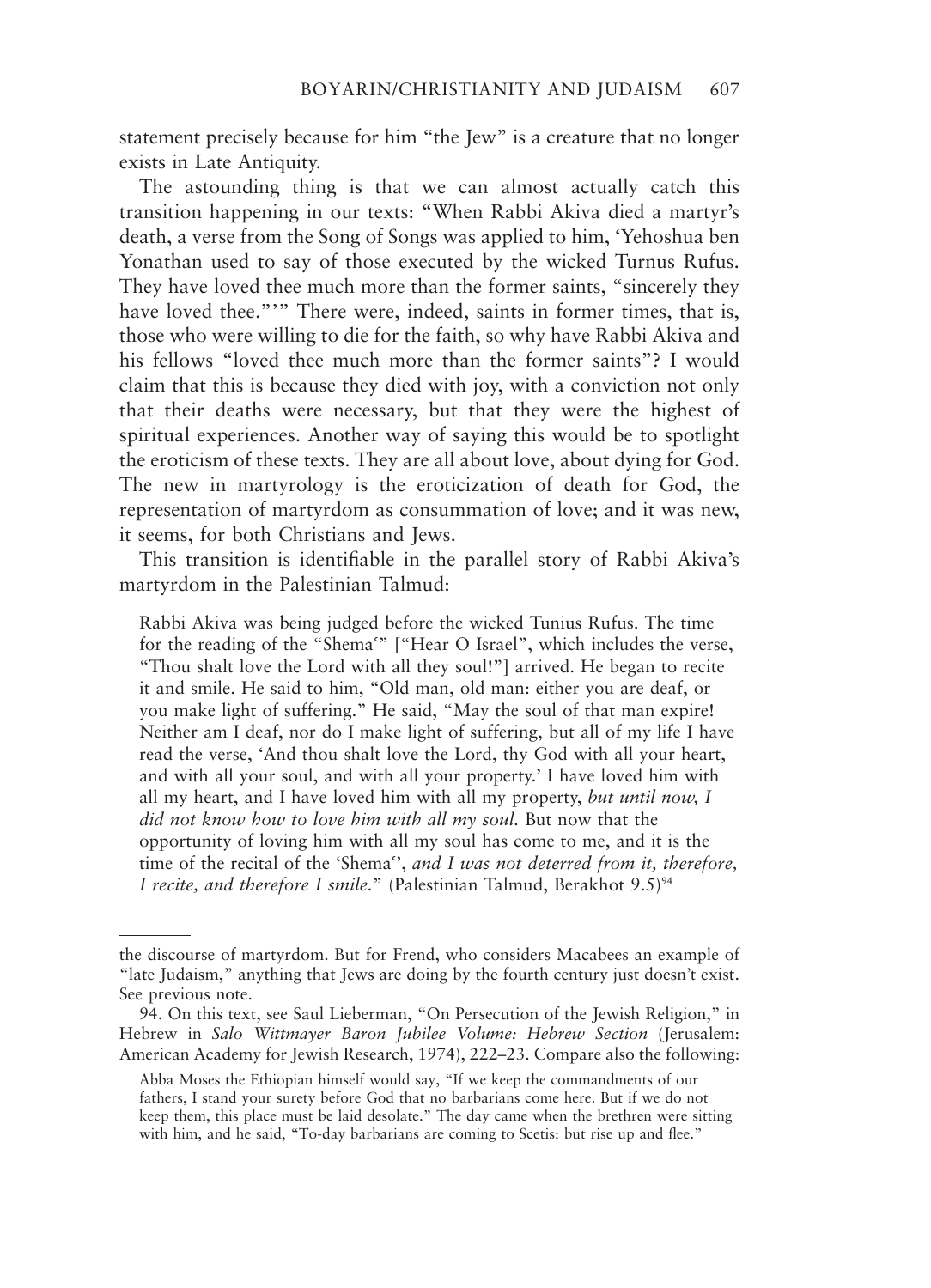statement precisely because for him "the Jew" is a creature that no longer exists in Late Antiquity.

The astounding thing is that we can almost actually catch this transition happening in our texts: "When Rabbi Akiva died a martyr's death, a verse from the Song of Songs was applied to him, 'Yehoshua ben Yonathan used to say of those executed by the wicked Turnus Rufus. They have loved thee much more than the former saints, "sincerely they have loved thee."'" There were, indeed, saints in former times, that is, those who were willing to die for the faith, so why have Rabbi Akiva and his fellows "loved thee much more than the former saints"? I would claim that this is because they died with joy, with a conviction not only that their deaths were necessary, but that they were the highest of spiritual experiences. Another way of saying this would be to spotlight the eroticism of these texts. They are all about love, about dying for God. The new in martyrology is the eroticization of death for God, the representation of martyrdom as consummation of love; and it was new, it seems, for both Christians and Jews.

This transition is identifiable in the parallel story of Rabbi Akiva's martyrdom in the Palestinian Talmud:

> Rabbi Akiva was being judged before the wicked Tunius Rufus. The time for the reading of the "Shemaʿ" ["Hear O Israel", which includes the verse, "Thou shalt love the Lord with all they soul!"] arrived. He began to recite it and smile. He said to him, "Old man, old man: either you are deaf, or you make light of suffering." He said, "May the soul of that man expire! Neither am I deaf, nor do I make light of suffering, but all of my life I have read the verse, 'And thou shalt love the Lord, thy God with all your heart, and with all your soul, and with all your property.' I have loved him with all my heart, and I have loved him with all my property, *but until now, I did not know how to love him with all my soul.* But now that the opportunity of loving him with all my soul has come to me, and it is the time of the recital of the 'Shemaʿ', *and I was not deterred from it, therefore, I recite, and therefore I smile.*" (Palestinian Talmud, Berakhot 9.5)[94]

---

the discourse of martyrdom. But for Frend, who considers Macabees an example of "late Judaism," anything that Jews are doing by the fourth century just doesn't exist. See previous note.

94. On this text, see Saul Lieberman, "On Persecution of the Jewish Religion," in Hebrew in *Salo Wittmayer Baron Jubilee Volume: Hebrew Section* (Jerusalem: American Academy for Jewish Research, 1974), 222–23. Compare also the following:

> Abba Moses the Ethiopian himself would say, "If we keep the commandments of our fathers, I stand your surety before God that no barbarians come here. But if we do not keep them, this place must be laid desolate." The day came when the brethren were sitting with him, and he said, "To-day barbarians are coming to Scetis: but rise up and flee."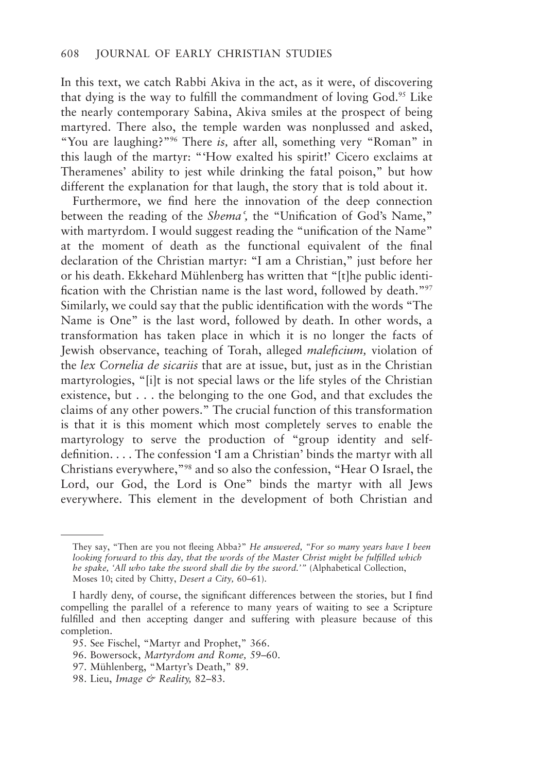In this text, we catch Rabbi Akiva in the act, as it were, of discovering that dying is the way to fulfill the commandment of loving God.[95] Like the nearly contemporary Sabina, Akiva smiles at the prospect of being martyred. There also, the temple warden was nonplussed and asked, "You are laughing?"[96] There *is,* after all, something very "Roman" in this laugh of the martyr: "'How exalted his spirit!' Cicero exclaims at Theramenes' ability to jest while drinking the fatal poison," but how different the explanation for that laugh, the story that is told about it.

Furthermore, we find here the innovation of the deep connection between the reading of the *Shema'*, the "Unification of God's Name," with martyrdom. I would suggest reading the "unification of the Name" at the moment of death as the functional equivalent of the final declaration of the Christian martyr: "I am a Christian," just before her or his death. Ekkehard Mühlenberg has written that "[t]he public identification with the Christian name is the last word, followed by death."[97] Similarly, we could say that the public identification with the words "The Name is One" is the last word, followed by death. In other words, a transformation has taken place in which it is no longer the facts of Jewish observance, teaching of Torah, alleged *maleficium,* violation of the *lex Cornelia de sicariis* that are at issue, but, just as in the Christian martyrologies, "[i]t is not special laws or the life styles of the Christian existence, but . . . the belonging to the one God, and that excludes the claims of any other powers." The crucial function of this transformation is that it is this moment which most completely serves to enable the martyrology to serve the production of "group identity and self-definition. . . . The confession 'I am a Christian' binds the martyr with all Christians everywhere,"[98] and so also the confession, "Hear O Israel, the Lord, our God, the Lord is One" binds the martyr with all Jews everywhere. This element in the development of both Christian and

---

They say, "Then are you not fleeing Abba?" *He answered, "For so many years have I been looking forward to this day, that the words of the Master Christ might be fulfilled which he spake, 'All who take the sword shall die by the sword.'"* (Alphabetical Collection, Moses 10; cited by Chitty, *Desert a City,* 60–61).

I hardly deny, of course, the significant differences between the stories, but I find compelling the parallel of a reference to many years of waiting to see a Scripture fulfilled and then accepting danger and suffering with pleasure because of this completion.

95. See Fischel, "Martyr and Prophet," 366.

96. Bowersock, *Martyrdom and Rome,* 59–60.

97. Mühlenberg, "Martyr's Death," 89.

98. Lieu, *Image & Reality,* 82–83.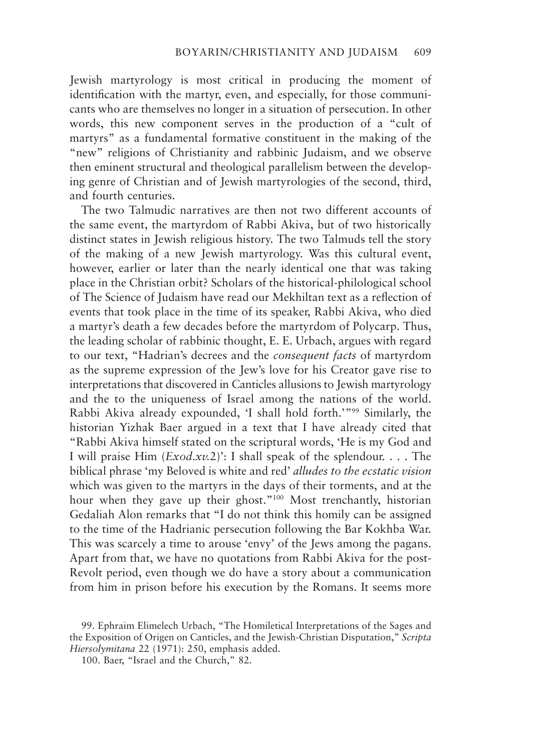Jewish martyrology is most critical in producing the moment of identification with the martyr, even, and especially, for those communicants who are themselves no longer in a situation of persecution. In other words, this new component serves in the production of a "cult of martyrs" as a fundamental formative constituent in the making of the "new" religions of Christianity and rabbinic Judaism, and we observe then eminent structural and theological parallelism between the developing genre of Christian and of Jewish martyrologies of the second, third, and fourth centuries.

The two Talmudic narratives are then not two different accounts of the same event, the martyrdom of Rabbi Akiva, but of two historically distinct states in Jewish religious history. The two Talmuds tell the story of the making of a new Jewish martyrology. Was this cultural event, however, earlier or later than the nearly identical one that was taking place in the Christian orbit? Scholars of the historical-philological school of The Science of Judaism have read our Mekhiltan text as a reflection of events that took place in the time of its speaker, Rabbi Akiva, who died a martyr's death a few decades before the martyrdom of Polycarp. Thus, the leading scholar of rabbinic thought, E. E. Urbach, argues with regard to our text, "Hadrian's decrees and the *consequent facts* of martyrdom as the supreme expression of the Jew's love for his Creator gave rise to interpretations that discovered in Canticles allusions to Jewish martyrology and the to the uniqueness of Israel among the nations of the world. Rabbi Akiva already expounded, 'I shall hold forth.'"[99] Similarly, the historian Yizhak Baer argued in a text that I have already cited that "Rabbi Akiva himself stated on the scriptural words, 'He is my God and I will praise Him (*Exod.xv.*2)': I shall speak of the splendour. . . . The biblical phrase 'my Beloved is white and red' *alludes to the ecstatic vision* which was given to the martyrs in the days of their torments, and at the hour when they gave up their ghost."[100] Most trenchantly, historian Gedaliah Alon remarks that "I do not think this homily can be assigned to the time of the Hadrianic persecution following the Bar Kokhba War. This was scarcely a time to arouse 'envy' of the Jews among the pagans. Apart from that, we have no quotations from Rabbi Akiva for the post-Revolt period, even though we do have a story about a communication from him in prison before his execution by the Romans. It seems more

99. Ephraim Elimelech Urbach, "The Homiletical Interpretations of the Sages and the Exposition of Origen on Canticles, and the Jewish-Christian Disputation," *Scripta Hiersolymitana* 22 (1971): 250, emphasis added.

100. Baer, "Israel and the Church," 82.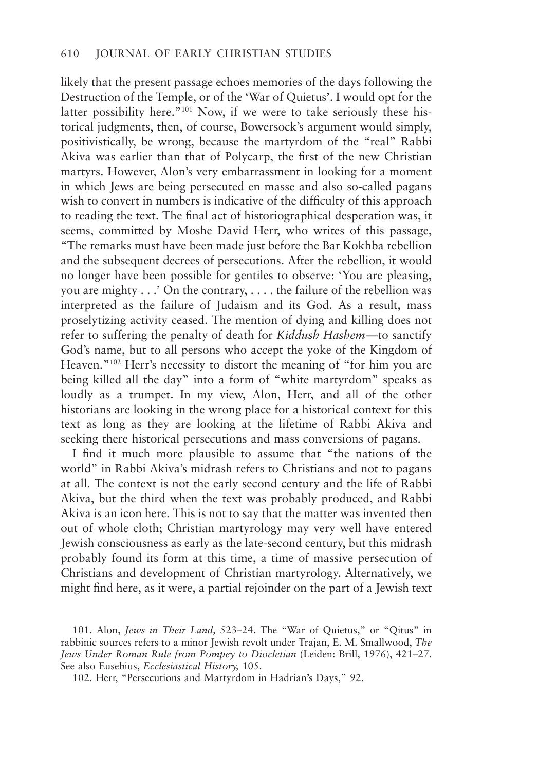likely that the present passage echoes memories of the days following the Destruction of the Temple, or of the 'War of Quietus'. I would opt for the latter possibility here."[101] Now, if we were to take seriously these historical judgments, then, of course, Bowersock's argument would simply, positivistically, be wrong, because the martyrdom of the "real" Rabbi Akiva was earlier than that of Polycarp, the first of the new Christian martyrs. However, Alon's very embarrassment in looking for a moment in which Jews are being persecuted en masse and also so-called pagans wish to convert in numbers is indicative of the difficulty of this approach to reading the text. The final act of historiographical desperation was, it seems, committed by Moshe David Herr, who writes of this passage, "The remarks must have been made just before the Bar Kokhba rebellion and the subsequent decrees of persecutions. After the rebellion, it would no longer have been possible for gentiles to observe: 'You are pleasing, you are mighty . . .' On the contrary, . . . . the failure of the rebellion was interpreted as the failure of Judaism and its God. As a result, mass proselytizing activity ceased. The mention of dying and killing does not refer to suffering the penalty of death for *Kiddush Hashem*—to sanctify God's name, but to all persons who accept the yoke of the Kingdom of Heaven."[102] Herr's necessity to distort the meaning of "for him you are being killed all the day" into a form of "white martyrdom" speaks as loudly as a trumpet. In my view, Alon, Herr, and all of the other historians are looking in the wrong place for a historical context for this text as long as they are looking at the lifetime of Rabbi Akiva and seeking there historical persecutions and mass conversions of pagans.

I find it much more plausible to assume that "the nations of the world" in Rabbi Akiva's midrash refers to Christians and not to pagans at all. The context is not the early second century and the life of Rabbi Akiva, but the third when the text was probably produced, and Rabbi Akiva is an icon here. This is not to say that the matter was invented then out of whole cloth; Christian martyrology may very well have entered Jewish consciousness as early as the late-second century, but this midrash probably found its form at this time, a time of massive persecution of Christians and development of Christian martyrology. Alternatively, we might find here, as it were, a partial rejoinder on the part of a Jewish text

101. Alon, *Jews in Their Land,* 523–24. The "War of Quietus," or "Qitus" in rabbinic sources refers to a minor Jewish revolt under Trajan, E. M. Smallwood, *The Jews Under Roman Rule from Pompey to Diocletian* (Leiden: Brill, 1976), 421–27. See also Eusebius, *Ecclesiastical History,* 105.

102. Herr, "Persecutions and Martyrdom in Hadrian's Days," 92.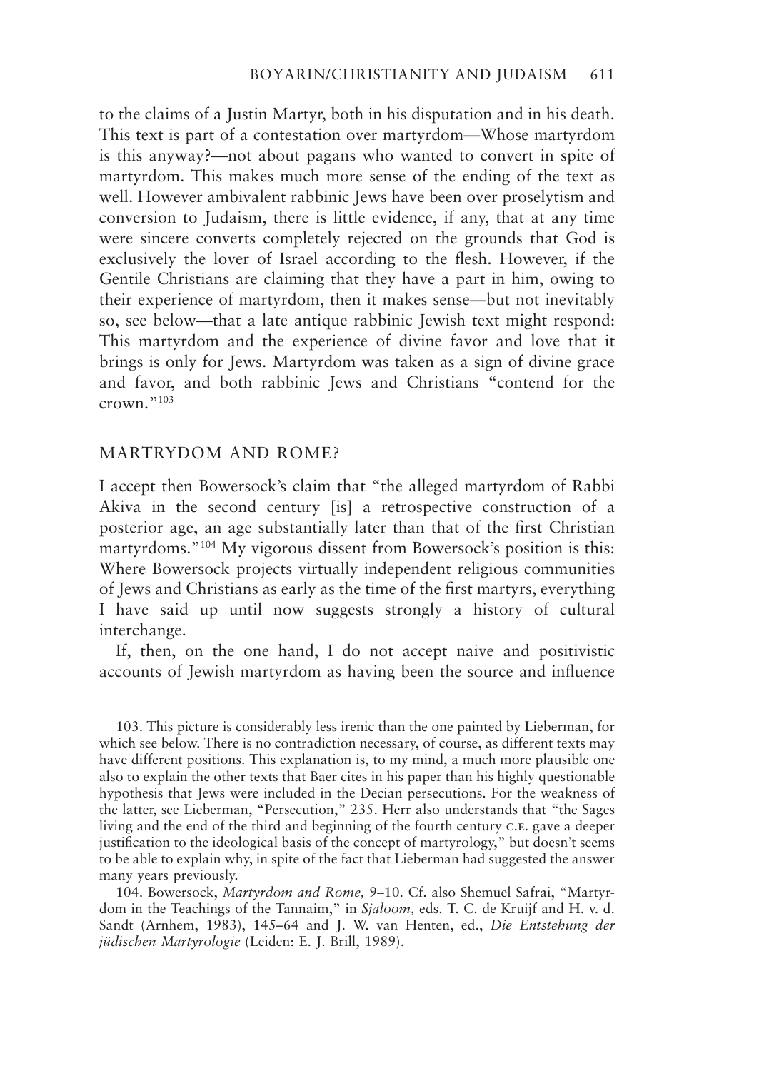to the claims of a Justin Martyr, both in his disputation and in his death. This text is part of a contestation over martyrdom—Whose martyrdom is this anyway?—not about pagans who wanted to convert in spite of martyrdom. This makes much more sense of the ending of the text as well. However ambivalent rabbinic Jews have been over proselytism and conversion to Judaism, there is little evidence, if any, that at any time were sincere converts completely rejected on the grounds that God is exclusively the lover of Israel according to the flesh. However, if the Gentile Christians are claiming that they have a part in him, owing to their experience of martyrdom, then it makes sense—but not inevitably so, see below—that a late antique rabbinic Jewish text might respond: This martyrdom and the experience of divine favor and love that it brings is only for Jews. Martyrdom was taken as a sign of divine grace and favor, and both rabbinic Jews and Christians "contend for the crown."[103]

## MARTRYDOM AND ROME?

I accept then Bowersock's claim that "the alleged martyrdom of Rabbi Akiva in the second century [is] a retrospective construction of a posterior age, an age substantially later than that of the first Christian martyrdoms."[104] My vigorous dissent from Bowersock's position is this: Where Bowersock projects virtually independent religious communities of Jews and Christians as early as the time of the first martyrs, everything I have said up until now suggests strongly a history of cultural interchange.

If, then, on the one hand, I do not accept naive and positivistic accounts of Jewish martyrdom as having been the source and influence

103. This picture is considerably less irenic than the one painted by Lieberman, for which see below. There is no contradiction necessary, of course, as different texts may have different positions. This explanation is, to my mind, a much more plausible one also to explain the other texts that Baer cites in his paper than his highly questionable hypothesis that Jews were included in the Decian persecutions. For the weakness of the latter, see Lieberman, "Persecution," 235. Herr also understands that "the Sages living and the end of the third and beginning of the fourth century C.E. gave a deeper justification to the ideological basis of the concept of martyrology," but doesn't seems to be able to explain why, in spite of the fact that Lieberman had suggested the answer many years previously.

104. Bowersock, *Martyrdom and Rome,* 9–10. Cf. also Shemuel Safrai, "Martyrdom in the Teachings of the Tannaim," in *Sjaloom,* eds. T. C. de Kruijf and H. v. d. Sandt (Arnhem, 1983), 145–64 and J. W. van Henten, ed., *Die Entstehung der jüdischen Martyrologie* (Leiden: E. J. Brill, 1989).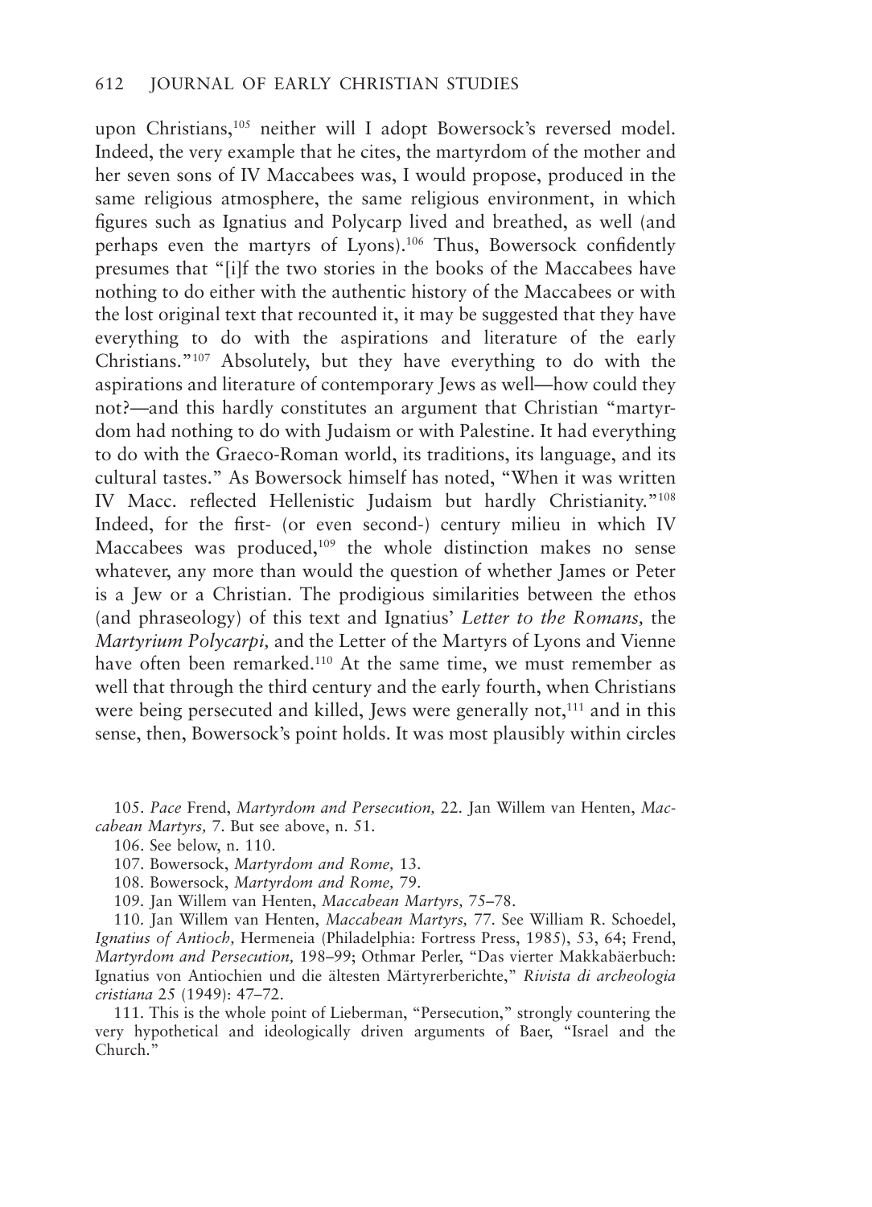upon Christians,[105] neither will I adopt Bowersock's reversed model. Indeed, the very example that he cites, the martyrdom of the mother and her seven sons of IV Maccabees was, I would propose, produced in the same religious atmosphere, the same religious environment, in which figures such as Ignatius and Polycarp lived and breathed, as well (and perhaps even the martyrs of Lyons).[106] Thus, Bowersock confidently presumes that "[i]f the two stories in the books of the Maccabees have nothing to do either with the authentic history of the Maccabees or with the lost original text that recounted it, it may be suggested that they have everything to do with the aspirations and literature of the early Christians."[107] Absolutely, but they have everything to do with the aspirations and literature of contemporary Jews as well—how could they not?—and this hardly constitutes an argument that Christian "martyrdom had nothing to do with Judaism or with Palestine. It had everything to do with the Graeco-Roman world, its traditions, its language, and its cultural tastes." As Bowersock himself has noted, "When it was written IV Macc. reflected Hellenistic Judaism but hardly Christianity."[108] Indeed, for the first- (or even second-) century milieu in which IV Maccabees was produced,[109] the whole distinction makes no sense whatever, any more than would the question of whether James or Peter is a Jew or a Christian. The prodigious similarities between the ethos (and phraseology) of this text and Ignatius' *Letter to the Romans,* the *Martyrium Polycarpi,* and the Letter of the Martyrs of Lyons and Vienne have often been remarked.[110] At the same time, we must remember as well that through the third century and the early fourth, when Christians were being persecuted and killed, Jews were generally not,[111] and in this sense, then, Bowersock's point holds. It was most plausibly within circles

105. *Pace* Frend, *Martyrdom and Persecution,* 22. Jan Willem van Henten, *Maccabean Martyrs,* 7. But see above, n. 51.

106. See below, n. 110.

107. Bowersock, *Martyrdom and Rome,* 13.

108. Bowersock, *Martyrdom and Rome,* 79.

109. Jan Willem van Henten, *Maccabean Martyrs,* 75–78.

110. Jan Willem van Henten, *Maccabean Martyrs,* 77. See William R. Schoedel, *Ignatius of Antioch,* Hermeneia (Philadelphia: Fortress Press, 1985), 53, 64; Frend, *Martyrdom and Persecution,* 198–99; Othmar Perler, "Das vierter Makkabäerbuch: Ignatius von Antiochien und die ältesten Märtyrerberichte," *Rivista di archeologia cristiana* 25 (1949): 47–72.

111. This is the whole point of Lieberman, "Persecution," strongly countering the very hypothetical and ideologically driven arguments of Baer, "Israel and the Church."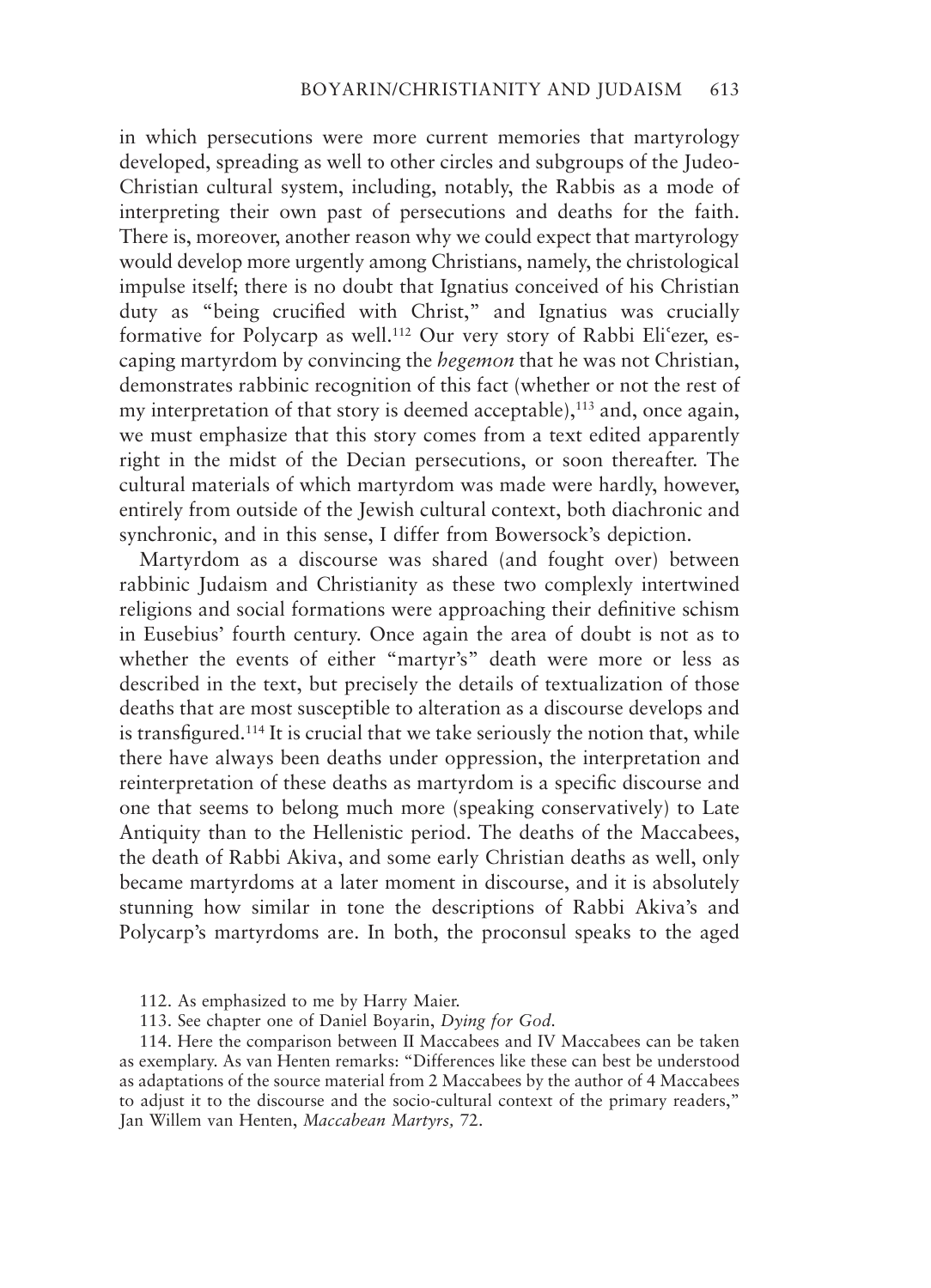in which persecutions were more current memories that martyrology developed, spreading as well to other circles and subgroups of the Judeo-Christian cultural system, including, notably, the Rabbis as a mode of interpreting their own past of persecutions and deaths for the faith. There is, moreover, another reason why we could expect that martyrology would develop more urgently among Christians, namely, the christological impulse itself; there is no doubt that Ignatius conceived of his Christian duty as "being crucified with Christ," and Ignatius was crucially formative for Polycarp as well.[112] Our very story of Rabbi Eli'ezer, escaping martyrdom by convincing the *hegemon* that he was not Christian, demonstrates rabbinic recognition of this fact (whether or not the rest of my interpretation of that story is deemed acceptable),[113] and, once again, we must emphasize that this story comes from a text edited apparently right in the midst of the Decian persecutions, or soon thereafter. The cultural materials of which martyrdom was made were hardly, however, entirely from outside of the Jewish cultural context, both diachronic and synchronic, and in this sense, I differ from Bowersock's depiction.

Martyrdom as a discourse was shared (and fought over) between rabbinic Judaism and Christianity as these two complexly intertwined religions and social formations were approaching their definitive schism in Eusebius' fourth century. Once again the area of doubt is not as to whether the events of either "martyr's" death were more or less as described in the text, but precisely the details of textualization of those deaths that are most susceptible to alteration as a discourse develops and is transfigured.[114] It is crucial that we take seriously the notion that, while there have always been deaths under oppression, the interpretation and reinterpretation of these deaths as martyrdom is a specific discourse and one that seems to belong much more (speaking conservatively) to Late Antiquity than to the Hellenistic period. The deaths of the Maccabees, the death of Rabbi Akiva, and some early Christian deaths as well, only became martyrdoms at a later moment in discourse, and it is absolutely stunning how similar in tone the descriptions of Rabbi Akiva's and Polycarp's martyrdoms are. In both, the proconsul speaks to the aged

112. As emphasized to me by Harry Maier.

113. See chapter one of Daniel Boyarin, *Dying for God*.

114. Here the comparison between II Maccabees and IV Maccabees can be taken as exemplary. As van Henten remarks: "Differences like these can best be understood as adaptations of the source material from 2 Maccabees by the author of 4 Maccabees to adjust it to the discourse and the socio-cultural context of the primary readers," Jan Willem van Henten, *Maccabean Martyrs,* 72.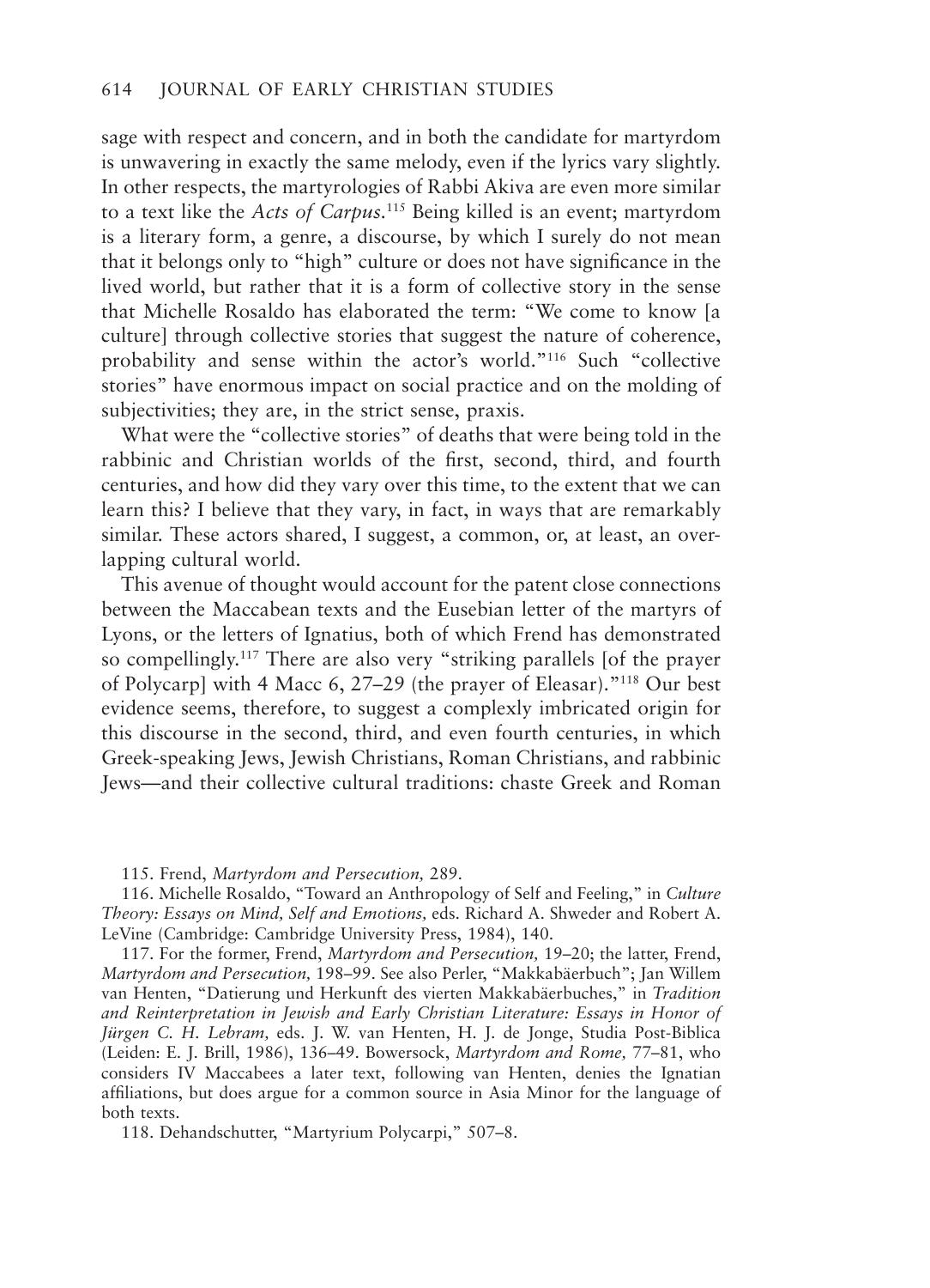sage with respect and concern, and in both the candidate for martyrdom is unwavering in exactly the same melody, even if the lyrics vary slightly. In other respects, the martyrologies of Rabbi Akiva are even more similar to a text like the *Acts of Carpus*.[115] Being killed is an event; martyrdom is a literary form, a genre, a discourse, by which I surely do not mean that it belongs only to "high" culture or does not have significance in the lived world, but rather that it is a form of collective story in the sense that Michelle Rosaldo has elaborated the term: "We come to know [a culture] through collective stories that suggest the nature of coherence, probability and sense within the actor's world."[116] Such "collective stories" have enormous impact on social practice and on the molding of subjectivities; they are, in the strict sense, praxis.

What were the "collective stories" of deaths that were being told in the rabbinic and Christian worlds of the first, second, third, and fourth centuries, and how did they vary over this time, to the extent that we can learn this? I believe that they vary, in fact, in ways that are remarkably similar. These actors shared, I suggest, a common, or, at least, an overlapping cultural world.

This avenue of thought would account for the patent close connections between the Maccabean texts and the Eusebian letter of the martyrs of Lyons, or the letters of Ignatius, both of which Frend has demonstrated so compellingly.[117] There are also very "striking parallels [of the prayer of Polycarp] with 4 Macc 6, 27–29 (the prayer of Eleasar)."[118] Our best evidence seems, therefore, to suggest a complexly imbricated origin for this discourse in the second, third, and even fourth centuries, in which Greek-speaking Jews, Jewish Christians, Roman Christians, and rabbinic Jews—and their collective cultural traditions: chaste Greek and Roman

115. Frend, *Martyrdom and Persecution,* 289.

116. Michelle Rosaldo, "Toward an Anthropology of Self and Feeling," in *Culture Theory: Essays on Mind, Self and Emotions,* eds. Richard A. Shweder and Robert A. LeVine (Cambridge: Cambridge University Press, 1984), 140.

117. For the former, Frend, *Martyrdom and Persecution,* 19–20; the latter, Frend, *Martyrdom and Persecution,* 198–99. See also Perler, "Makkabäerbuch"; Jan Willem van Henten, "Datierung und Herkunft des vierten Makkabäerbuches," in *Tradition and Reinterpretation in Jewish and Early Christian Literature: Essays in Honor of Jürgen C. H. Lebram,* eds. J. W. van Henten, H. J. de Jonge, Studia Post-Biblica (Leiden: E. J. Brill, 1986), 136–49. Bowersock, *Martyrdom and Rome,* 77–81, who considers IV Maccabees a later text, following van Henten, denies the Ignatian affiliations, but does argue for a common source in Asia Minor for the language of both texts.

118. Dehandschutter, "Martyrium Polycarpi," 507–8.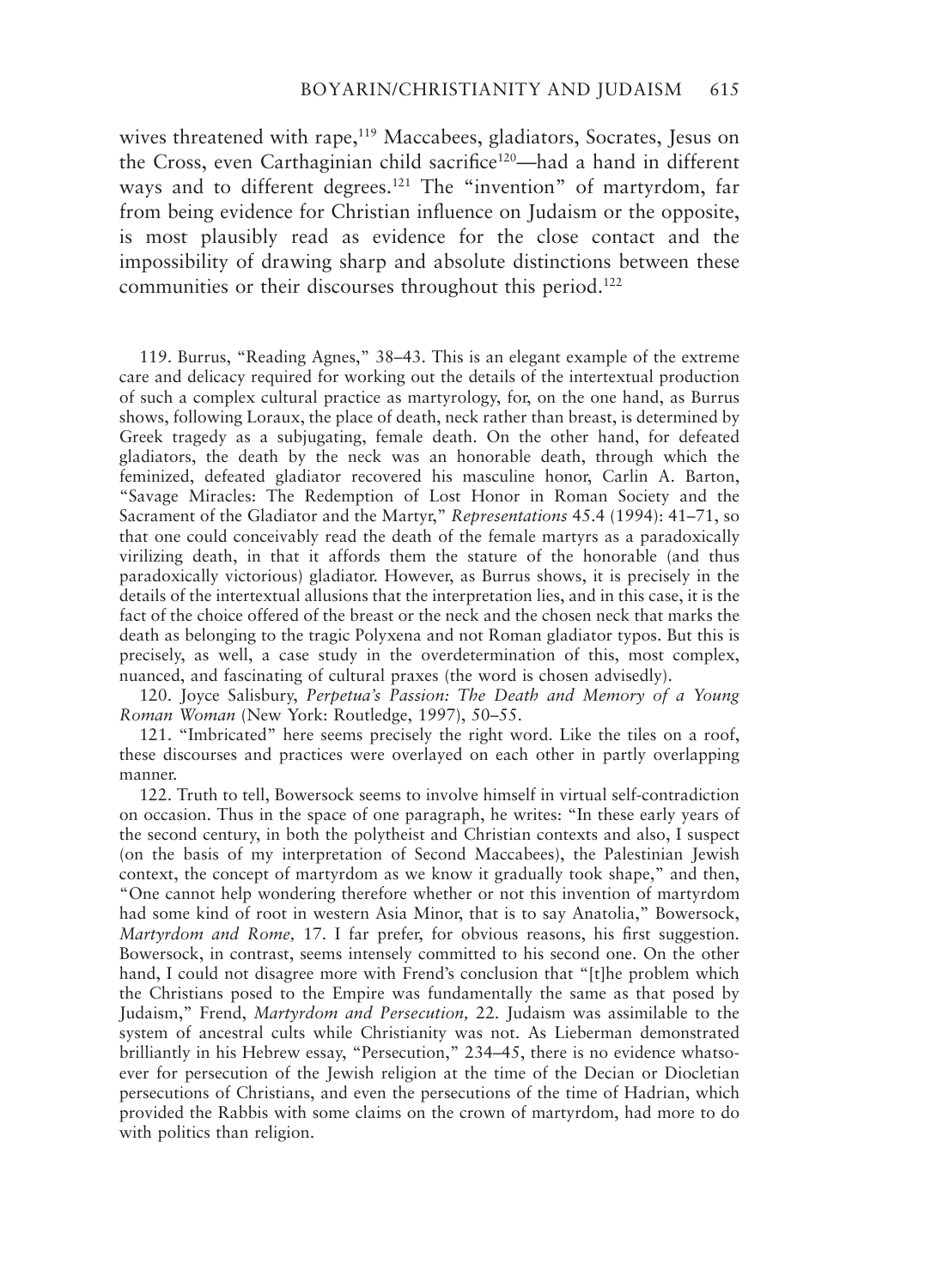wives threatened with rape,[119] Maccabees, gladiators, Socrates, Jesus on the Cross, even Carthaginian child sacrifice[120]—had a hand in different ways and to different degrees.[121] The "invention" of martyrdom, far from being evidence for Christian influence on Judaism or the opposite, is most plausibly read as evidence for the close contact and the impossibility of drawing sharp and absolute distinctions between these communities or their discourses throughout this period.[122]

119. Burrus, "Reading Agnes," 38–43. This is an elegant example of the extreme care and delicacy required for working out the details of the intertextual production of such a complex cultural practice as martyrology, for, on the one hand, as Burrus shows, following Loraux, the place of death, neck rather than breast, is determined by Greek tragedy as a subjugating, female death. On the other hand, for defeated gladiators, the death by the neck was an honorable death, through which the feminized, defeated gladiator recovered his masculine honor, Carlin A. Barton, "Savage Miracles: The Redemption of Lost Honor in Roman Society and the Sacrament of the Gladiator and the Martyr," *Representations* 45.4 (1994): 41–71, so that one could conceivably read the death of the female martyrs as a paradoxically virilizing death, in that it affords them the stature of the honorable (and thus paradoxically victorious) gladiator. However, as Burrus shows, it is precisely in the details of the intertextual allusions that the interpretation lies, and in this case, it is the fact of the choice offered of the breast or the neck and the chosen neck that marks the death as belonging to the tragic Polyxena and not Roman gladiator typos. But this is precisely, as well, a case study in the overdetermination of this, most complex, nuanced, and fascinating of cultural praxes (the word is chosen advisedly).

120. Joyce Salisbury, *Perpetua's Passion: The Death and Memory of a Young Roman Woman* (New York: Routledge, 1997), 50–55.

121. "Imbricated" here seems precisely the right word. Like the tiles on a roof, these discourses and practices were overlayed on each other in partly overlapping manner.

122. Truth to tell, Bowersock seems to involve himself in virtual self-contradiction on occasion. Thus in the space of one paragraph, he writes: "In these early years of the second century, in both the polytheist and Christian contexts and also, I suspect (on the basis of my interpretation of Second Maccabees), the Palestinian Jewish context, the concept of martyrdom as we know it gradually took shape," and then, "One cannot help wondering therefore whether or not this invention of martyrdom had some kind of root in western Asia Minor, that is to say Anatolia," Bowersock, *Martyrdom and Rome,* 17. I far prefer, for obvious reasons, his first suggestion. Bowersock, in contrast, seems intensely committed to his second one. On the other hand, I could not disagree more with Frend's conclusion that "[t]he problem which the Christians posed to the Empire was fundamentally the same as that posed by Judaism," Frend, *Martyrdom and Persecution,* 22. Judaism was assimilable to the system of ancestral cults while Christianity was not. As Lieberman demonstrated brilliantly in his Hebrew essay, "Persecution," 234–45, there is no evidence whatsoever for persecution of the Jewish religion at the time of the Decian or Diocletian persecutions of Christians, and even the persecutions of the time of Hadrian, which provided the Rabbis with some claims on the crown of martyrdom, had more to do with politics than religion.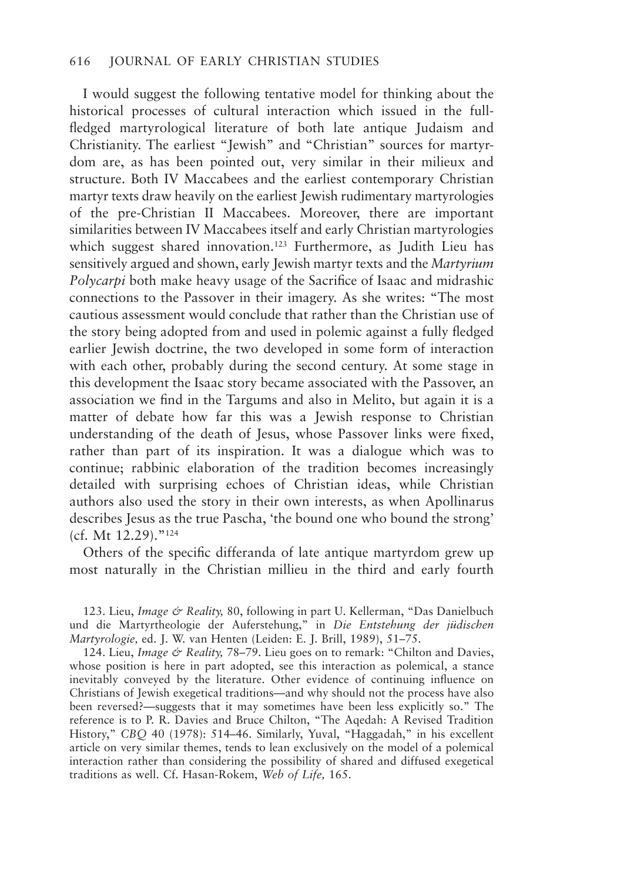I would suggest the following tentative model for thinking about the historical processes of cultural interaction which issued in the full-fledged martyrological literature of both late antique Judaism and Christianity. The earliest "Jewish" and "Christian" sources for martyrdom are, as has been pointed out, very similar in their milieux and structure. Both IV Maccabees and the earliest contemporary Christian martyr texts draw heavily on the earliest Jewish rudimentary martyrologies of the pre-Christian II Maccabees. Moreover, there are important similarities between IV Maccabees itself and early Christian martyrologies which suggest shared innovation.[123] Furthermore, as Judith Lieu has sensitively argued and shown, early Jewish martyr texts and the *Martyrium Polycarpi* both make heavy usage of the Sacrifice of Isaac and midrashic connections to the Passover in their imagery. As she writes: "The most cautious assessment would conclude that rather than the Christian use of the story being adopted from and used in polemic against a fully fledged earlier Jewish doctrine, the two developed in some form of interaction with each other, probably during the second century. At some stage in this development the Isaac story became associated with the Passover, an association we find in the Targums and also in Melito, but again it is a matter of debate how far this was a Jewish response to Christian understanding of the death of Jesus, whose Passover links were fixed, rather than part of its inspiration. It was a dialogue which was to continue; rabbinic elaboration of the tradition becomes increasingly detailed with surprising echoes of Christian ideas, while Christian authors also used the story in their own interests, as when Apollinarus describes Jesus as the true Pascha, 'the bound one who bound the strong' (cf. Mt 12.29)."[124]

Others of the specific differanda of late antique martyrdom grew up most naturally in the Christian millieu in the third and early fourth

123. Lieu, *Image & Reality,* 80, following in part U. Kellerman, "Das Danielbuch und die Martyrtheologie der Auferstehung," in *Die Entstehung der jüdischen Martyrologie,* ed. J. W. van Henten (Leiden: E. J. Brill, 1989), 51–75.

124. Lieu, *Image & Reality,* 78–79. Lieu goes on to remark: "Chilton and Davies, whose position is here in part adopted, see this interaction as polemical, a stance inevitably conveyed by the literature. Other evidence of continuing influence on Christians of Jewish exegetical traditions—and why should not the process have also been reversed?—suggests that it may sometimes have been less explicitly so." The reference is to P. R. Davies and Bruce Chilton, "The Aqedah: A Revised Tradition History," *CBQ* 40 (1978): 514–46. Similarly, Yuval, "Haggadah," in his excellent article on very similar themes, tends to lean exclusively on the model of a polemical interaction rather than considering the possibility of shared and diffused exegetical traditions as well. Cf. Hasan-Rokem, *Web of Life,* 165.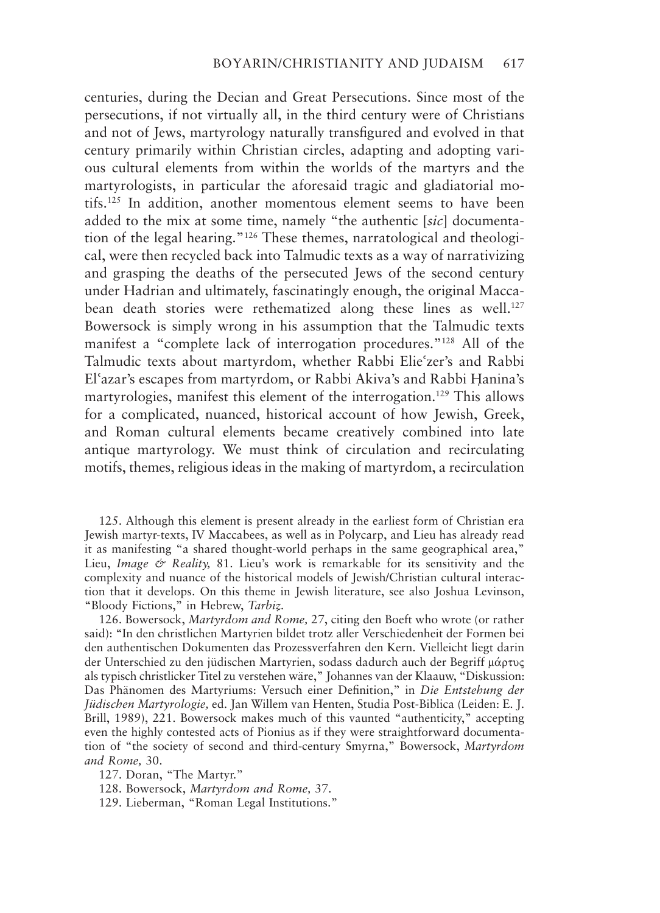centuries, during the Decian and Great Persecutions. Since most of the persecutions, if not virtually all, in the third century were of Christians and not of Jews, martyrology naturally transfigured and evolved in that century primarily within Christian circles, adapting and adopting various cultural elements from within the worlds of the martyrs and the martyrologists, in particular the aforesaid tragic and gladiatorial motifs.[125] In addition, another momentous element seems to have been added to the mix at some time, namely "the authentic [*sic*] documentation of the legal hearing."[126] These themes, narratological and theological, were then recycled back into Talmudic texts as a way of narrativizing and grasping the deaths of the persecuted Jews of the second century under Hadrian and ultimately, fascinatingly enough, the original Maccabean death stories were rethematized along these lines as well.[127] Bowersock is simply wrong in his assumption that the Talmudic texts manifest a "complete lack of interrogation procedures."[128] All of the Talmudic texts about martyrdom, whether Rabbi Elieʿzer's and Rabbi Elʿazar's escapes from martyrdom, or Rabbi Akiva's and Rabbi Ḥanina's martyrologies, manifest this element of the interrogation.[129] This allows for a complicated, nuanced, historical account of how Jewish, Greek, and Roman cultural elements became creatively combined into late antique martyrology. We must think of circulation and recirculating motifs, themes, religious ideas in the making of martyrdom, a recirculation

125. Although this element is present already in the earliest form of Christian era Jewish martyr-texts, IV Maccabees, as well as in Polycarp, and Lieu has already read it as manifesting "a shared thought-world perhaps in the same geographical area," Lieu, *Image & Reality,* 81. Lieu's work is remarkable for its sensitivity and the complexity and nuance of the historical models of Jewish/Christian cultural interaction that it develops. On this theme in Jewish literature, see also Joshua Levinson, "Bloody Fictions," in Hebrew, *Tarbiz.*

126. Bowersock, *Martyrdom and Rome,* 27, citing den Boeft who wrote (or rather said): "In den christlichen Martyrien bildet trotz aller Verschiedenheit der Formen bei den authentischen Dokumenten das Prozessverfahren den Kern. Vielleicht liegt darin der Unterschied zu den jüdischen Martyrien, sodass dadurch auch der Begriff μάρτυς als typisch christlicker Titel zu verstehen wäre," Johannes van der Klaauw, "Diskussion: Das Phänomen des Martyriums: Versuch einer Definition," in *Die Entstehung der Jüdischen Martyrologie,* ed. Jan Willem van Henten, Studia Post-Biblica (Leiden: E. J. Brill, 1989), 221. Bowersock makes much of this vaunted "authenticity," accepting even the highly contested acts of Pionius as if they were straightforward documentation of "the society of second and third-century Smyrna," Bowersock, *Martyrdom and Rome,* 30.

127. Doran, "The Martyr."

128. Bowersock, *Martyrdom and Rome,* 37.

129. Lieberman, "Roman Legal Institutions."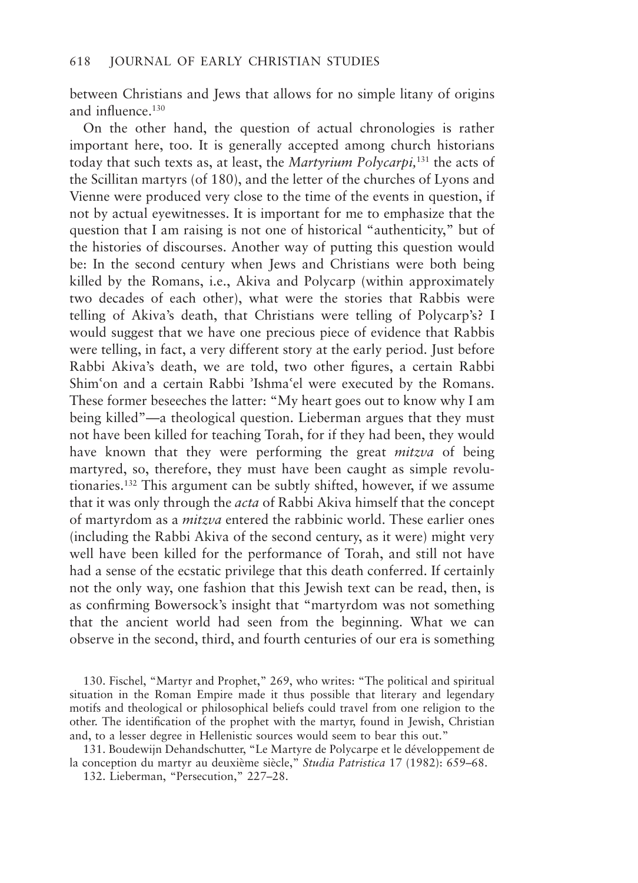between Christians and Jews that allows for no simple litany of origins and influence.[130]

On the other hand, the question of actual chronologies is rather important here, too. It is generally accepted among church historians today that such texts as, at least, the *Martyrium Polycarpi,*[131] the acts of the Scillitan martyrs (of 180), and the letter of the churches of Lyons and Vienne were produced very close to the time of the events in question, if not by actual eyewitnesses. It is important for me to emphasize that the question that I am raising is not one of historical "authenticity," but of the histories of discourses. Another way of putting this question would be: In the second century when Jews and Christians were both being killed by the Romans, i.e., Akiva and Polycarp (within approximately two decades of each other), what were the stories that Rabbis were telling of Akiva's death, that Christians were telling of Polycarp's? I would suggest that we have one precious piece of evidence that Rabbis were telling, in fact, a very different story at the early period. Just before Rabbi Akiva's death, we are told, two other figures, a certain Rabbi Shimʿon and a certain Rabbi ʾIshmaʿel were executed by the Romans. These former beseeches the latter: "My heart goes out to know why I am being killed"—a theological question. Lieberman argues that they must not have been killed for teaching Torah, for if they had been, they would have known that they were performing the great *mitzva* of being martyred, so, therefore, they must have been caught as simple revolutionaries.[132] This argument can be subtly shifted, however, if we assume that it was only through the *acta* of Rabbi Akiva himself that the concept of martyrdom as a *mitzva* entered the rabbinic world. These earlier ones (including the Rabbi Akiva of the second century, as it were) might very well have been killed for the performance of Torah, and still not have had a sense of the ecstatic privilege that this death conferred. If certainly not the only way, one fashion that this Jewish text can be read, then, is as confirming Bowersock's insight that "martyrdom was not something that the ancient world had seen from the beginning. What we can observe in the second, third, and fourth centuries of our era is something

130. Fischel, "Martyr and Prophet," 269, who writes: "The political and spiritual situation in the Roman Empire made it thus possible that literary and legendary motifs and theological or philosophical beliefs could travel from one religion to the other. The identification of the prophet with the martyr, found in Jewish, Christian and, to a lesser degree in Hellenistic sources would seem to bear this out."

131. Boudewijn Dehandschutter, "Le Martyre de Polycarpe et le développement de la conception du martyr au deuxième siècle," *Studia Patristica* 17 (1982): 659–68.

132. Lieberman, "Persecution," 227–28.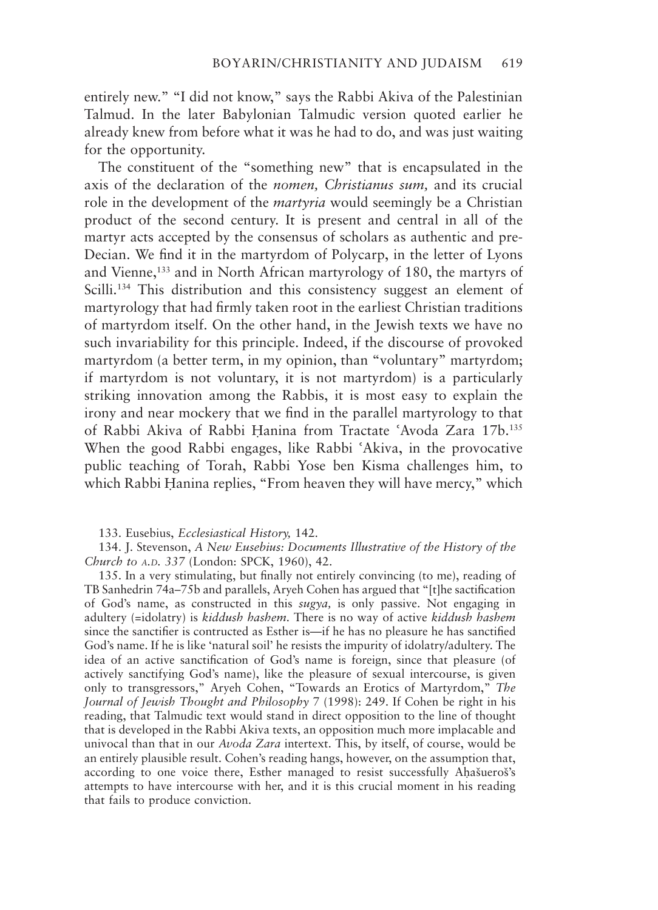entirely new." "I did not know," says the Rabbi Akiva of the Palestinian Talmud. In the later Babylonian Talmudic version quoted earlier he already knew from before what it was he had to do, and was just waiting for the opportunity.

The constituent of the "something new" that is encapsulated in the axis of the declaration of the *nomen, Christianus sum,* and its crucial role in the development of the *martyria* would seemingly be a Christian product of the second century. It is present and central in all of the martyr acts accepted by the consensus of scholars as authentic and pre-Decian. We find it in the martyrdom of Polycarp, in the letter of Lyons and Vienne,[133] and in North African martyrology of 180, the martyrs of Scilli.[134] This distribution and this consistency suggest an element of martyrology that had firmly taken root in the earliest Christian traditions of martyrdom itself. On the other hand, in the Jewish texts we have no such invariability for this principle. Indeed, if the discourse of provoked martyrdom (a better term, in my opinion, than "voluntary" martyrdom; if martyrdom is not voluntary, it is not martyrdom) is a particularly striking innovation among the Rabbis, it is most easy to explain the irony and near mockery that we find in the parallel martyrology to that of Rabbi Akiva of Rabbi Ḥanina from Tractate ʿAvoda Zara 17b.[135] When the good Rabbi engages, like Rabbi ʿAkiva, in the provocative public teaching of Torah, Rabbi Yose ben Kisma challenges him, to which Rabbi Ḥanina replies, "From heaven they will have mercy," which

133. Eusebius, *Ecclesiastical History,* 142.

134. J. Stevenson, *A New Eusebius: Documents Illustrative of the History of the Church to A.D. 337* (London: SPCK, 1960), 42.

135. In a very stimulating, but finally not entirely convincing (to me), reading of TB Sanhedrin 74a–75b and parallels, Aryeh Cohen has argued that "[t]he sactification of God's name, as constructed in this *sugya,* is only passive. Not engaging in adultery (=idolatry) is *kiddush hashem.* There is no way of active *kiddush hashem* since the sanctifier is contructed as Esther is—if he has no pleasure he has sanctified God's name. If he is like 'natural soil' he resists the impurity of idolatry/adultery. The idea of an active sanctification of God's name is foreign, since that pleasure (of actively sanctifying God's name), like the pleasure of sexual intercourse, is given only to transgressors," Aryeh Cohen, "Towards an Erotics of Martyrdom," *The Journal of Jewish Thought and Philosophy* 7 (1998): 249. If Cohen be right in his reading, that Talmudic text would stand in direct opposition to the line of thought that is developed in the Rabbi Akiva texts, an opposition much more implacable and univocal than that in our *Avoda Zara* intertext. This, by itself, of course, would be an entirely plausible result. Cohen's reading hangs, however, on the assumption that, according to one voice there, Esther managed to resist successfully Aḥašueroš's attempts to have intercourse with her, and it is this crucial moment in his reading that fails to produce conviction.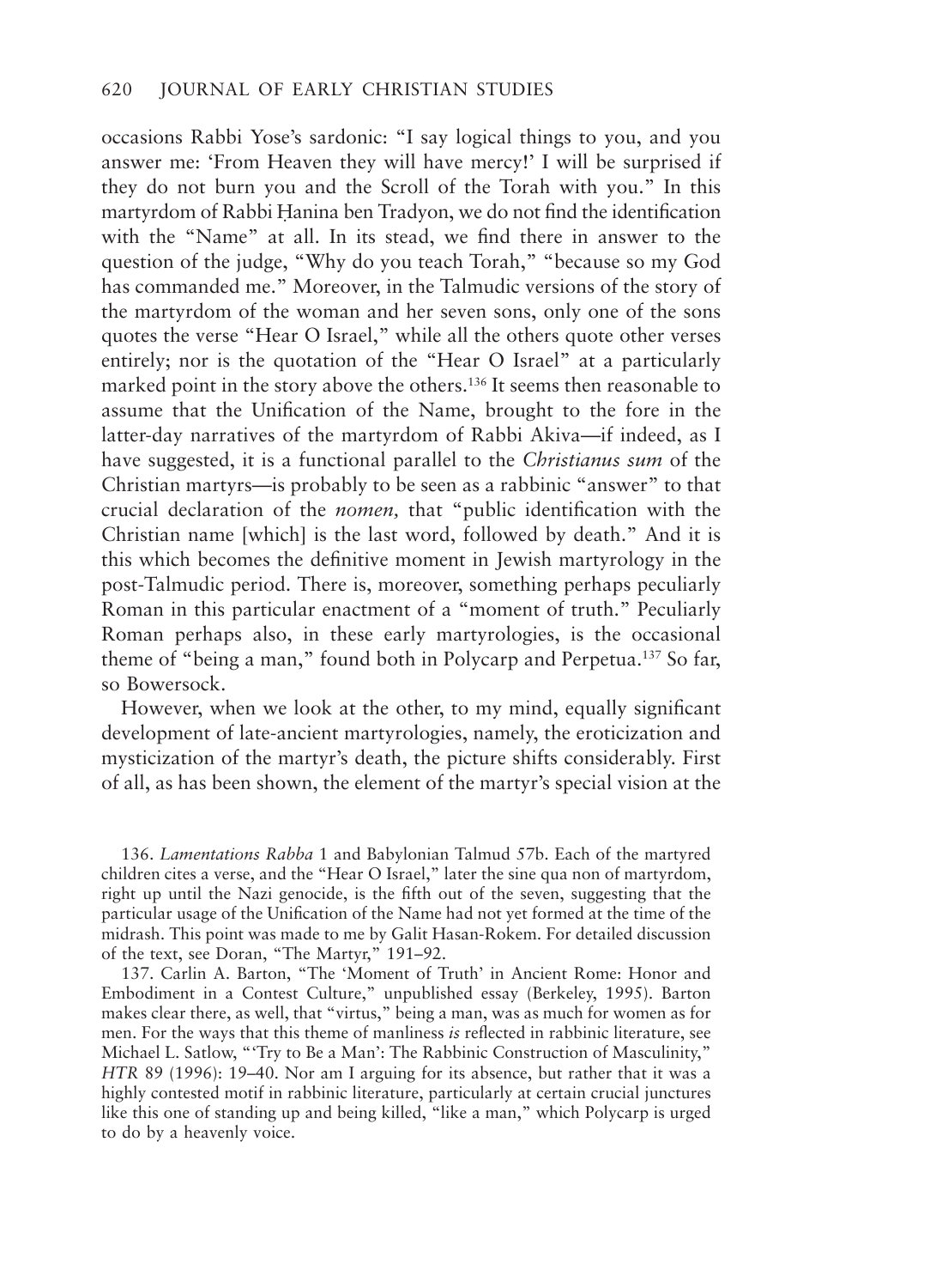occasions Rabbi Yose's sardonic: "I say logical things to you, and you answer me: 'From Heaven they will have mercy!' I will be surprised if they do not burn you and the Scroll of the Torah with you." In this martyrdom of Rabbi Ḥanina ben Tradyon, we do not find the identification with the "Name" at all. In its stead, we find there in answer to the question of the judge, "Why do you teach Torah," "because so my God has commanded me." Moreover, in the Talmudic versions of the story of the martyrdom of the woman and her seven sons, only one of the sons quotes the verse "Hear O Israel," while all the others quote other verses entirely; nor is the quotation of the "Hear O Israel" at a particularly marked point in the story above the others.[136] It seems then reasonable to assume that the Unification of the Name, brought to the fore in the latter-day narratives of the martyrdom of Rabbi Akiva—if indeed, as I have suggested, it is a functional parallel to the *Christianus sum* of the Christian martyrs—is probably to be seen as a rabbinic "answer" to that crucial declaration of the *nomen,* that "public identification with the Christian name [which] is the last word, followed by death." And it is this which becomes the definitive moment in Jewish martyrology in the post-Talmudic period. There is, moreover, something perhaps peculiarly Roman in this particular enactment of a "moment of truth." Peculiarly Roman perhaps also, in these early martyrologies, is the occasional theme of "being a man," found both in Polycarp and Perpetua.[137] So far, so Bowersock.

However, when we look at the other, to my mind, equally significant development of late-ancient martyrologies, namely, the eroticization and mysticization of the martyr's death, the picture shifts considerably. First of all, as has been shown, the element of the martyr's special vision at the

136. *Lamentations Rabba* 1 and Babylonian Talmud 57b. Each of the martyred children cites a verse, and the "Hear O Israel," later the sine qua non of martyrdom, right up until the Nazi genocide, is the fifth out of the seven, suggesting that the particular usage of the Unification of the Name had not yet formed at the time of the midrash. This point was made to me by Galit Hasan-Rokem. For detailed discussion of the text, see Doran, "The Martyr," 191–92.

137. Carlin A. Barton, "The 'Moment of Truth' in Ancient Rome: Honor and Embodiment in a Contest Culture," unpublished essay (Berkeley, 1995). Barton makes clear there, as well, that "virtus," being a man, was as much for women as for men. For the ways that this theme of manliness *is* reflected in rabbinic literature, see Michael L. Satlow, "'Try to Be a Man': The Rabbinic Construction of Masculinity," *HTR* 89 (1996): 19–40. Nor am I arguing for its absence, but rather that it was a highly contested motif in rabbinic literature, particularly at certain crucial junctures like this one of standing up and being killed, "like a man," which Polycarp is urged to do by a heavenly voice.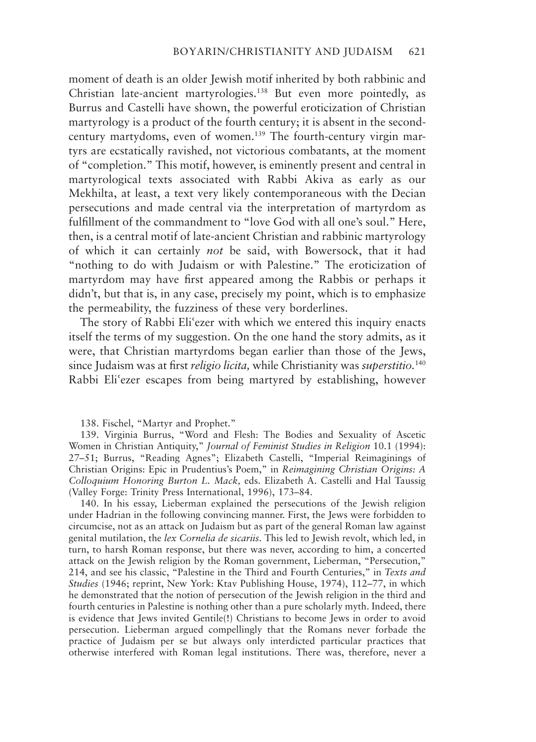moment of death is an older Jewish motif inherited by both rabbinic and Christian late-ancient martyrologies.[138] But even more pointedly, as Burrus and Castelli have shown, the powerful eroticization of Christian martyrology is a product of the fourth century; it is absent in the second-century martydoms, even of women.[139] The fourth-century virgin martyrs are ecstatically ravished, not victorious combatants, at the moment of "completion." This motif, however, is eminently present and central in martyrological texts associated with Rabbi Akiva as early as our Mekhilta, at least, a text very likely contemporaneous with the Decian persecutions and made central via the interpretation of martyrdom as fulfillment of the commandment to "love God with all one's soul." Here, then, is a central motif of late-ancient Christian and rabbinic martyrology of which it can certainly *not* be said, with Bowersock, that it had "nothing to do with Judaism or with Palestine." The eroticization of martyrdom may have first appeared among the Rabbis or perhaps it didn't, but that is, in any case, precisely my point, which is to emphasize the permeability, the fuzziness of these very borderlines.

The story of Rabbi Eli'ezer with which we entered this inquiry enacts itself the terms of my suggestion. On the one hand the story admits, as it were, that Christian martyrdoms began earlier than those of the Jews, since Judaism was at first *religio licita,* while Christianity was *superstitio.*[140] Rabbi Eli'ezer escapes from being martyred by establishing, however

138. Fischel, "Martyr and Prophet."

139. Virginia Burrus, "Word and Flesh: The Bodies and Sexuality of Ascetic Women in Christian Antiquity," *Journal of Feminist Studies in Religion* 10.1 (1994): 27–51; Burrus, "Reading Agnes"; Elizabeth Castelli, "Imperial Reimaginings of Christian Origins: Epic in Prudentius's Poem," in *Reimagining Christian Origins: A Colloquium Honoring Burton L. Mack,* eds. Elizabeth A. Castelli and Hal Taussig (Valley Forge: Trinity Press International, 1996), 173–84.

140. In his essay, Lieberman explained the persecutions of the Jewish religion under Hadrian in the following convincing manner. First, the Jews were forbidden to circumcise, not as an attack on Judaism but as part of the general Roman law against genital mutilation, the *lex Cornelia de sicariis.* This led to Jewish revolt, which led, in turn, to harsh Roman response, but there was never, according to him, a concerted attack on the Jewish religion by the Roman government, Lieberman, "Persecution," 214, and see his classic, "Palestine in the Third and Fourth Centuries," in *Texts and Studies* (1946; reprint, New York: Ktav Publishing House, 1974), 112–77, in which he demonstrated that the notion of persecution of the Jewish religion in the third and fourth centuries in Palestine is nothing other than a pure scholarly myth. Indeed, there is evidence that Jews invited Gentile(!) Christians to become Jews in order to avoid persecution. Lieberman argued compellingly that the Romans never forbade the practice of Judaism per se but always only interdicted particular practices that otherwise interfered with Roman legal institutions. There was, therefore, never a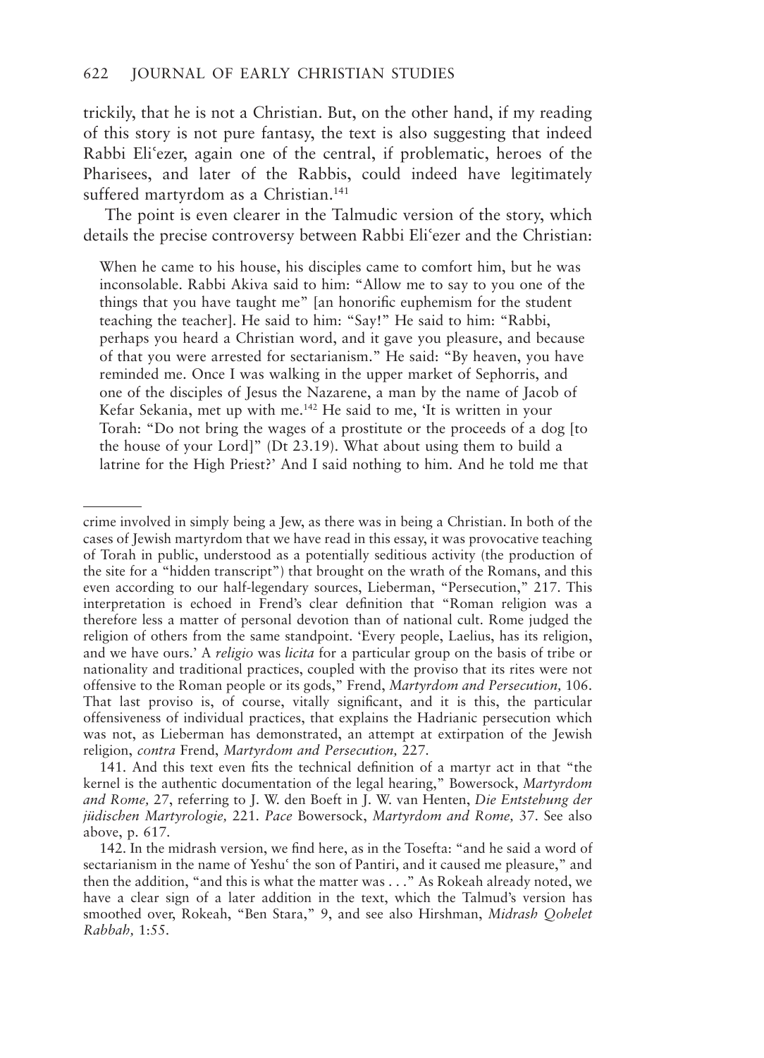trickily, that he is not a Christian. But, on the other hand, if my reading of this story is not pure fantasy, the text is also suggesting that indeed Rabbi Eliʿezer, again one of the central, if problematic, heroes of the Pharisees, and later of the Rabbis, could indeed have legitimately suffered martyrdom as a Christian.[141]

The point is even clearer in the Talmudic version of the story, which details the precise controversy between Rabbi Eliʿezer and the Christian:

> When he came to his house, his disciples came to comfort him, but he was inconsolable. Rabbi Akiva said to him: "Allow me to say to you one of the things that you have taught me" [an honorific euphemism for the student teaching the teacher]. He said to him: "Say!" He said to him: "Rabbi, perhaps you heard a Christian word, and it gave you pleasure, and because of that you were arrested for sectarianism." He said: "By heaven, you have reminded me. Once I was walking in the upper market of Sephorris, and one of the disciples of Jesus the Nazarene, a man by the name of Jacob of Kefar Sekania, met up with me.[142] He said to me, 'It is written in your Torah: "Do not bring the wages of a prostitute or the proceeds of a dog [to the house of your Lord]" (Dt 23.19). What about using them to build a latrine for the High Priest?' And I said nothing to him. And he told me that

---

crime involved in simply being a Jew, as there was in being a Christian. In both of the cases of Jewish martyrdom that we have read in this essay, it was provocative teaching of Torah in public, understood as a potentially seditious activity (the production of the site for a "hidden transcript") that brought on the wrath of the Romans, and this even according to our half-legendary sources, Lieberman, "Persecution," 217. This interpretation is echoed in Frend's clear definition that "Roman religion was a therefore less a matter of personal devotion than of national cult. Rome judged the religion of others from the same standpoint. 'Every people, Laelius, has its religion, and we have ours.' A *religio* was *licita* for a particular group on the basis of tribe or nationality and traditional practices, coupled with the proviso that its rites were not offensive to the Roman people or its gods," Frend, *Martyrdom and Persecution,* 106. That last proviso is, of course, vitally significant, and it is this, the particular offensiveness of individual practices, that explains the Hadrianic persecution which was not, as Lieberman has demonstrated, an attempt at extirpation of the Jewish religion, *contra* Frend, *Martyrdom and Persecution,* 227.

141. And this text even fits the technical definition of a martyr act in that "the kernel is the authentic documentation of the legal hearing," Bowersock, *Martyrdom and Rome,* 27, referring to J. W. den Boeft in J. W. van Henten, *Die Entstehung der jüdischen Martyrologie,* 221. *Pace* Bowersock, *Martyrdom and Rome,* 37. See also above, p. 617.

142. In the midrash version, we find here, as in the Tosefta: "and he said a word of sectarianism in the name of Yeshuʿ the son of Pantiri, and it caused me pleasure," and then the addition, "and this is what the matter was . . ." As Rokeah already noted, we have a clear sign of a later addition in the text, which the Talmud's version has smoothed over, Rokeah, "Ben Stara," 9, and see also Hirshman, *Midrash Qohelet Rabbah,* 1:55.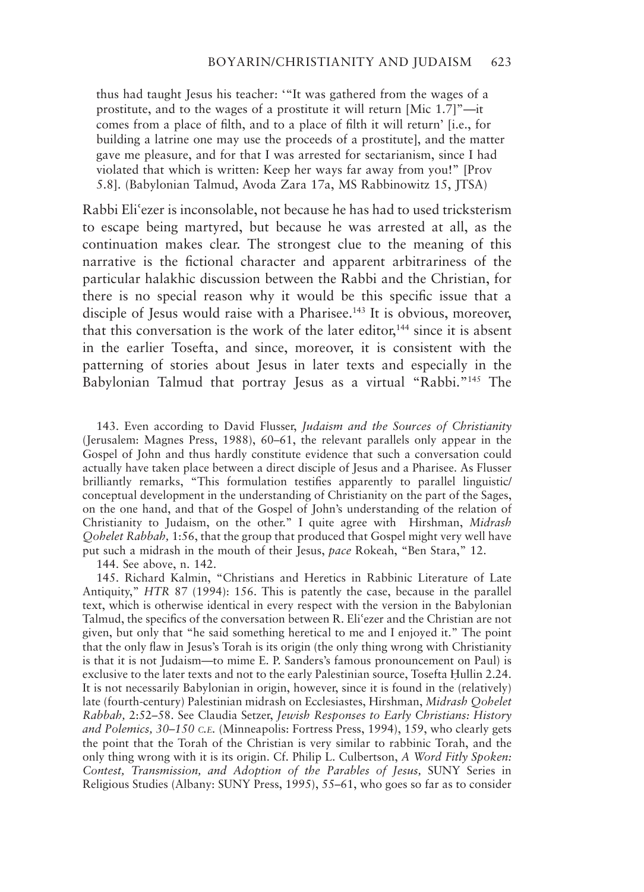thus had taught Jesus his teacher: '"It was gathered from the wages of a prostitute, and to the wages of a prostitute it will return [Mic 1.7]"—it comes from a place of filth, and to a place of filth it will return' [i.e., for building a latrine one may use the proceeds of a prostitute], and the matter gave me pleasure, and for that I was arrested for sectarianism, since I had violated that which is written: Keep her ways far away from you!" [Prov 5.8]. (Babylonian Talmud, Avoda Zara 17a, MS Rabbinowitz 15, JTSA)

Rabbi Eli'ezer is inconsolable, not because he has had to used tricksterism to escape being martyred, but because he was arrested at all, as the continuation makes clear. The strongest clue to the meaning of this narrative is the fictional character and apparent arbitrariness of the particular halakhic discussion between the Rabbi and the Christian, for there is no special reason why it would be this specific issue that a disciple of Jesus would raise with a Pharisee.[143] It is obvious, moreover, that this conversation is the work of the later editor,[144] since it is absent in the earlier Tosefta, and since, moreover, it is consistent with the patterning of stories about Jesus in later texts and especially in the Babylonian Talmud that portray Jesus as a virtual "Rabbi."[145] The

143. Even according to David Flusser, *Judaism and the Sources of Christianity* (Jerusalem: Magnes Press, 1988), 60–61, the relevant parallels only appear in the Gospel of John and thus hardly constitute evidence that such a conversation could actually have taken place between a direct disciple of Jesus and a Pharisee. As Flusser brilliantly remarks, "This formulation testifies apparently to parallel linguistic/ conceptual development in the understanding of Christianity on the part of the Sages, on the one hand, and that of the Gospel of John's understanding of the relation of Christianity to Judaism, on the other." I quite agree with Hirshman, *Midrash Qohelet Rabbah,* 1:56, that the group that produced that Gospel might very well have put such a midrash in the mouth of their Jesus, *pace* Rokeah, "Ben Stara," 12.

144. See above, n. 142.

145. Richard Kalmin, "Christians and Heretics in Rabbinic Literature of Late Antiquity," *HTR* 87 (1994): 156. This is patently the case, because in the parallel text, which is otherwise identical in every respect with the version in the Babylonian Talmud, the specifics of the conversation between R. Eli'ezer and the Christian are not given, but only that "he said something heretical to me and I enjoyed it." The point that the only flaw in Jesus's Torah is its origin (the only thing wrong with Christianity is that it is not Judaism—to mime E. P. Sanders's famous pronouncement on Paul) is exclusive to the later texts and not to the early Palestinian source, Tosefta Ḥullin 2.24. It is not necessarily Babylonian in origin, however, since it is found in the (relatively) late (fourth-century) Palestinian midrash on Ecclesiastes, Hirshman, *Midrash Qohelet Rabbah,* 2:52–58. See Claudia Setzer, *Jewish Responses to Early Christians: History and Polemics, 30–150 C.E.* (Minneapolis: Fortress Press, 1994), 159, who clearly gets the point that the Torah of the Christian is very similar to rabbinic Torah, and the only thing wrong with it is its origin. Cf. Philip L. Culbertson, *A Word Fitly Spoken: Contest, Transmission, and Adoption of the Parables of Jesus,* SUNY Series in Religious Studies (Albany: SUNY Press, 1995), 55–61, who goes so far as to consider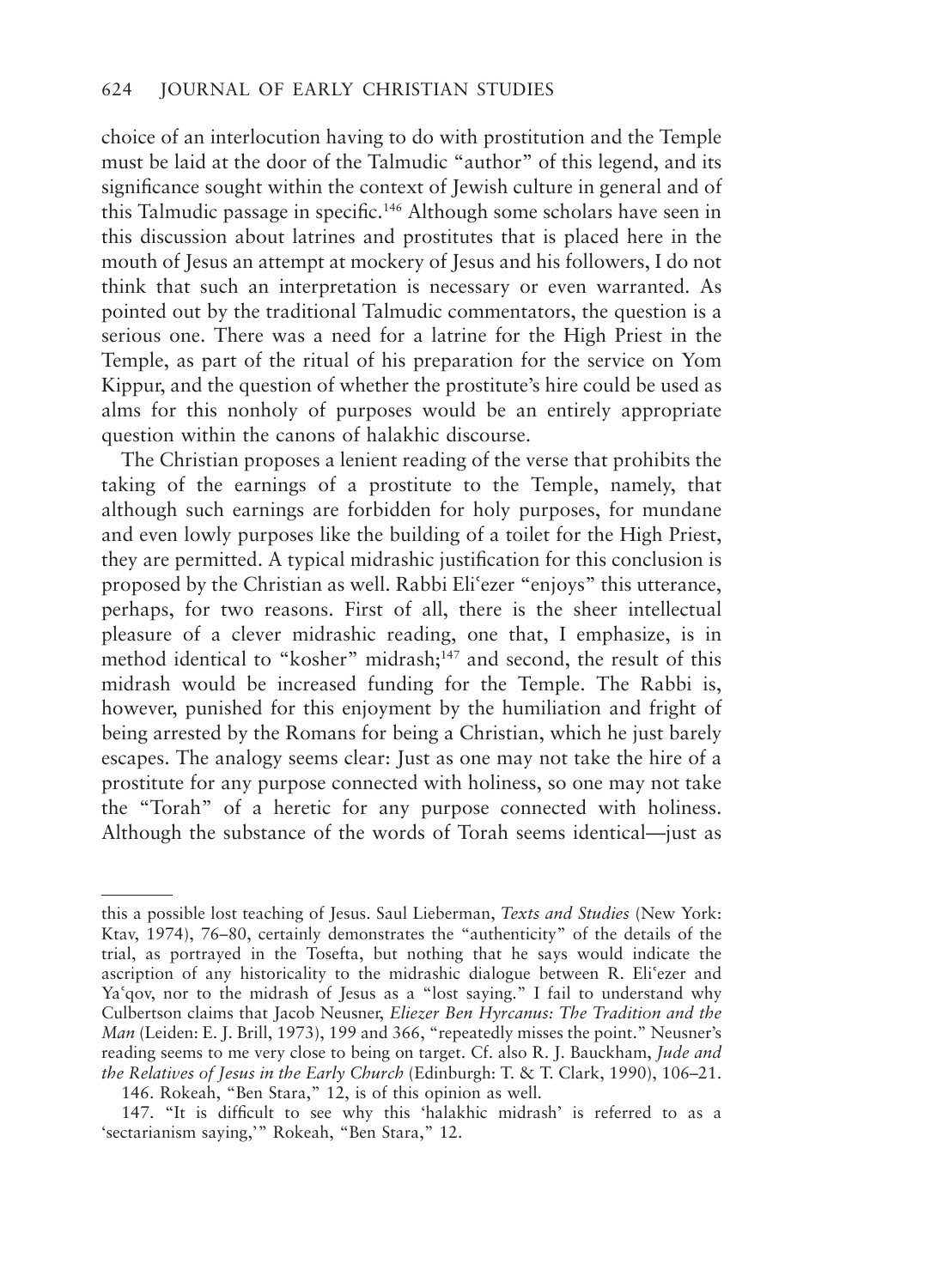choice of an interlocution having to do with prostitution and the Temple must be laid at the door of the Talmudic "author" of this legend, and its significance sought within the context of Jewish culture in general and of this Talmudic passage in specific.[146] Although some scholars have seen in this discussion about latrines and prostitutes that is placed here in the mouth of Jesus an attempt at mockery of Jesus and his followers, I do not think that such an interpretation is necessary or even warranted. As pointed out by the traditional Talmudic commentators, the question is a serious one. There was a need for a latrine for the High Priest in the Temple, as part of the ritual of his preparation for the service on Yom Kippur, and the question of whether the prostitute's hire could be used as alms for this nonholy of purposes would be an entirely appropriate question within the canons of halakhic discourse.

The Christian proposes a lenient reading of the verse that prohibits the taking of the earnings of a prostitute to the Temple, namely, that although such earnings are forbidden for holy purposes, for mundane and even lowly purposes like the building of a toilet for the High Priest, they are permitted. A typical midrashic justification for this conclusion is proposed by the Christian as well. Rabbi Eliʿezer "enjoys" this utterance, perhaps, for two reasons. First of all, there is the sheer intellectual pleasure of a clever midrashic reading, one that, I emphasize, is in method identical to "kosher" midrash;[147] and second, the result of this midrash would be increased funding for the Temple. The Rabbi is, however, punished for this enjoyment by the humiliation and fright of being arrested by the Romans for being a Christian, which he just barely escapes. The analogy seems clear: Just as one may not take the hire of a prostitute for any purpose connected with holiness, so one may not take the "Torah" of a heretic for any purpose connected with holiness. Although the substance of the words of Torah seems identical—just as

---

this a possible lost teaching of Jesus. Saul Lieberman, *Texts and Studies* (New York: Ktav, 1974), 76–80, certainly demonstrates the "authenticity" of the details of the trial, as portrayed in the Tosefta, but nothing that he says would indicate the ascription of any historicality to the midrashic dialogue between R. Eliʿezer and Yaʿqov, nor to the midrash of Jesus as a "lost saying." I fail to understand why Culbertson claims that Jacob Neusner, *Eliezer Ben Hyrcanus: The Tradition and the Man* (Leiden: E. J. Brill, 1973), 199 and 366, "repeatedly misses the point." Neusner's reading seems to me very close to being on target. Cf. also R. J. Bauckham, *Jude and the Relatives of Jesus in the Early Church* (Edinburgh: T. & T. Clark, 1990), 106–21.

146. Rokeah, "Ben Stara," 12, is of this opinion as well.

147. "It is difficult to see why this 'halakhic midrash' is referred to as a 'sectarianism saying,'" Rokeah, "Ben Stara," 12.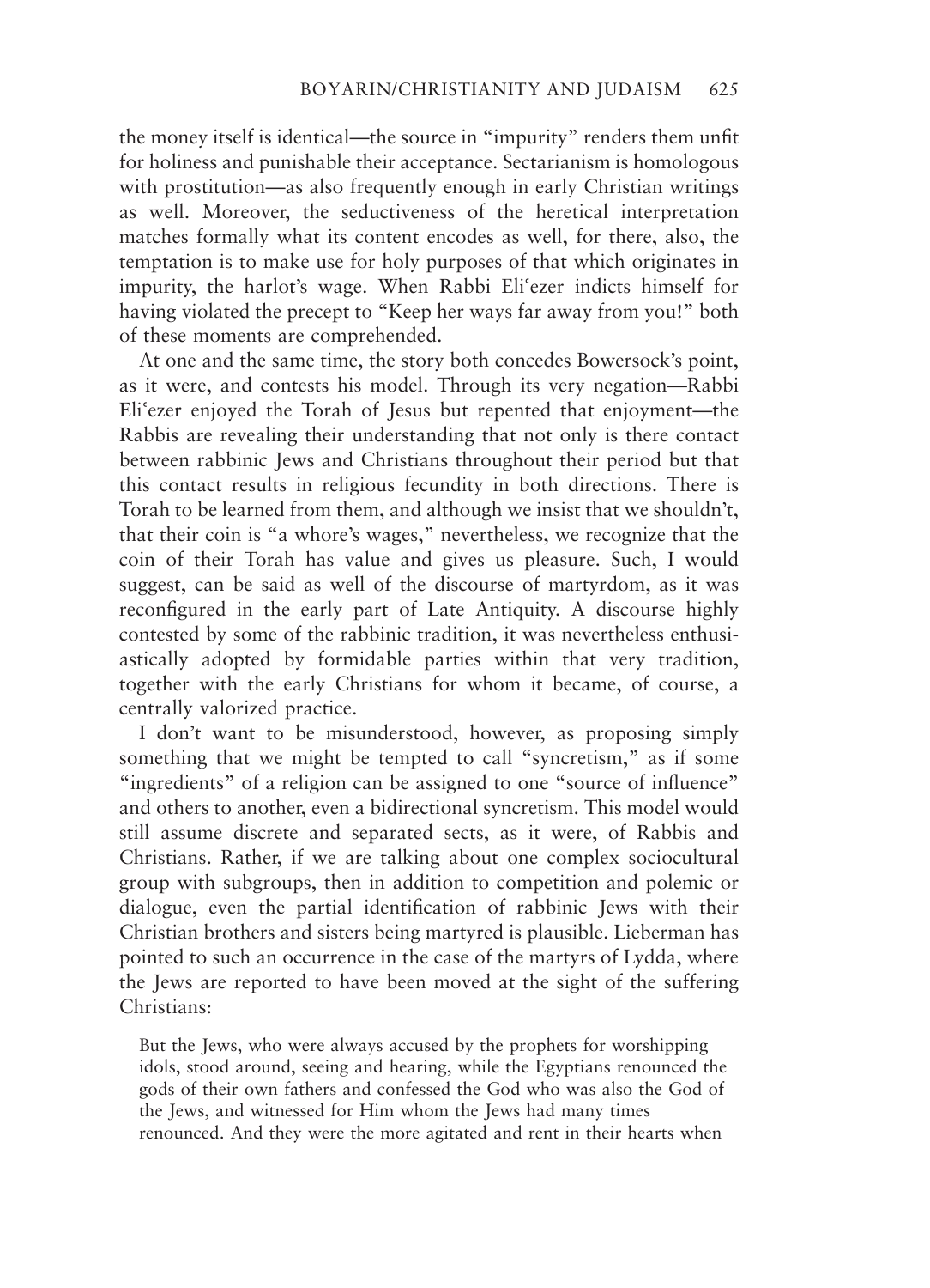the money itself is identical—the source in "impurity" renders them unfit for holiness and punishable their acceptance. Sectarianism is homologous with prostitution—as also frequently enough in early Christian writings as well. Moreover, the seductiveness of the heretical interpretation matches formally what its content encodes as well, for there, also, the temptation is to make use for holy purposes of that which originates in impurity, the harlot's wage. When Rabbi Eli'ezer indicts himself for having violated the precept to "Keep her ways far away from you!" both of these moments are comprehended.

At one and the same time, the story both concedes Bowersock's point, as it were, and contests his model. Through its very negation—Rabbi Eli'ezer enjoyed the Torah of Jesus but repented that enjoyment—the Rabbis are revealing their understanding that not only is there contact between rabbinic Jews and Christians throughout their period but that this contact results in religious fecundity in both directions. There is Torah to be learned from them, and although we insist that we shouldn't, that their coin is "a whore's wages," nevertheless, we recognize that the coin of their Torah has value and gives us pleasure. Such, I would suggest, can be said as well of the discourse of martyrdom, as it was reconfigured in the early part of Late Antiquity. A discourse highly contested by some of the rabbinic tradition, it was nevertheless enthusiastically adopted by formidable parties within that very tradition, together with the early Christians for whom it became, of course, a centrally valorized practice.

I don't want to be misunderstood, however, as proposing simply something that we might be tempted to call "syncretism," as if some "ingredients" of a religion can be assigned to one "source of influence" and others to another, even a bidirectional syncretism. This model would still assume discrete and separated sects, as it were, of Rabbis and Christians. Rather, if we are talking about one complex sociocultural group with subgroups, then in addition to competition and polemic or dialogue, even the partial identification of rabbinic Jews with their Christian brothers and sisters being martyred is plausible. Lieberman has pointed to such an occurrence in the case of the martyrs of Lydda, where the Jews are reported to have been moved at the sight of the suffering Christians:

> But the Jews, who were always accused by the prophets for worshipping idols, stood around, seeing and hearing, while the Egyptians renounced the gods of their own fathers and confessed the God who was also the God of the Jews, and witnessed for Him whom the Jews had many times renounced. And they were the more agitated and rent in their hearts when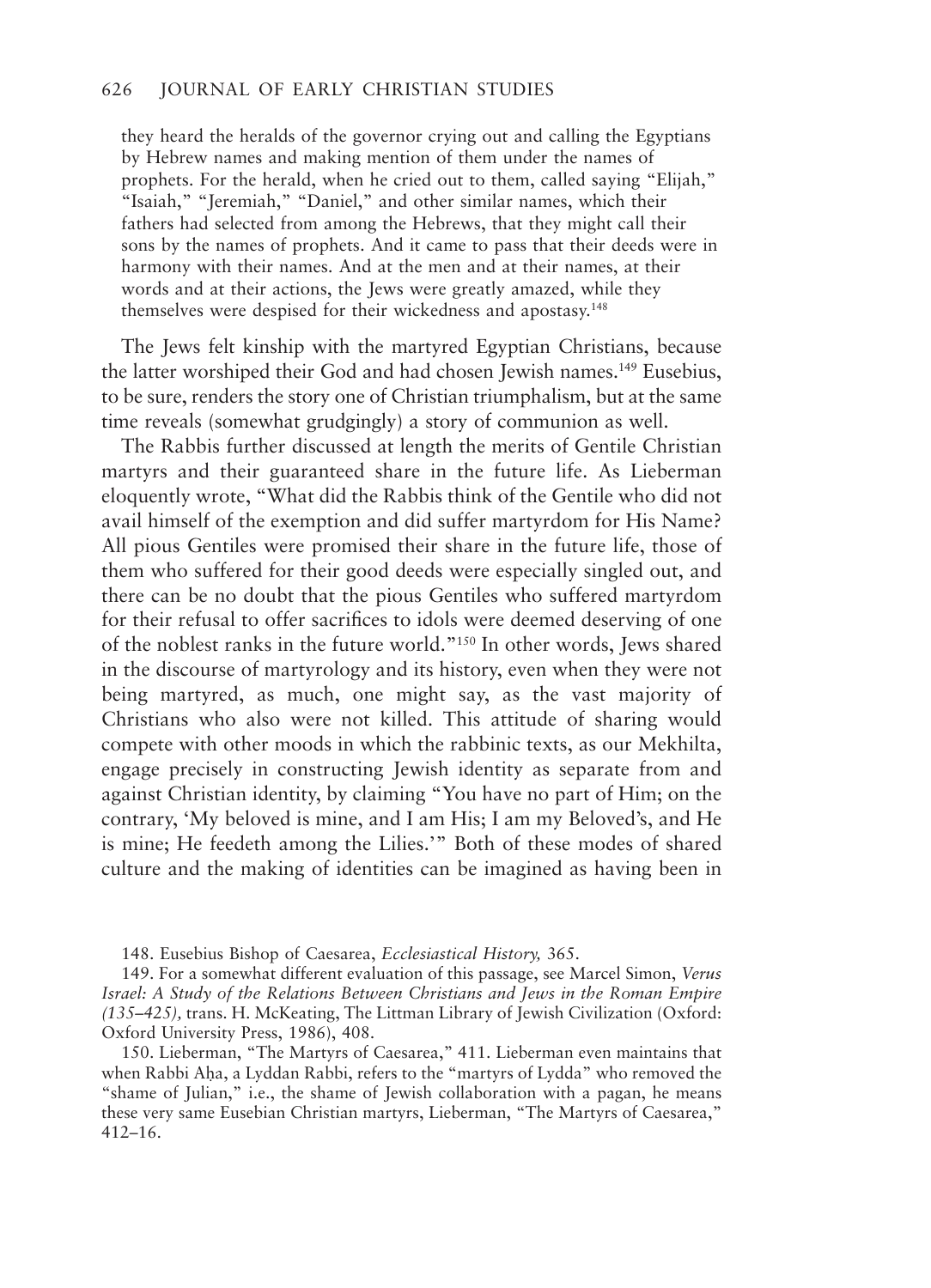> they heard the heralds of the governor crying out and calling the Egyptians by Hebrew names and making mention of them under the names of prophets. For the herald, when he cried out to them, called saying "Elijah," "Isaiah," "Jeremiah," "Daniel," and other similar names, which their fathers had selected from among the Hebrews, that they might call their sons by the names of prophets. And it came to pass that their deeds were in harmony with their names. And at the men and at their names, at their words and at their actions, the Jews were greatly amazed, while they themselves were despised for their wickedness and apostasy.[148]

The Jews felt kinship with the martyred Egyptian Christians, because the latter worshiped their God and had chosen Jewish names.[149] Eusebius, to be sure, renders the story one of Christian triumphalism, but at the same time reveals (somewhat grudgingly) a story of communion as well.

The Rabbis further discussed at length the merits of Gentile Christian martyrs and their guaranteed share in the future life. As Lieberman eloquently wrote, "What did the Rabbis think of the Gentile who did not avail himself of the exemption and did suffer martyrdom for His Name? All pious Gentiles were promised their share in the future life, those of them who suffered for their good deeds were especially singled out, and there can be no doubt that the pious Gentiles who suffered martyrdom for their refusal to offer sacrifices to idols were deemed deserving of one of the noblest ranks in the future world."[150] In other words, Jews shared in the discourse of martyrology and its history, even when they were not being martyred, as much, one might say, as the vast majority of Christians who also were not killed. This attitude of sharing would compete with other moods in which the rabbinic texts, as our Mekhilta, engage precisely in constructing Jewish identity as separate from and against Christian identity, by claiming "You have no part of Him; on the contrary, 'My beloved is mine, and I am His; I am my Beloved's, and He is mine; He feedeth among the Lilies.'" Both of these modes of shared culture and the making of identities can be imagined as having been in

148. Eusebius Bishop of Caesarea, *Ecclesiastical History,* 365.

149. For a somewhat different evaluation of this passage, see Marcel Simon, *Verus Israel: A Study of the Relations Between Christians and Jews in the Roman Empire (135–425),* trans. H. McKeating, The Littman Library of Jewish Civilization (Oxford: Oxford University Press, 1986), 408.

150. Lieberman, "The Martyrs of Caesarea," 411. Lieberman even maintains that when Rabbi Aḥa, a Lyddan Rabbi, refers to the "martyrs of Lydda" who removed the "shame of Julian," i.e., the shame of Jewish collaboration with a pagan, he means these very same Eusebian Christian martyrs, Lieberman, "The Martyrs of Caesarea," 412–16.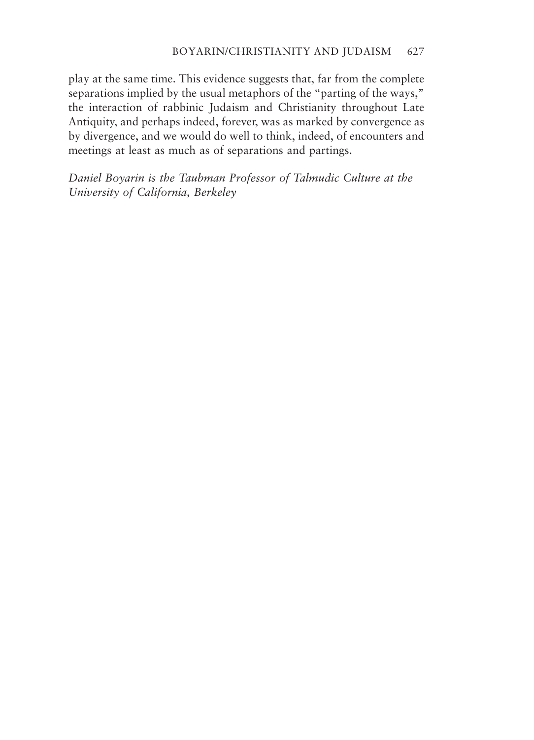play at the same time. This evidence suggests that, far from the complete separations implied by the usual metaphors of the "parting of the ways," the interaction of rabbinic Judaism and Christianity throughout Late Antiquity, and perhaps indeed, forever, was as marked by convergence as by divergence, and we would do well to think, indeed, of encounters and meetings at least as much as of separations and partings.

*Daniel Boyarin is the Taubman Professor of Talmudic Culture at the University of California, Berkeley*